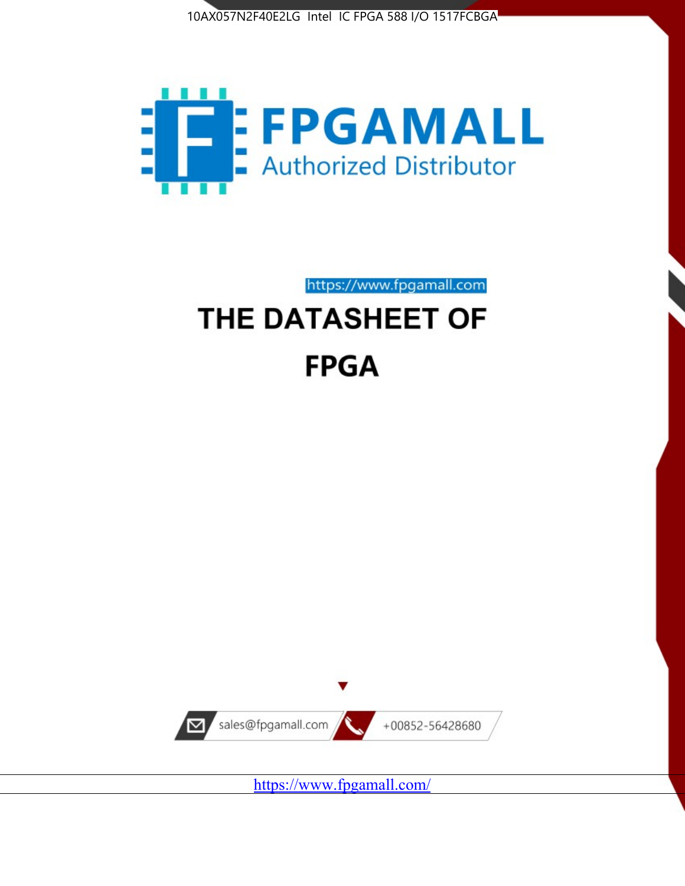10AX057N2F40E2LG Intel IC FPGA 588 I/O 1517FCBGA

FPGAMALL

Authorized Distributor

https://www.fpgamall.com

# THE DATASHEET OF

# FPGA

sales@fpgamall.com

+00852-56428680

https://www.fpgamall.com/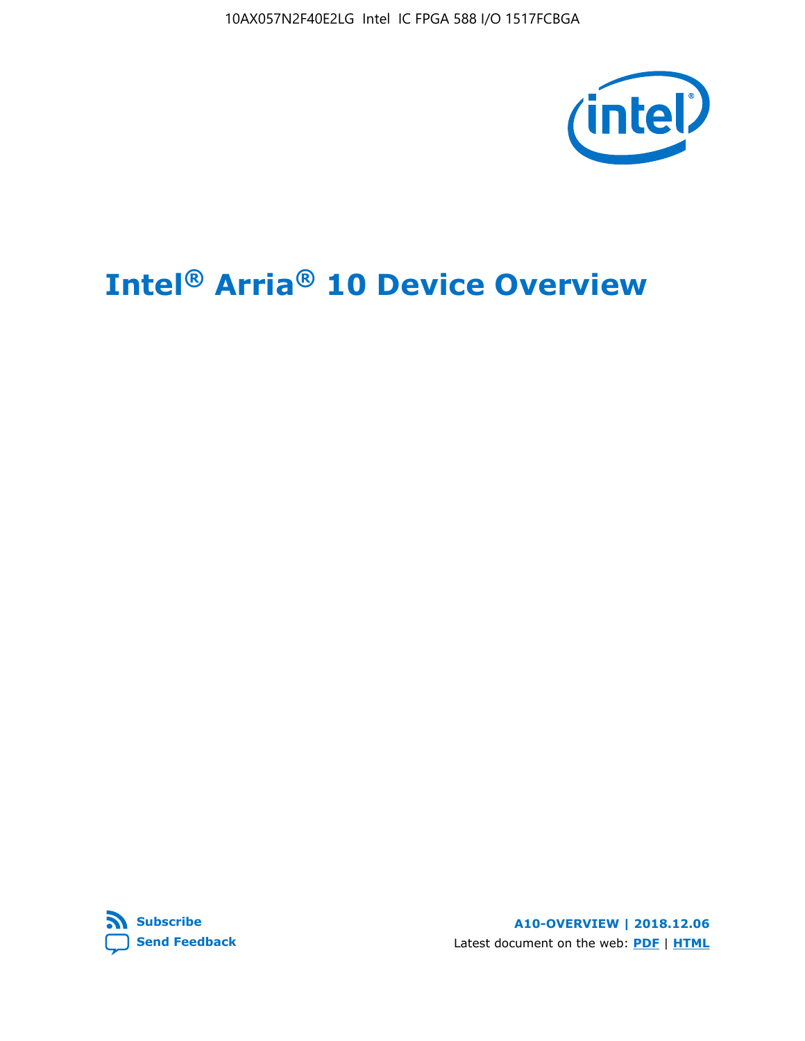# Intel® Arria® 10 Device Overview

**A10-OVERVIEW | 2018.12.06**

Latest document on the web: **PDF** | **HTML**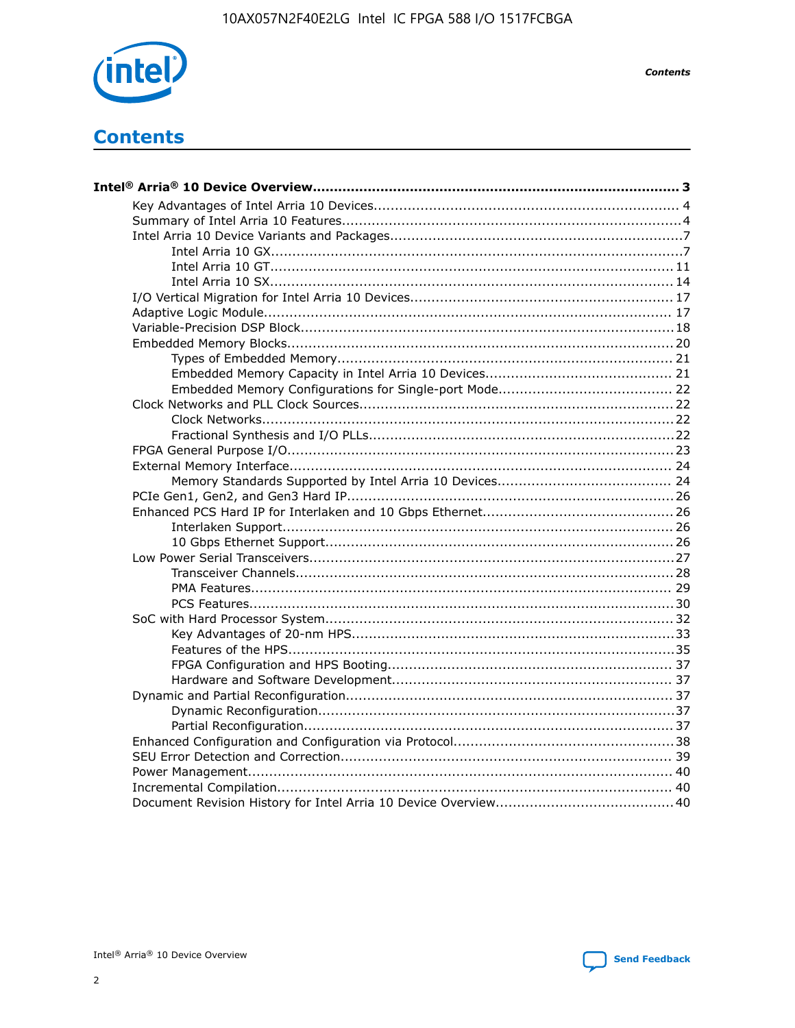# Contents

**Intel® Arria® 10 Device Overview** ........................................................................... 3

- Key Advantages of Intel Arria 10 Devices........................................................................ 4
- Summary of Intel Arria 10 Features................................................................................ 4
- Intel Arria 10 Device Variants and Packages.....................................................................7
  - Intel Arria 10 GX.................................................................................................. 7
  - Intel Arria 10 GT................................................................................................ 11
  - Intel Arria 10 SX................................................................................................ 14
- I/O Vertical Migration for Intel Arria 10 Devices.............................................................. 17
- Adaptive Logic Module................................................................................................ 17
- Variable-Precision DSP Block........................................................................................ 18
- Embedded Memory Blocks........................................................................................... 20
  - Types of Embedded Memory................................................................................ 21
  - Embedded Memory Capacity in Intel Arria 10 Devices............................................. 21
  - Embedded Memory Configurations for Single-port Mode.......................................... 22
- Clock Networks and PLL Clock Sources.......................................................................... 22
  - Clock Networks.................................................................................................. 22
  - Fractional Synthesis and I/O PLLs......................................................................... 22
- FPGA General Purpose I/O.......................................................................................... 23
- External Memory Interface.......................................................................................... 24
  - Memory Standards Supported by Intel Arria 10 Devices.......................................... 24
- PCIe Gen1, Gen2, and Gen3 Hard IP............................................................................. 26
- Enhanced PCS Hard IP for Interlaken and 10 Gbps Ethernet............................................. 26
  - Interlaken Support............................................................................................. 26
  - 10 Gbps Ethernet Support................................................................................... 26
- Low Power Serial Transceivers..................................................................................... 27
  - Transceiver Channels.......................................................................................... 28
  - PMA Features.................................................................................................... 29
  - PCS Features..................................................................................................... 30
- SoC with Hard Processor System.................................................................................. 32
  - Key Advantages of 20-nm HPS............................................................................. 33
  - Features of the HPS............................................................................................ 35
  - FPGA Configuration and HPS Booting.................................................................... 37
  - Hardware and Software Development................................................................... 37
- Dynamic and Partial Reconfiguration............................................................................. 37
  - Dynamic Reconfiguration..................................................................................... 37
  - Partial Reconfiguration........................................................................................ 37
- Enhanced Configuration and Configuration via Protocol.................................................... 38
- SEU Error Detection and Correction.............................................................................. 39
- Power Management.................................................................................................... 40
- Incremental Compilation............................................................................................. 40
- Document Revision History for Intel Arria 10 Device Overview.......................................... 40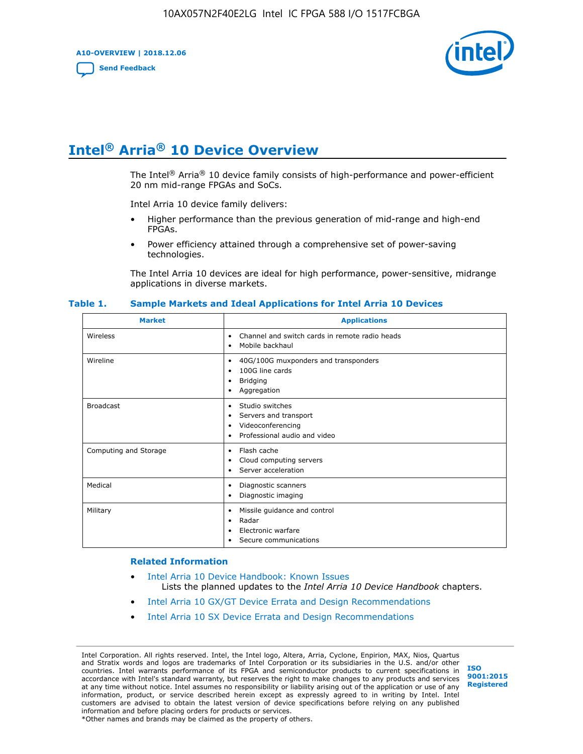# Intel® Arria® 10 Device Overview

The Intel® Arria® 10 device family consists of high-performance and power-efficient 20 nm mid-range FPGAs and SoCs.

Intel Arria 10 device family delivers:

- Higher performance than the previous generation of mid-range and high-end FPGAs.
- Power efficiency attained through a comprehensive set of power-saving technologies.

The Intel Arria 10 devices are ideal for high performance, power-sensitive, midrange applications in diverse markets.

**Table 1. Sample Markets and Ideal Applications for Intel Arria 10 Devices**

| Market | Applications |
|---|---|
| Wireless | • Channel and switch cards in remote radio heads<br>• Mobile backhaul |
| Wireline | • 40G/100G muxponders and transponders<br>• 100G line cards<br>• Bridging<br>• Aggregation |
| Broadcast | • Studio switches<br>• Servers and transport<br>• Videoconferencing<br>• Professional audio and video |
| Computing and Storage | • Flash cache<br>• Cloud computing servers<br>• Server acceleration |
| Medical | • Diagnostic scanners<br>• Diagnostic imaging |
| Military | • Missile guidance and control<br>• Radar<br>• Electronic warfare<br>• Secure communications |

### Related Information

- Intel Arria 10 Device Handbook: Known Issues
  Lists the planned updates to the *Intel Arria 10 Device Handbook* chapters.
- Intel Arria 10 GX/GT Device Errata and Design Recommendations
- Intel Arria 10 SX Device Errata and Design Recommendations

Intel Corporation. All rights reserved. Intel, the Intel logo, Altera, Arria, Cyclone, Enpirion, MAX, Nios, Quartus and Stratix words and logos are trademarks of Intel Corporation or its subsidiaries in the U.S. and/or other countries. Intel warrants performance of its FPGA and semiconductor products to current specifications in accordance with Intel's standard warranty, but reserves the right to make changes to any products and services at any time without notice. Intel assumes no responsibility or liability arising out of the application or use of any information, product, or service described herein except as expressly agreed to in writing by Intel. Intel customers are advised to obtain the latest version of device specifications before relying on any published information and before placing orders for products or services.
*Other names and brands may be claimed as the property of others.

ISO 9001:2015 Registered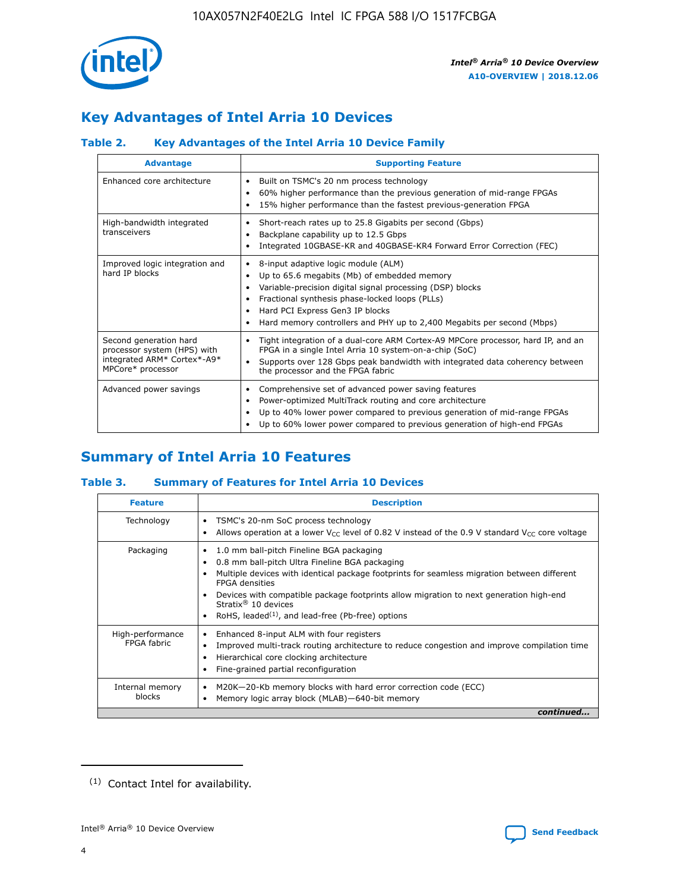## Key Advantages of Intel Arria 10 Devices

### Table 2. Key Advantages of the Intel Arria 10 Device Family

| Advantage | Supporting Feature |
|---|---|
| Enhanced core architecture | • Built on TSMC's 20 nm process technology<br>• 60% higher performance than the previous generation of mid-range FPGAs<br>• 15% higher performance than the fastest previous-generation FPGA |
| High-bandwidth integrated transceivers | • Short-reach rates up to 25.8 Gigabits per second (Gbps)<br>• Backplane capability up to 12.5 Gbps<br>• Integrated 10GBASE-KR and 40GBASE-KR4 Forward Error Correction (FEC) |
| Improved logic integration and hard IP blocks | • 8-input adaptive logic module (ALM)<br>• Up to 65.6 megabits (Mb) of embedded memory<br>• Variable-precision digital signal processing (DSP) blocks<br>• Fractional synthesis phase-locked loops (PLLs)<br>• Hard PCI Express Gen3 IP blocks<br>• Hard memory controllers and PHY up to 2,400 Megabits per second (Mbps) |
| Second generation hard processor system (HPS) with integrated ARM* Cortex*-A9* MPCore* processor | • Tight integration of a dual-core ARM Cortex-A9 MPCore processor, hard IP, and an FPGA in a single Intel Arria 10 system-on-a-chip (SoC)<br>• Supports over 128 Gbps peak bandwidth with integrated data coherency between the processor and the FPGA fabric |
| Advanced power savings | • Comprehensive set of advanced power saving features<br>• Power-optimized MultiTrack routing and core architecture<br>• Up to 40% lower power compared to previous generation of mid-range FPGAs<br>• Up to 60% lower power compared to previous generation of high-end FPGAs |

## Summary of Intel Arria 10 Features

### Table 3. Summary of Features for Intel Arria 10 Devices

| Feature | Description |
|---|---|
| Technology | • TSMC's 20-nm SoC process technology<br>• Allows operation at a lower $V_{CC}$ level of 0.82 V instead of the 0.9 V standard $V_{CC}$ core voltage |
| Packaging | • 1.0 mm ball-pitch Fineline BGA packaging<br>• 0.8 mm ball-pitch Ultra Fineline BGA packaging<br>• Multiple devices with identical package footprints for seamless migration between different FPGA densities<br>• Devices with compatible package footprints allow migration to next generation high-end Stratix® 10 devices<br>• RoHS, leaded(1), and lead-free (Pb-free) options |
| High-performance FPGA fabric | • Enhanced 8-input ALM with four registers<br>• Improved multi-track routing architecture to reduce congestion and improve compilation time<br>• Hierarchical core clocking architecture<br>• Fine-grained partial reconfiguration |
| Internal memory blocks | • M20K—20-Kb memory blocks with hard error correction code (ECC)<br>• Memory logic array block (MLAB)—640-bit memory |

*continued...*

(1) Contact Intel for availability.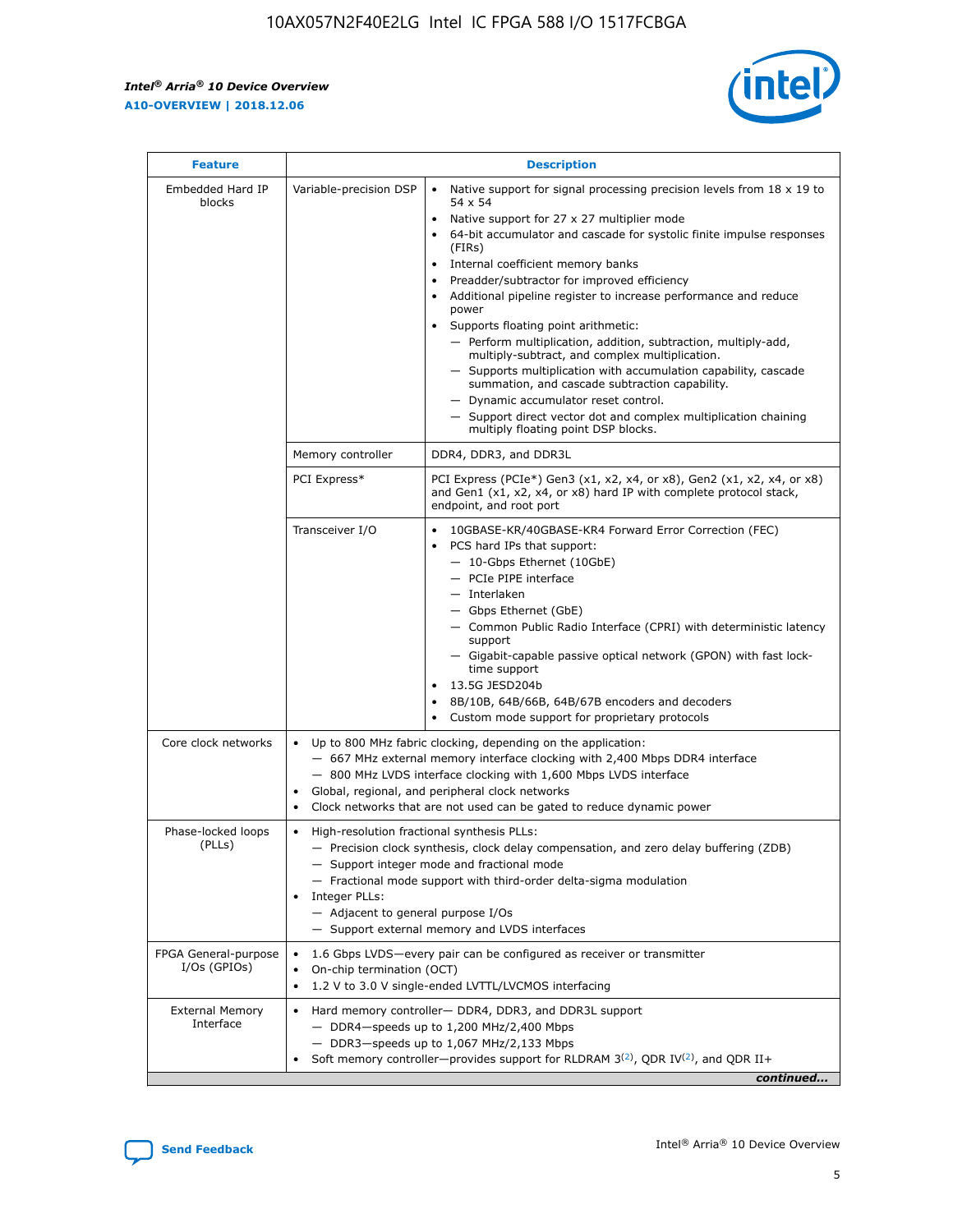| Feature | Description | |
|---|---|---|
| Embedded Hard IP blocks | Variable-precision DSP | • Native support for signal processing precision levels from 18 x 19 to 54 x 54<br>• Native support for 27 x 27 multiplier mode<br>• 64-bit accumulator and cascade for systolic finite impulse responses (FIRs)<br>• Internal coefficient memory banks<br>• Preadder/subtractor for improved efficiency<br>• Additional pipeline register to increase performance and reduce power<br>• Supports floating point arithmetic:<br>— Perform multiplication, addition, subtraction, multiply-add, multiply-subtract, and complex multiplication.<br>— Supports multiplication with accumulation capability, cascade summation, and cascade subtraction capability.<br>— Dynamic accumulator reset control.<br>— Support direct vector dot and complex multiplication chaining multiply floating point DSP blocks. |
| | Memory controller | DDR4, DDR3, and DDR3L |
| | PCI Express* | PCI Express (PCIe*) Gen3 (x1, x2, x4, or x8), Gen2 (x1, x2, x4, or x8) and Gen1 (x1, x2, x4, or x8) hard IP with complete protocol stack, endpoint, and root port |
| | Transceiver I/O | • 10GBASE-KR/40GBASE-KR4 Forward Error Correction (FEC)<br>• PCS hard IPs that support:<br>— 10-Gbps Ethernet (10GbE)<br>— PCIe PIPE interface<br>— Interlaken<br>— Gbps Ethernet (GbE)<br>— Common Public Radio Interface (CPRI) with deterministic latency support<br>— Gigabit-capable passive optical network (GPON) with fast lock-time support<br>• 13.5G JESD204b<br>• 8B/10B, 64B/66B, 64B/67B encoders and decoders<br>• Custom mode support for proprietary protocols |
| Core clock networks | • Up to 800 MHz fabric clocking, depending on the application:<br>— 667 MHz external memory interface clocking with 2,400 Mbps DDR4 interface<br>— 800 MHz LVDS interface clocking with 1,600 Mbps LVDS interface<br>• Global, regional, and peripheral clock networks<br>• Clock networks that are not used can be gated to reduce dynamic power | |
| Phase-locked loops (PLLs) | • High-resolution fractional synthesis PLLs:<br>— Precision clock synthesis, clock delay compensation, and zero delay buffering (ZDB)<br>— Support integer mode and fractional mode<br>— Fractional mode support with third-order delta-sigma modulation<br>• Integer PLLs:<br>— Adjacent to general purpose I/Os<br>— Support external memory and LVDS interfaces | |
| FPGA General-purpose I/Os (GPIOs) | • 1.6 Gbps LVDS—every pair can be configured as receiver or transmitter<br>• On-chip termination (OCT)<br>• 1.2 V to 3.0 V single-ended LVTTL/LVCMOS interfacing | |
| External Memory Interface | • Hard memory controller— DDR4, DDR3, and DDR3L support<br>— DDR4—speeds up to 1,200 MHz/2,400 Mbps<br>— DDR3—speeds up to 1,067 MHz/2,133 Mbps<br>• Soft memory controller—provides support for RLDRAM 3[(2)], QDR IV[(2)], and QDR II+ | |

*continued...*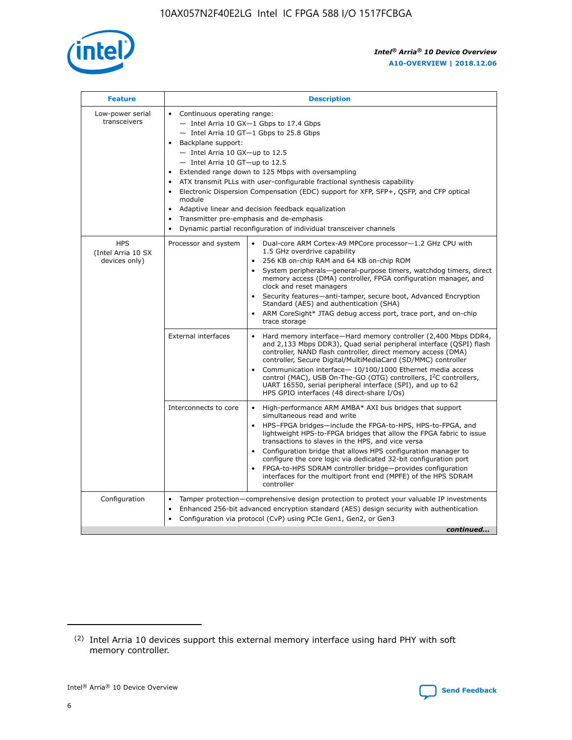| Feature | Description | |
|---|---|---|
| Low-power serial transceivers | • Continuous operating range:<br>— Intel Arria 10 GX—1 Gbps to 17.4 Gbps<br>— Intel Arria 10 GT—1 Gbps to 25.8 Gbps<br>• Backplane support:<br>— Intel Arria 10 GX—up to 12.5<br>— Intel Arria 10 GT—up to 12.5<br>• Extended range down to 125 Mbps with oversampling<br>• ATX transmit PLLs with user-configurable fractional synthesis capability<br>• Electronic Dispersion Compensation (EDC) support for XFP, SFP+, QSFP, and CFP optical module<br>• Adaptive linear and decision feedback equalization<br>• Transmitter pre-emphasis and de-emphasis<br>• Dynamic partial reconfiguration of individual transceiver channels | |
| HPS (Intel Arria 10 SX devices only) | Processor and system | • Dual-core ARM Cortex-A9 MPCore processor—1.2 GHz CPU with 1.5 GHz overdrive capability<br>• 256 KB on-chip RAM and 64 KB on-chip ROM<br>• System peripherals—general-purpose timers, watchdog timers, direct memory access (DMA) controller, FPGA configuration manager, and clock and reset managers<br>• Security features—anti-tamper, secure boot, Advanced Encryption Standard (AES) and authentication (SHA)<br>• ARM CoreSight* JTAG debug access port, trace port, and on-chip trace storage |
| | External interfaces | • Hard memory interface—Hard memory controller (2,400 Mbps DDR4, and 2,133 Mbps DDR3), Quad serial peripheral interface (QSPI) flash controller, NAND flash controller, direct memory access (DMA) controller, Secure Digital/MultiMediaCard (SD/MMC) controller<br>• Communication interface— 10/100/1000 Ethernet media access control (MAC), USB On-The-GO (OTG) controllers, I²C controllers, UART 16550, serial peripheral interface (SPI), and up to 62 HPS GPIO interfaces (48 direct-share I/Os) |
| | Interconnects to core | • High-performance ARM AMBA* AXI bus bridges that support simultaneous read and write<br>• HPS–FPGA bridges—include the FPGA-to-HPS, HPS-to-FPGA, and lightweight HPS-to-FPGA bridges that allow the FPGA fabric to issue transactions to slaves in the HPS, and vice versa<br>• Configuration bridge that allows HPS configuration manager to configure the core logic via dedicated 32-bit configuration port<br>• FPGA-to-HPS SDRAM controller bridge—provides configuration interfaces for the multiport front end (MPFE) of the HPS SDRAM controller |
| Configuration | • Tamper protection—comprehensive design protection to protect your valuable IP investments<br>• Enhanced 256-bit advanced encryption standard (AES) design security with authentication<br>• Configuration via protocol (CvP) using PCIe Gen1, Gen2, or Gen3 | |

*continued...*

(2) Intel Arria 10 devices support this external memory interface using hard PHY with soft memory controller.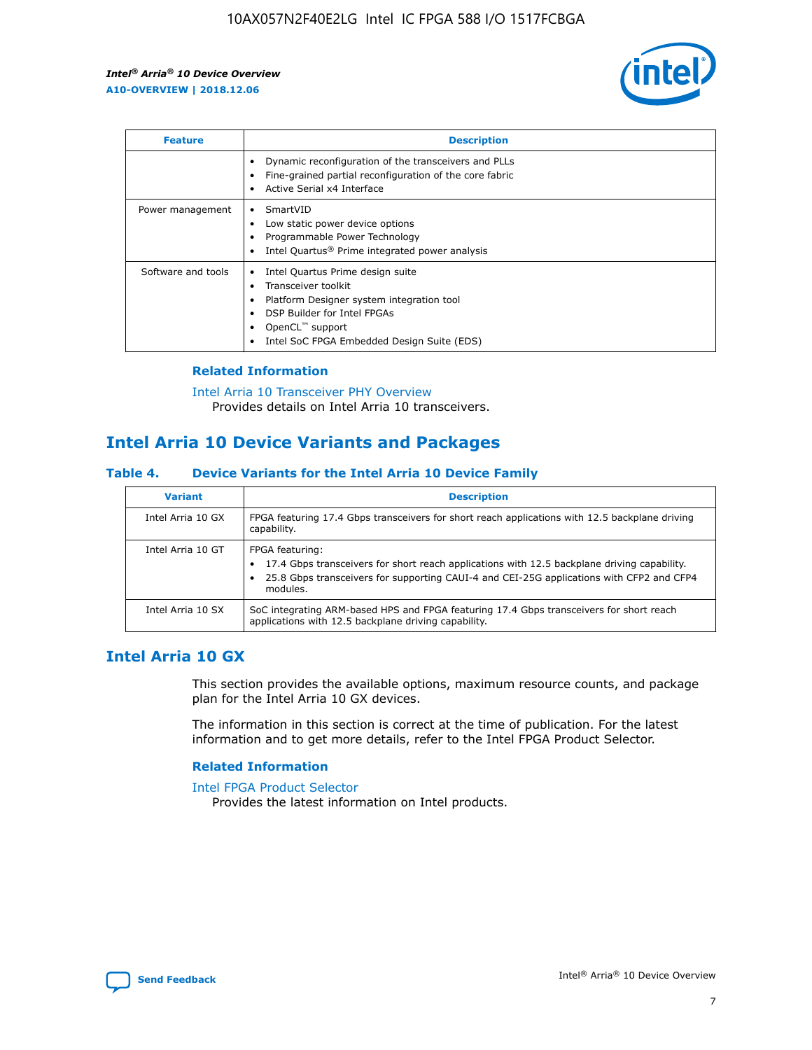| Feature | Description |
| --- | --- |
| | • Dynamic reconfiguration of the transceivers and PLLs<br>• Fine-grained partial reconfiguration of the core fabric<br>• Active Serial x4 Interface |
| Power management | • SmartVID<br>• Low static power device options<br>• Programmable Power Technology<br>• Intel Quartus® Prime integrated power analysis |
| Software and tools | • Intel Quartus Prime design suite<br>• Transceiver toolkit<br>• Platform Designer system integration tool<br>• DSP Builder for Intel FPGAs<br>• OpenCL™ support<br>• Intel SoC FPGA Embedded Design Suite (EDS) |

### Related Information

Intel Arria 10 Transceiver PHY Overview
Provides details on Intel Arria 10 transceivers.

## Intel Arria 10 Device Variants and Packages

### Table 4. Device Variants for the Intel Arria 10 Device Family

| Variant | Description |
| --- | --- |
| Intel Arria 10 GX | FPGA featuring 17.4 Gbps transceivers for short reach applications with 12.5 backplane driving capability. |
| Intel Arria 10 GT | FPGA featuring:<br>• 17.4 Gbps transceivers for short reach applications with 12.5 backplane driving capability.<br>• 25.8 Gbps transceivers for supporting CAUI-4 and CEI-25G applications with CFP2 and CFP4 modules. |
| Intel Arria 10 SX | SoC integrating ARM-based HPS and FPGA featuring 17.4 Gbps transceivers for short reach applications with 12.5 backplane driving capability. |

## Intel Arria 10 GX

This section provides the available options, maximum resource counts, and package plan for the Intel Arria 10 GX devices.

The information in this section is correct at the time of publication. For the latest information and to get more details, refer to the Intel FPGA Product Selector.

### Related Information

Intel FPGA Product Selector
Provides the latest information on Intel products.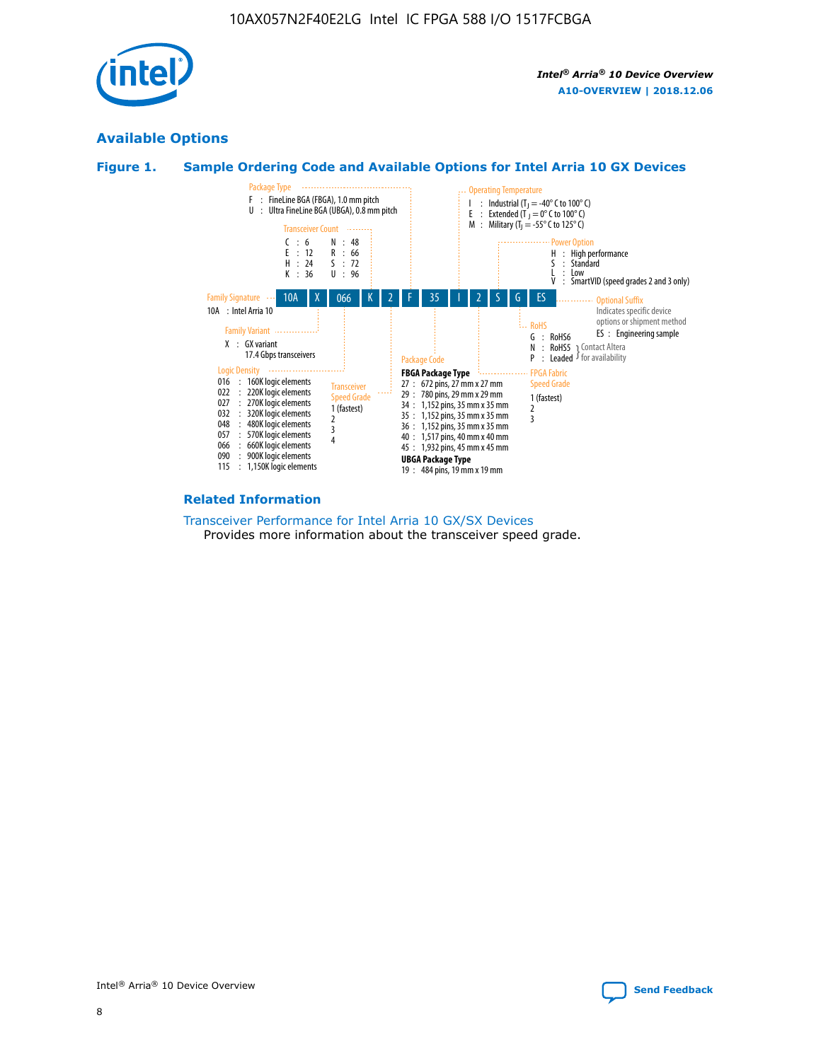## Available Options

### Figure 1. Sample Ordering Code and Available Options for Intel Arria 10 GX Devices

| 10A | X | 066 | K | 2 | F | 35 | I | 2 | S | G | ES |
|---|---|---|---|---|---|---|---|---|---|---|---|

**Family Signature**
10A : Intel Arria 10

**Family Variant**
X : GX variant
17.4 Gbps transceivers

**Logic Density**
- 016 : 160K logic elements
- 022 : 220K logic elements
- 027 : 270K logic elements
- 032 : 320K logic elements
- 048 : 480K logic elements
- 057 : 570K logic elements
- 066 : 660K logic elements
- 090 : 900K logic elements
- 115 : 1,150K logic elements

**Transceiver Count**
- C : 6
- E : 12
- H : 24
- K : 36
- N : 48
- R : 66
- S : 72
- U : 96

**Transceiver Speed Grade**
1 (fastest)
2
3
4

**Package Type**
- F : FineLine BGA (FBGA), 1.0 mm pitch
- U : Ultra FineLine BGA (UBGA), 0.8 mm pitch

**Package Code**

**FBGA Package Type**
- 27 : 672 pins, 27 mm x 27 mm
- 29 : 780 pins, 29 mm x 29 mm
- 34 : 1,152 pins, 35 mm x 35 mm
- 35 : 1,152 pins, 35 mm x 35 mm
- 36 : 1,152 pins, 35 mm x 35 mm
- 40 : 1,517 pins, 40 mm x 40 mm
- 45 : 1,932 pins, 45 mm x 45 mm

**UBGA Package Type**
- 19 : 484 pins, 19 mm x 19 mm

**Operating Temperature**
- I : Industrial ($T_J$ = -40° C to 100° C)
- E : Extended ($T_J$ = 0° C to 100° C)
- M : Military ($T_J$ = -55° C to 125° C)

**FPGA Fabric Speed Grade**
1 (fastest)
2
3

**Power Option**
- H : High performance
- S : Standard
- L : Low
- V : SmartVID (speed grades 2 and 3 only)

**RoHS**
- G : RoHS6
- N : RoHS5 (Contact Altera for availability)
- P : Leaded (Contact Altera for availability)

**Optional Suffix**
Indicates specific device options or shipment method
ES : Engineering sample

### Related Information

Transceiver Performance for Intel Arria 10 GX/SX Devices
Provides more information about the transceiver speed grade.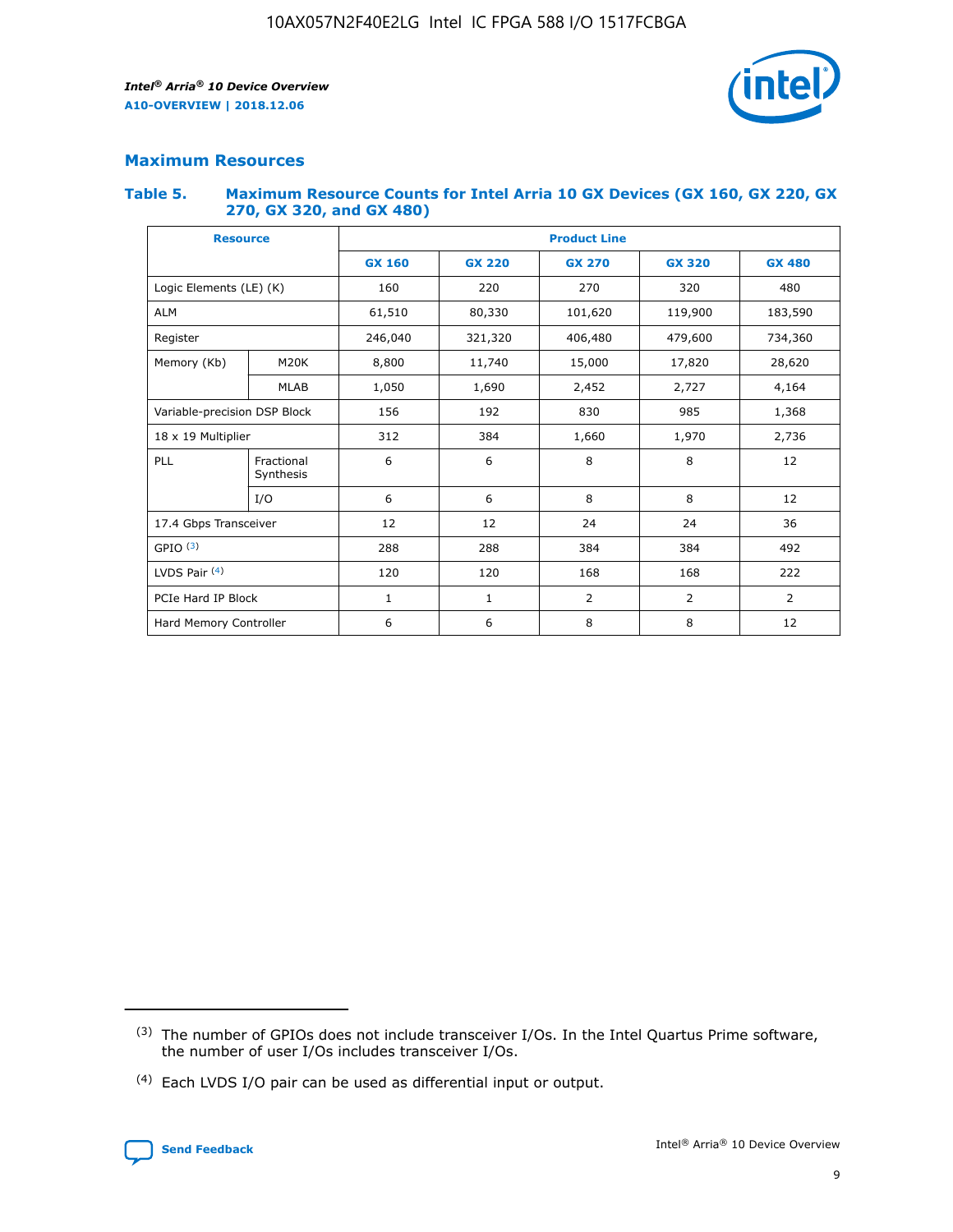## Maximum Resources

**Table 5. Maximum Resource Counts for Intel Arria 10 GX Devices (GX 160, GX 220, GX 270, GX 320, and GX 480)**

| Resource | | Product Line | | | | |
|---|---|---|---|---|---|---|
| | | GX 160 | GX 220 | GX 270 | GX 320 | GX 480 |
| Logic Elements (LE) (K) | | 160 | 220 | 270 | 320 | 480 |
| ALM | | 61,510 | 80,330 | 101,620 | 119,900 | 183,590 |
| Register | | 246,040 | 321,320 | 406,480 | 479,600 | 734,360 |
| Memory (Kb) | M20K | 8,800 | 11,740 | 15,000 | 17,820 | 28,620 |
| | MLAB | 1,050 | 1,690 | 2,452 | 2,727 | 4,164 |
| Variable-precision DSP Block | | 156 | 192 | 830 | 985 | 1,368 |
| 18 x 19 Multiplier | | 312 | 384 | 1,660 | 1,970 | 2,736 |
| PLL | Fractional Synthesis | 6 | 6 | 8 | 8 | 12 |
| | I/O | 6 | 6 | 8 | 8 | 12 |
| 17.4 Gbps Transceiver | | 12 | 12 | 24 | 24 | 36 |
| GPIO [(3)] | | 288 | 288 | 384 | 384 | 492 |
| LVDS Pair [(4)] | | 120 | 120 | 168 | 168 | 222 |
| PCIe Hard IP Block | | 1 | 1 | 2 | 2 | 2 |
| Hard Memory Controller | | 6 | 6 | 8 | 8 | 12 |

(3) The number of GPIOs does not include transceiver I/Os. In the Intel Quartus Prime software, the number of user I/Os includes transceiver I/Os.

(4) Each LVDS I/O pair can be used as differential input or output.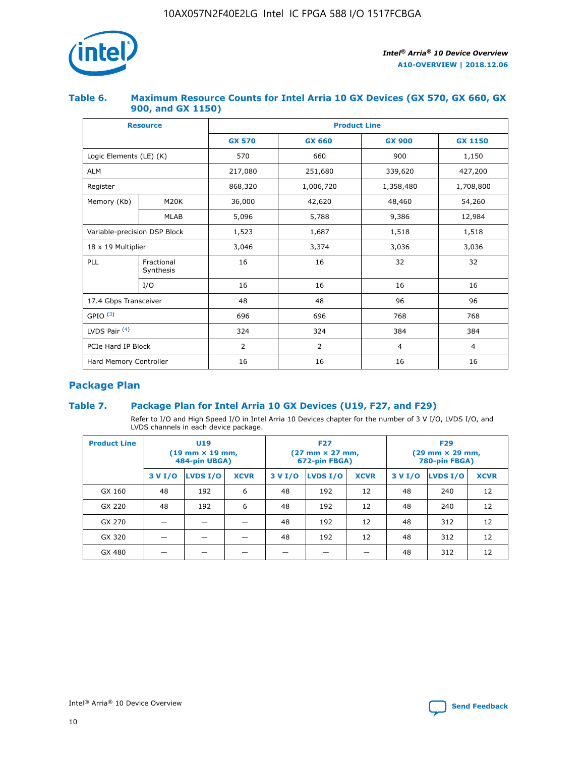## Table 6. Maximum Resource Counts for Intel Arria 10 GX Devices (GX 570, GX 660, GX 900, and GX 1150)

| Resource | | Product Line | | | |
|---|---|---|---|---|---|
| | | GX 570 | GX 660 | GX 900 | GX 1150 |
| Logic Elements (LE) (K) | | 570 | 660 | 900 | 1,150 |
| ALM | | 217,080 | 251,680 | 339,620 | 427,200 |
| Register | | 868,320 | 1,006,720 | 1,358,480 | 1,708,800 |
| Memory (Kb) | M20K | 36,000 | 42,620 | 48,460 | 54,260 |
| | MLAB | 5,096 | 5,788 | 9,386 | 12,984 |
| Variable-precision DSP Block | | 1,523 | 1,687 | 1,518 | 1,518 |
| 18 x 19 Multiplier | | 3,046 | 3,374 | 3,036 | 3,036 |
| PLL | Fractional Synthesis | 16 | 16 | 32 | 32 |
| | I/O | 16 | 16 | 16 | 16 |
| 17.4 Gbps Transceiver | | 48 | 48 | 96 | 96 |
| GPIO [3] | | 696 | 696 | 768 | 768 |
| LVDS Pair [4] | | 324 | 324 | 384 | 384 |
| PCIe Hard IP Block | | 2 | 2 | 4 | 4 |
| Hard Memory Controller | | 16 | 16 | 16 | 16 |

## Package Plan

## Table 7. Package Plan for Intel Arria 10 GX Devices (U19, F27, and F29)

Refer to I/O and High Speed I/O in Intel Arria 10 Devices chapter for the number of 3 V I/O, LVDS I/O, and LVDS channels in each device package.

| Product Line | U19 (19 mm × 19 mm, 484-pin UBGA) | | | F27 (27 mm × 27 mm, 672-pin FBGA) | | | F29 (29 mm × 29 mm, 780-pin FBGA) | | |
|---|---|---|---|---|---|---|---|---|---|
| | 3 V I/O | LVDS I/O | XCVR | 3 V I/O | LVDS I/O | XCVR | 3 V I/O | LVDS I/O | XCVR |
| GX 160 | 48 | 192 | 6 | 48 | 192 | 12 | 48 | 240 | 12 |
| GX 220 | 48 | 192 | 6 | 48 | 192 | 12 | 48 | 240 | 12 |
| GX 270 | — | — | — | 48 | 192 | 12 | 48 | 312 | 12 |
| GX 320 | — | — | — | 48 | 192 | 12 | 48 | 312 | 12 |
| GX 480 | — | — | — | — | — | — | 48 | 312 | 12 |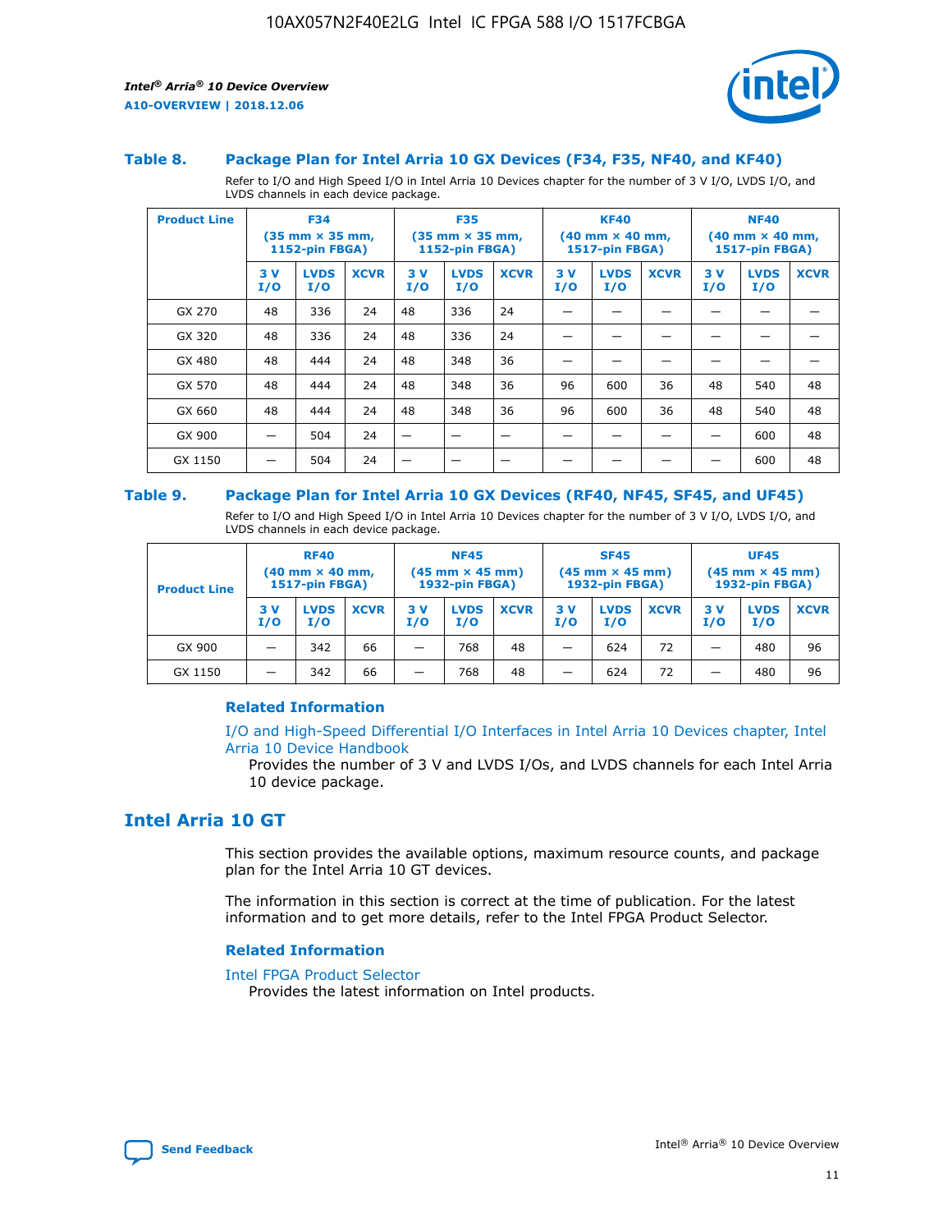### Table 8. Package Plan for Intel Arria 10 GX Devices (F34, F35, NF40, and KF40)

Refer to I/O and High Speed I/O in Intel Arria 10 Devices chapter for the number of 3 V I/O, LVDS I/O, and LVDS channels in each device package.

| Product Line | F34 (35 mm × 35 mm, 1152-pin FBGA) | | | F35 (35 mm × 35 mm, 1152-pin FBGA) | | | KF40 (40 mm × 40 mm, 1517-pin FBGA) | | | NF40 (40 mm × 40 mm, 1517-pin FBGA) | | |
|---|---|---|---|---|---|---|---|---|---|---|---|---|
| | 3 V I/O | LVDS I/O | XCVR | 3 V I/O | LVDS I/O | XCVR | 3 V I/O | LVDS I/O | XCVR | 3 V I/O | LVDS I/O | XCVR |
| GX 270 | 48 | 336 | 24 | 48 | 336 | 24 | — | — | — | — | — | — |
| GX 320 | 48 | 336 | 24 | 48 | 336 | 24 | — | — | — | — | — | — |
| GX 480 | 48 | 444 | 24 | 48 | 348 | 36 | — | — | — | — | — | — |
| GX 570 | 48 | 444 | 24 | 48 | 348 | 36 | 96 | 600 | 36 | 48 | 540 | 48 |
| GX 660 | 48 | 444 | 24 | 48 | 348 | 36 | 96 | 600 | 36 | 48 | 540 | 48 |
| GX 900 | — | 504 | 24 | — | — | — | — | — | — | — | 600 | 48 |
| GX 1150 | — | 504 | 24 | — | — | — | — | — | — | — | 600 | 48 |

### Table 9. Package Plan for Intel Arria 10 GX Devices (RF40, NF45, SF45, and UF45)

Refer to I/O and High Speed I/O in Intel Arria 10 Devices chapter for the number of 3 V I/O, LVDS I/O, and LVDS channels in each device package.

| Product Line | RF40 (40 mm × 40 mm, 1517-pin FBGA) | | | NF45 (45 mm × 45 mm) 1932-pin FBGA) | | | SF45 (45 mm × 45 mm) 1932-pin FBGA) | | | UF45 (45 mm × 45 mm) 1932-pin FBGA) | | |
|---|---|---|---|---|---|---|---|---|---|---|---|---|
| | 3 V I/O | LVDS I/O | XCVR | 3 V I/O | LVDS I/O | XCVR | 3 V I/O | LVDS I/O | XCVR | 3 V I/O | LVDS I/O | XCVR |
| GX 900 | — | 342 | 66 | — | 768 | 48 | — | 624 | 72 | — | 480 | 96 |
| GX 1150 | — | 342 | 66 | — | 768 | 48 | — | 624 | 72 | — | 480 | 96 |

#### Related Information

I/O and High-Speed Differential I/O Interfaces in Intel Arria 10 Devices chapter, Intel Arria 10 Device Handbook

Provides the number of 3 V and LVDS I/Os, and LVDS channels for each Intel Arria 10 device package.

## Intel Arria 10 GT

This section provides the available options, maximum resource counts, and package plan for the Intel Arria 10 GT devices.

The information in this section is correct at the time of publication. For the latest information and to get more details, refer to the Intel FPGA Product Selector.

#### Related Information

Intel FPGA Product Selector

Provides the latest information on Intel products.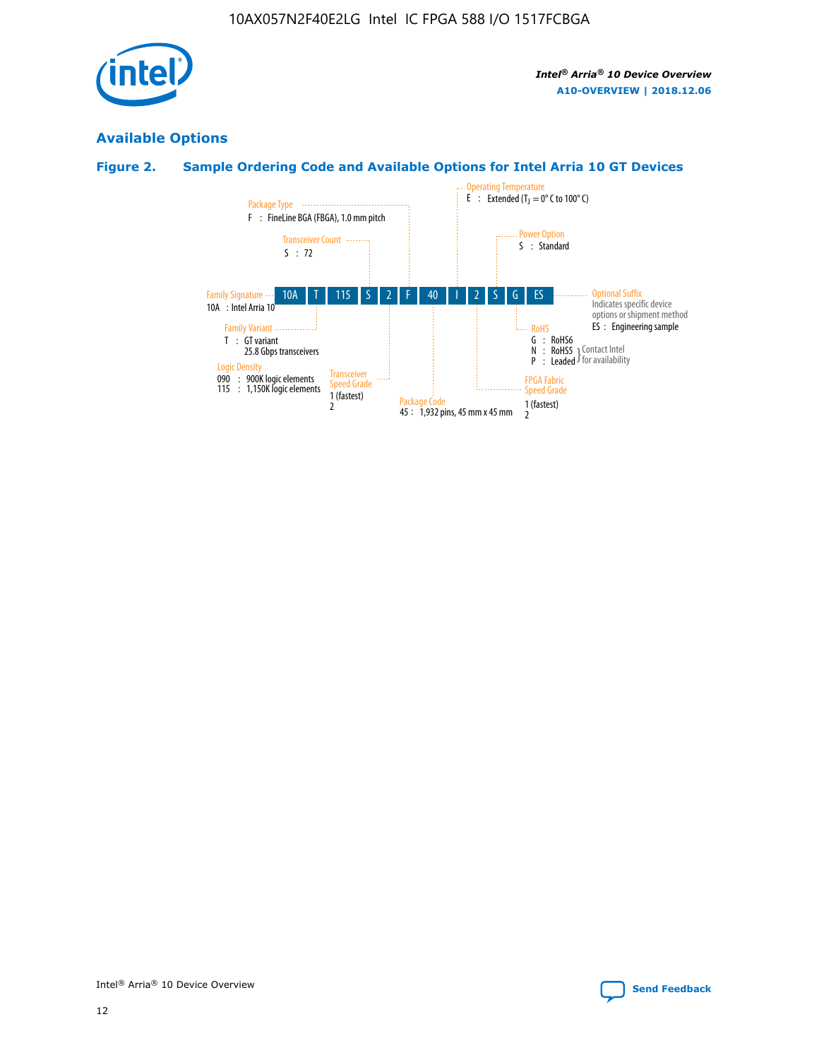## Available Options

### Figure 2. Sample Ordering Code and Available Options for Intel Arria 10 GT Devices

| 10A | T | 115 | S | 2 | F | 40 | I | 2 | S | G | ES |
|---|---|---|---|---|---|---|---|---|---|---|---|

**Family Signature**
10A : Intel Arria 10

**Family Variant**
T : GT variant
25.8 Gbps transceivers

**Logic Density**
090 : 900K logic elements
115 : 1,150K logic elements

**Transceiver Count**
S : 72

**Transceiver Speed Grade**
1 (fastest)
2

**Package Type**
F : FineLine BGA (FBGA), 1.0 mm pitch

**Package Code**
45 : 1,932 pins, 45 mm x 45 mm

**Operating Temperature**
E : Extended ($T_J$ = 0° C to 100° C)

**FPGA Fabric Speed Grade**
1 (fastest)
2

**Power Option**
S : Standard

**RoHS**
G : RoHS6
N : RoHS5 } Contact Intel for availability
P : Leaded } Contact Intel for availability

**Optional Suffix**
Indicates specific device options or shipment method
ES : Engineering sample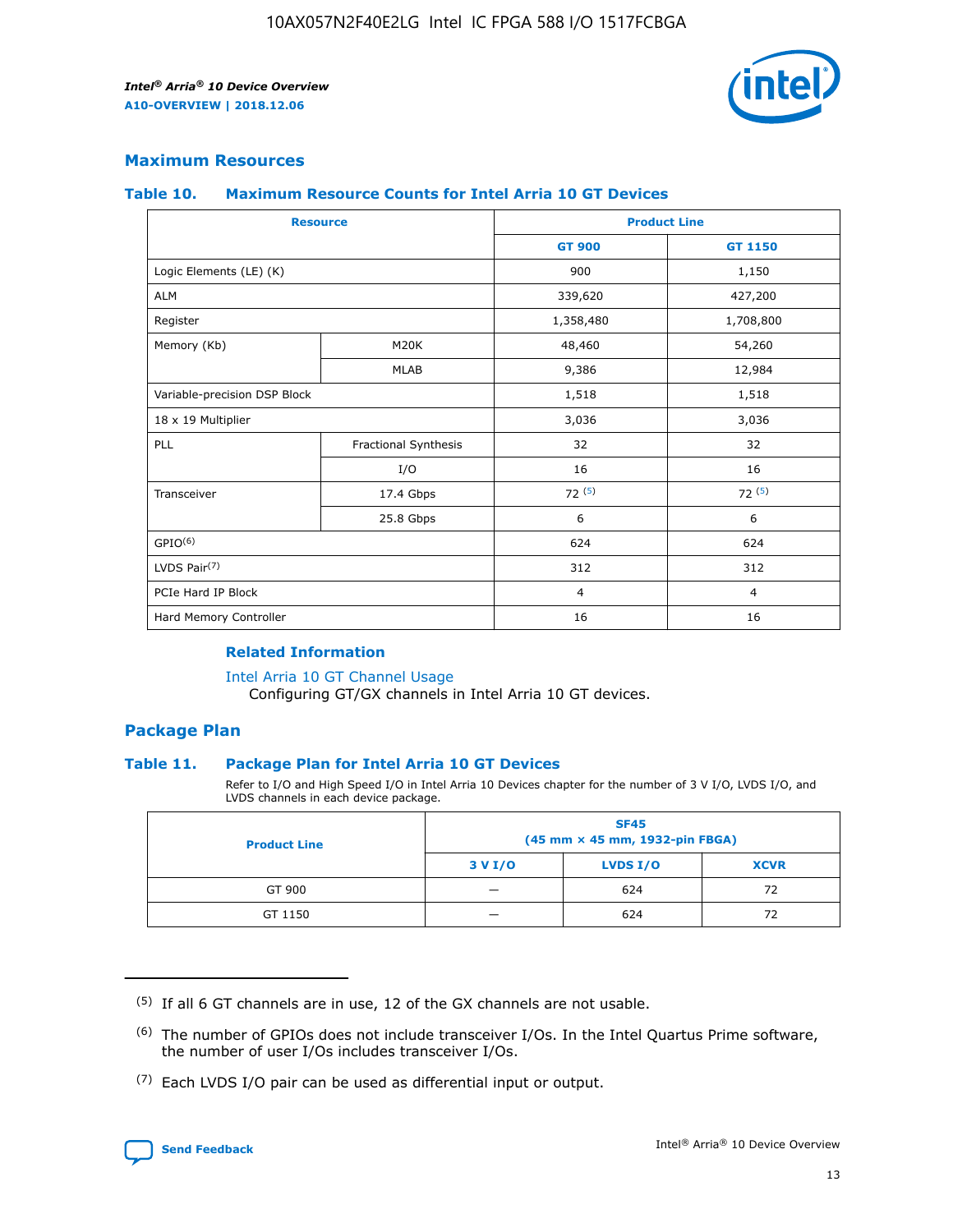## Maximum Resources

### Table 10. Maximum Resource Counts for Intel Arria 10 GT Devices

| Resource | | Product Line | |
|---|---|---|---|
| | | GT 900 | GT 1150 |
| Logic Elements (LE) (K) | | 900 | 1,150 |
| ALM | | 339,620 | 427,200 |
| Register | | 1,358,480 | 1,708,800 |
| Memory (Kb) | M20K | 48,460 | 54,260 |
| | MLAB | 9,386 | 12,984 |
| Variable-precision DSP Block | | 1,518 | 1,518 |
| 18 x 19 Multiplier | | 3,036 | 3,036 |
| PLL | Fractional Synthesis | 32 | 32 |
| | I/O | 16 | 16 |
| Transceiver | 17.4 Gbps | 72 (5) | 72 (5) |
| | 25.8 Gbps | 6 | 6 |
| GPIO(6) | | 624 | 624 |
| LVDS Pair(7) | | 312 | 312 |
| PCIe Hard IP Block | | 4 | 4 |
| Hard Memory Controller | | 16 | 16 |

#### Related Information

Intel Arria 10 GT Channel Usage
Configuring GT/GX channels in Intel Arria 10 GT devices.

## Package Plan

### Table 11. Package Plan for Intel Arria 10 GT Devices

Refer to I/O and High Speed I/O in Intel Arria 10 Devices chapter for the number of 3 V I/O, LVDS I/O, and LVDS channels in each device package.

| Product Line | SF45 (45 mm × 45 mm, 1932-pin FBGA) | | |
|---|---|---|---|
| | 3 V I/O | LVDS I/O | XCVR |
| GT 900 | — | 624 | 72 |
| GT 1150 | — | 624 | 72 |

(5) If all 6 GT channels are in use, 12 of the GX channels are not usable.

(6) The number of GPIOs does not include transceiver I/Os. In the Intel Quartus Prime software, the number of user I/Os includes transceiver I/Os.

(7) Each LVDS I/O pair can be used as differential input or output.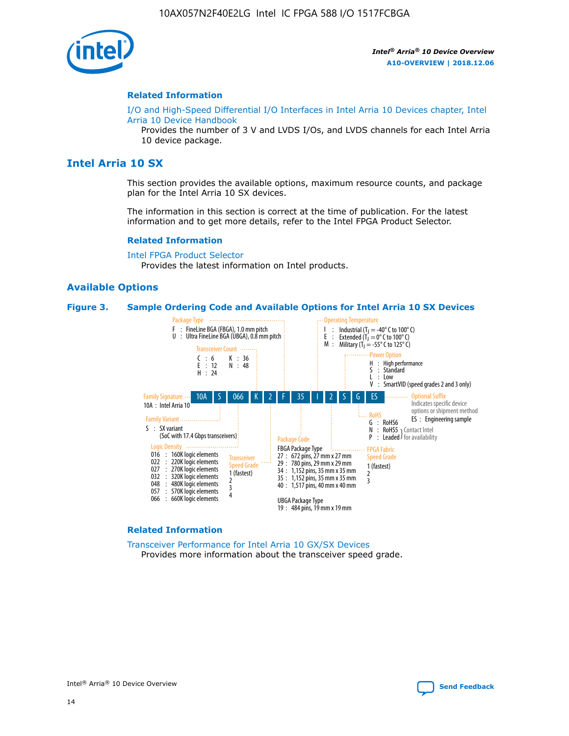### Related Information

I/O and High-Speed Differential I/O Interfaces in Intel Arria 10 Devices chapter, Intel Arria 10 Device Handbook

Provides the number of 3 V and LVDS I/Os, and LVDS channels for each Intel Arria 10 device package.

## Intel Arria 10 SX

This section provides the available options, maximum resource counts, and package plan for the Intel Arria 10 SX devices.

The information in this section is correct at the time of publication. For the latest information and to get more details, refer to the Intel FPGA Product Selector.

### Related Information

Intel FPGA Product Selector

Provides the latest information on Intel products.

### Available Options

**Figure 3. Sample Ordering Code and Available Options for Intel Arria 10 SX Devices**

Sample ordering code: 10A S 066 K 2 F 35 I 2 S G ES

- Family Signature
  - 10A : Intel Arria 10
- Family Variant
  - S : SX variant (SoC with 17.4 Gbps transceivers)
- Logic Density
  - 016 : 160K logic elements
  - 022 : 220K logic elements
  - 027 : 270K logic elements
  - 032 : 320K logic elements
  - 048 : 480K logic elements
  - 057 : 570K logic elements
  - 066 : 660K logic elements
- Transceiver Count
  - C : 6
  - E : 12
  - H : 24
  - K : 36
  - N : 48
- Transceiver Speed Grade
  - 1 (fastest)
  - 2
  - 3
  - 4
- Package Type
  - F : FineLine BGA (FBGA), 1.0 mm pitch
  - U : Ultra FineLine BGA (UBGA), 0.8 mm pitch
- Package Code
  - FBGA Package Type
    - 27 : 672 pins, 27 mm x 27 mm
    - 29 : 780 pins, 29 mm x 29 mm
    - 34 : 1,152 pins, 35 mm x 35 mm
    - 35 : 1,152 pins, 35 mm x 35 mm
    - 40 : 1,517 pins, 40 mm x 40 mm
  - UBGA Package Type
    - 19 : 484 pins, 19 mm x 19 mm
- Operating Temperature
  - I : Industrial ($T_J$ = -40° C to 100° C)
  - E : Extended ($T_J$ = 0° C to 100° C)
  - M : Military ($T_J$ = -55° C to 125° C)
- FPGA Fabric Speed Grade
  - 1 (fastest)
  - 2
  - 3
- Power Option
  - H : High performance
  - S : Standard
  - L : Low
  - V : SmartVID (speed grades 2 and 3 only)
- RoHS
  - G : RoHS6
  - N : RoHS5 (Contact Intel for availability)
  - P : Leaded (Contact Intel for availability)
- Optional Suffix
  - Indicates specific device options or shipment method
  - ES : Engineering sample

### Related Information

Transceiver Performance for Intel Arria 10 GX/SX Devices

Provides more information about the transceiver speed grade.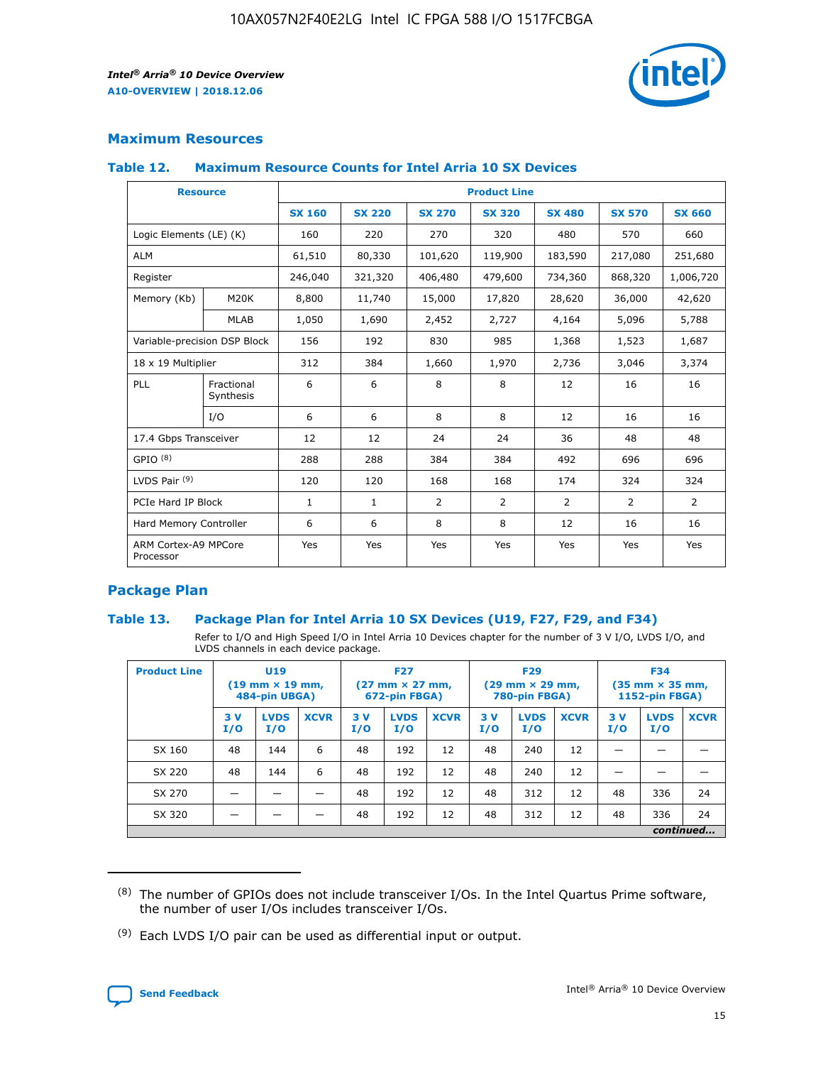## Maximum Resources

### Table 12. Maximum Resource Counts for Intel Arria 10 SX Devices

| Resource | | Product Line | | | | | | |
|---|---|---|---|---|---|---|---|---|
| | | SX 160 | SX 220 | SX 270 | SX 320 | SX 480 | SX 570 | SX 660 |
| Logic Elements (LE) (K) | | 160 | 220 | 270 | 320 | 480 | 570 | 660 |
| ALM | | 61,510 | 80,330 | 101,620 | 119,900 | 183,590 | 217,080 | 251,680 |
| Register | | 246,040 | 321,320 | 406,480 | 479,600 | 734,360 | 868,320 | 1,006,720 |
| Memory (Kb) | M20K | 8,800 | 11,740 | 15,000 | 17,820 | 28,620 | 36,000 | 42,620 |
| | MLAB | 1,050 | 1,690 | 2,452 | 2,727 | 4,164 | 5,096 | 5,788 |
| Variable-precision DSP Block | | 156 | 192 | 830 | 985 | 1,368 | 1,523 | 1,687 |
| 18 x 19 Multiplier | | 312 | 384 | 1,660 | 1,970 | 2,736 | 3,046 | 3,374 |
| PLL | Fractional Synthesis | 6 | 6 | 8 | 8 | 12 | 16 | 16 |
| | I/O | 6 | 6 | 8 | 8 | 12 | 16 | 16 |
| 17.4 Gbps Transceiver | | 12 | 12 | 24 | 24 | 36 | 48 | 48 |
| GPIO [8] | | 288 | 288 | 384 | 384 | 492 | 696 | 696 |
| LVDS Pair [9] | | 120 | 120 | 168 | 168 | 174 | 324 | 324 |
| PCIe Hard IP Block | | 1 | 1 | 2 | 2 | 2 | 2 | 2 |
| Hard Memory Controller | | 6 | 6 | 8 | 8 | 12 | 16 | 16 |
| ARM Cortex-A9 MPCore Processor | | Yes | Yes | Yes | Yes | Yes | Yes | Yes |

## Package Plan

### Table 13. Package Plan for Intel Arria 10 SX Devices (U19, F27, F29, and F34)

Refer to I/O and High Speed I/O in Intel Arria 10 Devices chapter for the number of 3 V I/O, LVDS I/O, and LVDS channels in each device package.

| Product Line | U19 (19 mm × 19 mm, 484-pin UBGA) | | | F27 (27 mm × 27 mm, 672-pin FBGA) | | | F29 (29 mm × 29 mm, 780-pin FBGA) | | | F34 (35 mm × 35 mm, 1152-pin FBGA) | | |
|---|---|---|---|---|---|---|---|---|---|---|---|---|
| | 3 V I/O | LVDS I/O | XCVR | 3 V I/O | LVDS I/O | XCVR | 3 V I/O | LVDS I/O | XCVR | 3 V I/O | LVDS I/O | XCVR |
| SX 160 | 48 | 144 | 6 | 48 | 192 | 12 | 48 | 240 | 12 | — | — | — |
| SX 220 | 48 | 144 | 6 | 48 | 192 | 12 | 48 | 240 | 12 | — | — | — |
| SX 270 | — | — | — | 48 | 192 | 12 | 48 | 312 | 12 | 48 | 336 | 24 |
| SX 320 | — | — | — | 48 | 192 | 12 | 48 | 312 | 12 | 48 | 336 | 24 |

*continued...*

(8) The number of GPIOs does not include transceiver I/Os. In the Intel Quartus Prime software, the number of user I/Os includes transceiver I/Os.

(9) Each LVDS I/O pair can be used as differential input or output.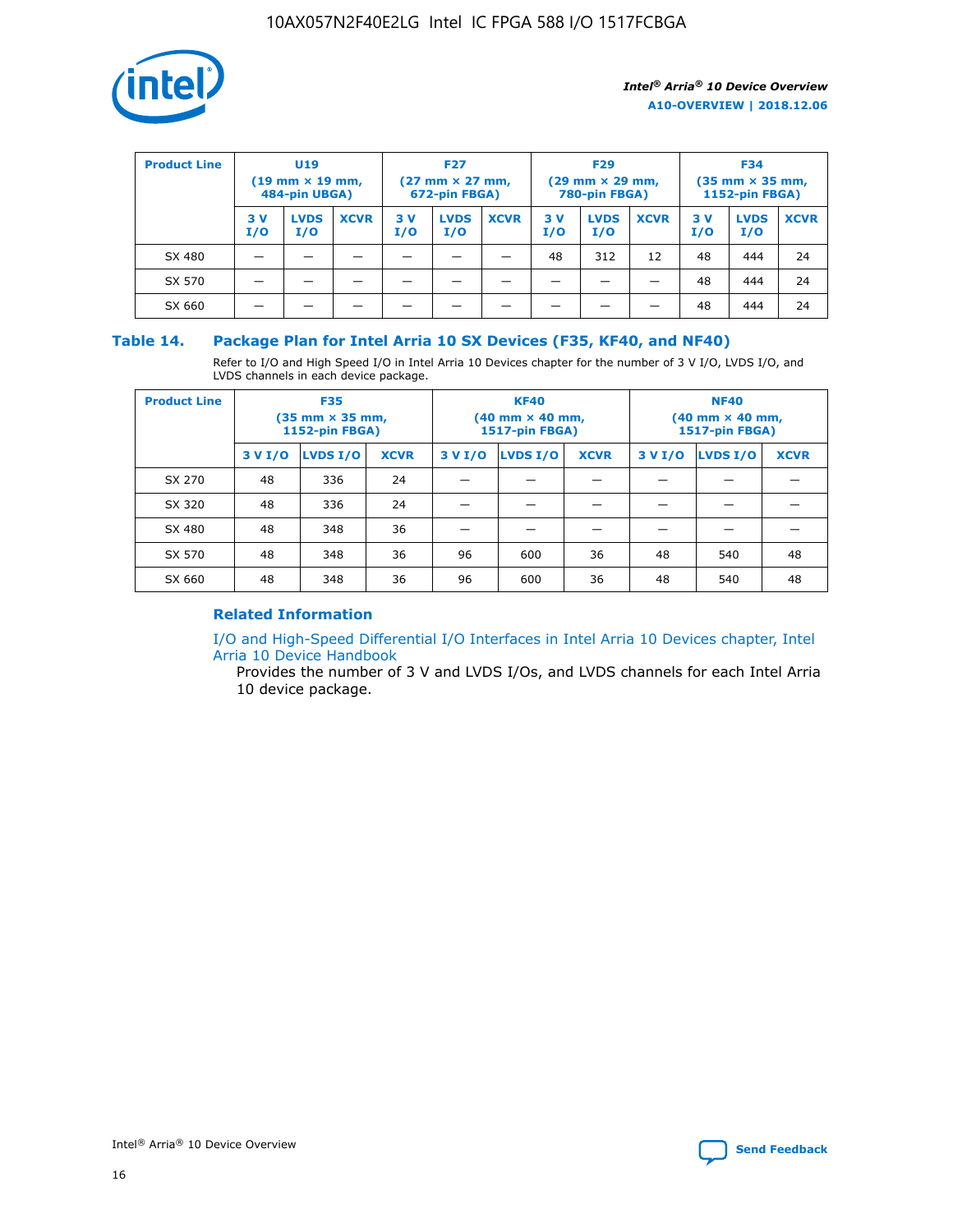| Product Line | U19 (19 mm × 19 mm, 484-pin UBGA) | | | F27 (27 mm × 27 mm, 672-pin FBGA) | | | F29 (29 mm × 29 mm, 780-pin FBGA) | | | F34 (35 mm × 35 mm, 1152-pin FBGA) | | |
|---|---|---|---|---|---|---|---|---|---|---|---|---|
| | 3 V I/O | LVDS I/O | XCVR | 3 V I/O | LVDS I/O | XCVR | 3 V I/O | LVDS I/O | XCVR | 3 V I/O | LVDS I/O | XCVR |
| SX 480 | — | — | — | — | — | — | 48 | 312 | 12 | 48 | 444 | 24 |
| SX 570 | — | — | — | — | — | — | — | — | — | 48 | 444 | 24 |
| SX 660 | — | — | — | — | — | — | — | — | — | 48 | 444 | 24 |

## Table 14. Package Plan for Intel Arria 10 SX Devices (F35, KF40, and NF40)

Refer to I/O and High Speed I/O in Intel Arria 10 Devices chapter for the number of 3 V I/O, LVDS I/O, and LVDS channels in each device package.

| Product Line | F35 (35 mm × 35 mm, 1152-pin FBGA) | | | KF40 (40 mm × 40 mm, 1517-pin FBGA) | | | NF40 (40 mm × 40 mm, 1517-pin FBGA) | | |
|---|---|---|---|---|---|---|---|---|---|
| | 3 V I/O | LVDS I/O | XCVR | 3 V I/O | LVDS I/O | XCVR | 3 V I/O | LVDS I/O | XCVR |
| SX 270 | 48 | 336 | 24 | — | — | — | — | — | — |
| SX 320 | 48 | 336 | 24 | — | — | — | — | — | — |
| SX 480 | 48 | 348 | 36 | — | — | — | — | — | — |
| SX 570 | 48 | 348 | 36 | 96 | 600 | 36 | 48 | 540 | 48 |
| SX 660 | 48 | 348 | 36 | 96 | 600 | 36 | 48 | 540 | 48 |

### Related Information

I/O and High-Speed Differential I/O Interfaces in Intel Arria 10 Devices chapter, Intel Arria 10 Device Handbook

Provides the number of 3 V and LVDS I/Os, and LVDS channels for each Intel Arria 10 device package.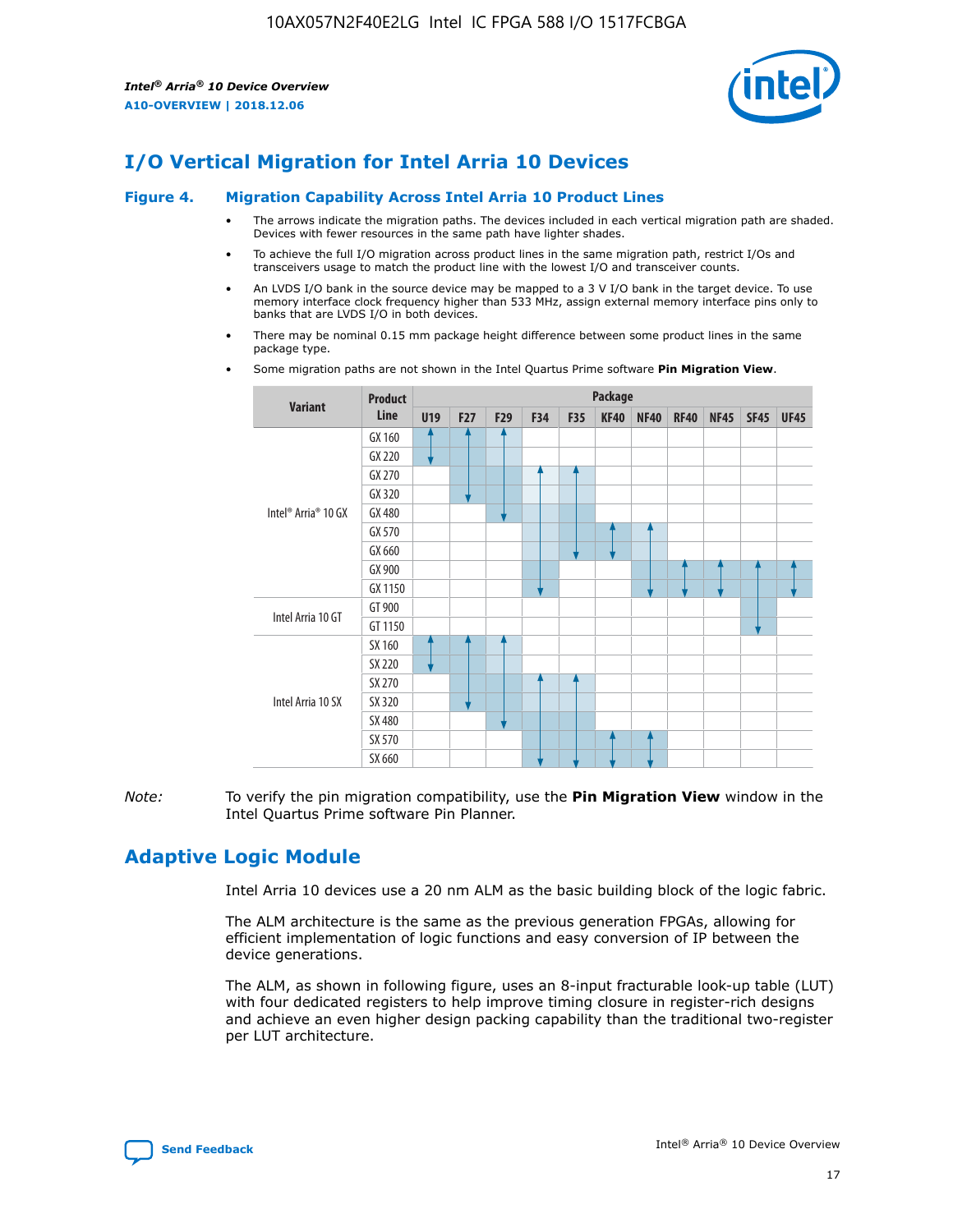# I/O Vertical Migration for Intel Arria 10 Devices

**Figure 4. Migration Capability Across Intel Arria 10 Product Lines**

- The arrows indicate the migration paths. The devices included in each vertical migration path are shaded. Devices with fewer resources in the same path have lighter shades.
- To achieve the full I/O migration across product lines in the same migration path, restrict I/Os and transceivers usage to match the product line with the lowest I/O and transceiver counts.
- An LVDS I/O bank in the source device may be mapped to a 3 V I/O bank in the target device. To use memory interface clock frequency higher than 533 MHz, assign external memory interface pins only to banks that are LVDS I/O in both devices.
- There may be nominal 0.15 mm package height difference between some product lines in the same package type.
- Some migration paths are not shown in the Intel Quartus Prime software **Pin Migration View**.

| Variant | Product Line | Package | | | | | | | | | | |
|---|---|---|---|---|---|---|---|---|---|---|---|---|
| | | U19 | F27 | F29 | F34 | F35 | KF40 | NF40 | RF40 | NF45 | SF45 | UF45 |
| Intel® Arria® 10 GX | GX 160 | | | | | | | | | | | |
| | GX 220 | | | | | | | | | | | |
| | GX 270 | | | | | | | | | | | |
| | GX 320 | | | | | | | | | | | |
| | GX 480 | | | | | | | | | | | |
| | GX 570 | | | | | | | | | | | |
| | GX 660 | | | | | | | | | | | |
| | GX 900 | | | | | | | | | | | |
| | GX 1150 | | | | | | | | | | | |
| Intel Arria 10 GT | GT 900 | | | | | | | | | | | |
| | GT 1150 | | | | | | | | | | | |
| Intel Arria 10 SX | SX 160 | | | | | | | | | | | |
| | SX 220 | | | | | | | | | | | |
| | SX 270 | | | | | | | | | | | |
| | SX 320 | | | | | | | | | | | |
| | SX 480 | | | | | | | | | | | |
| | SX 570 | | | | | | | | | | | |
| | SX 660 | | | | | | | | | | | |

*Note:* To verify the pin migration compatibility, use the **Pin Migration View** window in the Intel Quartus Prime software Pin Planner.

# Adaptive Logic Module

Intel Arria 10 devices use a 20 nm ALM as the basic building block of the logic fabric.

The ALM architecture is the same as the previous generation FPGAs, allowing for efficient implementation of logic functions and easy conversion of IP between the device generations.

The ALM, as shown in following figure, uses an 8-input fracturable look-up table (LUT) with four dedicated registers to help improve timing closure in register-rich designs and achieve an even higher design packing capability than the traditional two-register per LUT architecture.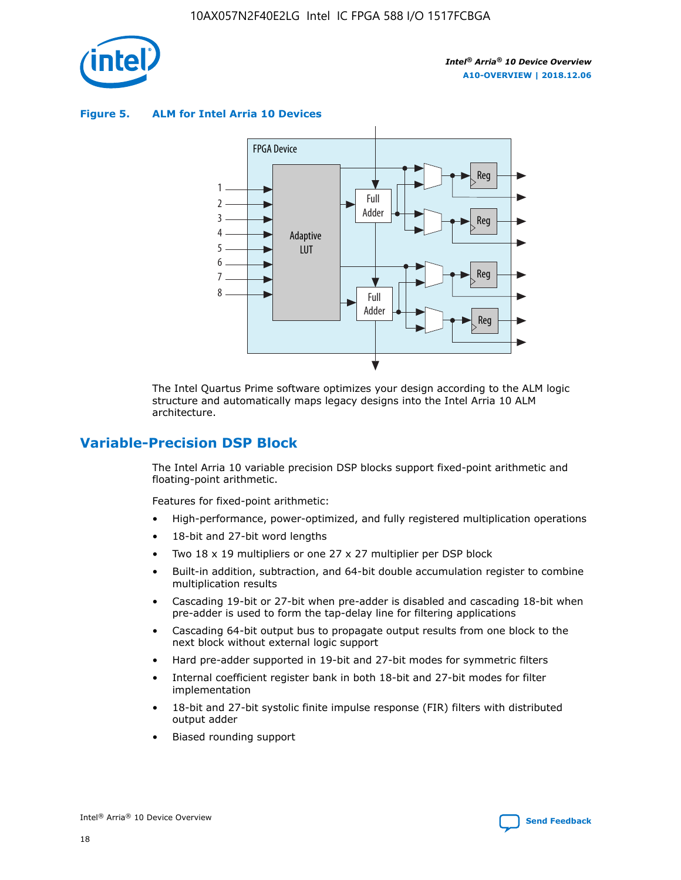**Figure 5. ALM for Intel Arria 10 Devices**

The Intel Quartus Prime software optimizes your design according to the ALM logic structure and automatically maps legacy designs into the Intel Arria 10 ALM architecture.

## Variable-Precision DSP Block

The Intel Arria 10 variable precision DSP blocks support fixed-point arithmetic and floating-point arithmetic.

Features for fixed-point arithmetic:

- High-performance, power-optimized, and fully registered multiplication operations
- 18-bit and 27-bit word lengths
- Two 18 x 19 multipliers or one 27 x 27 multiplier per DSP block
- Built-in addition, subtraction, and 64-bit double accumulation register to combine multiplication results
- Cascading 19-bit or 27-bit when pre-adder is disabled and cascading 18-bit when pre-adder is used to form the tap-delay line for filtering applications
- Cascading 64-bit output bus to propagate output results from one block to the next block without external logic support
- Hard pre-adder supported in 19-bit and 27-bit modes for symmetric filters
- Internal coefficient register bank in both 18-bit and 27-bit modes for filter implementation
- 18-bit and 27-bit systolic finite impulse response (FIR) filters with distributed output adder
- Biased rounding support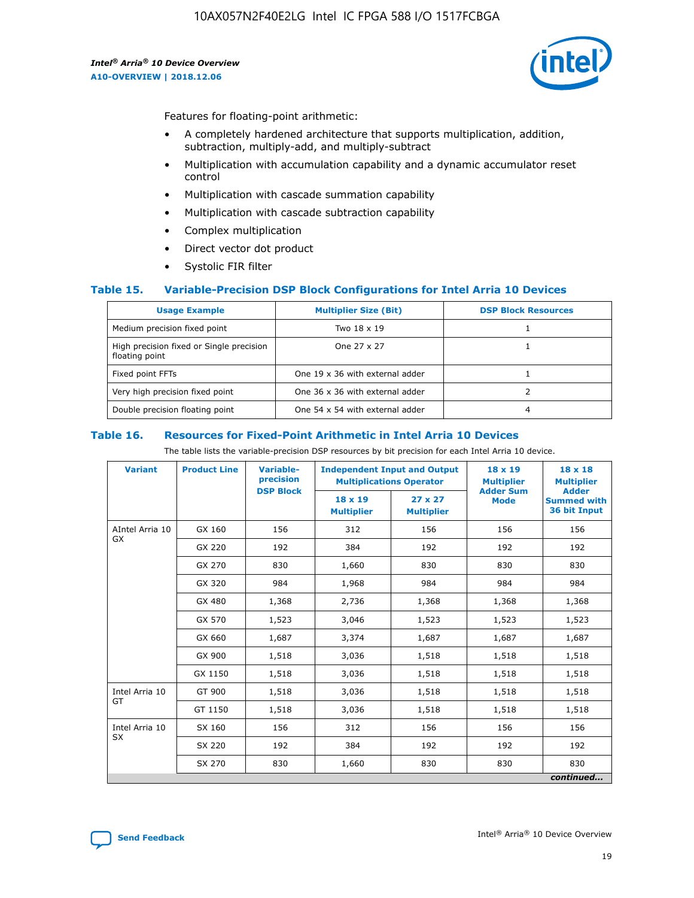Features for floating-point arithmetic:

- A completely hardened architecture that supports multiplication, addition, subtraction, multiply-add, and multiply-subtract
- Multiplication with accumulation capability and a dynamic accumulator reset control
- Multiplication with cascade summation capability
- Multiplication with cascade subtraction capability
- Complex multiplication
- Direct vector dot product
- Systolic FIR filter

## Table 15. Variable-Precision DSP Block Configurations for Intel Arria 10 Devices

| Usage Example | Multiplier Size (Bit) | DSP Block Resources |
|---|---|---|
| Medium precision fixed point | Two 18 x 19 | 1 |
| High precision fixed or Single precision floating point | One 27 x 27 | 1 |
| Fixed point FFTs | One 19 x 36 with external adder | 1 |
| Very high precision fixed point | One 36 x 36 with external adder | 2 |
| Double precision floating point | One 54 x 54 with external adder | 4 |

## Table 16. Resources for Fixed-Point Arithmetic in Intel Arria 10 Devices

The table lists the variable-precision DSP resources by bit precision for each Intel Arria 10 device.

| Variant | Product Line | Variable-precision DSP Block | Independent Input and Output Multiplications Operator | | 18 x 19 Multiplier Adder Sum Mode | 18 x 18 Multiplier Adder Summed with 36 bit Input |
|---|---|---|---|---|---|---|
| | | | 18 x 19 Multiplier | 27 x 27 Multiplier | | |
| AIntel Arria 10 GX | GX 160 | 156 | 312 | 156 | 156 | 156 |
| | GX 220 | 192 | 384 | 192 | 192 | 192 |
| | GX 270 | 830 | 1,660 | 830 | 830 | 830 |
| | GX 320 | 984 | 1,968 | 984 | 984 | 984 |
| | GX 480 | 1,368 | 2,736 | 1,368 | 1,368 | 1,368 |
| | GX 570 | 1,523 | 3,046 | 1,523 | 1,523 | 1,523 |
| | GX 660 | 1,687 | 3,374 | 1,687 | 1,687 | 1,687 |
| | GX 900 | 1,518 | 3,036 | 1,518 | 1,518 | 1,518 |
| | GX 1150 | 1,518 | 3,036 | 1,518 | 1,518 | 1,518 |
| Intel Arria 10 GT | GT 900 | 1,518 | 3,036 | 1,518 | 1,518 | 1,518 |
| | GT 1150 | 1,518 | 3,036 | 1,518 | 1,518 | 1,518 |
| Intel Arria 10 SX | SX 160 | 156 | 312 | 156 | 156 | 156 |
| | SX 220 | 192 | 384 | 192 | 192 | 192 |
| | SX 270 | 830 | 1,660 | 830 | 830 | 830 |

*continued...*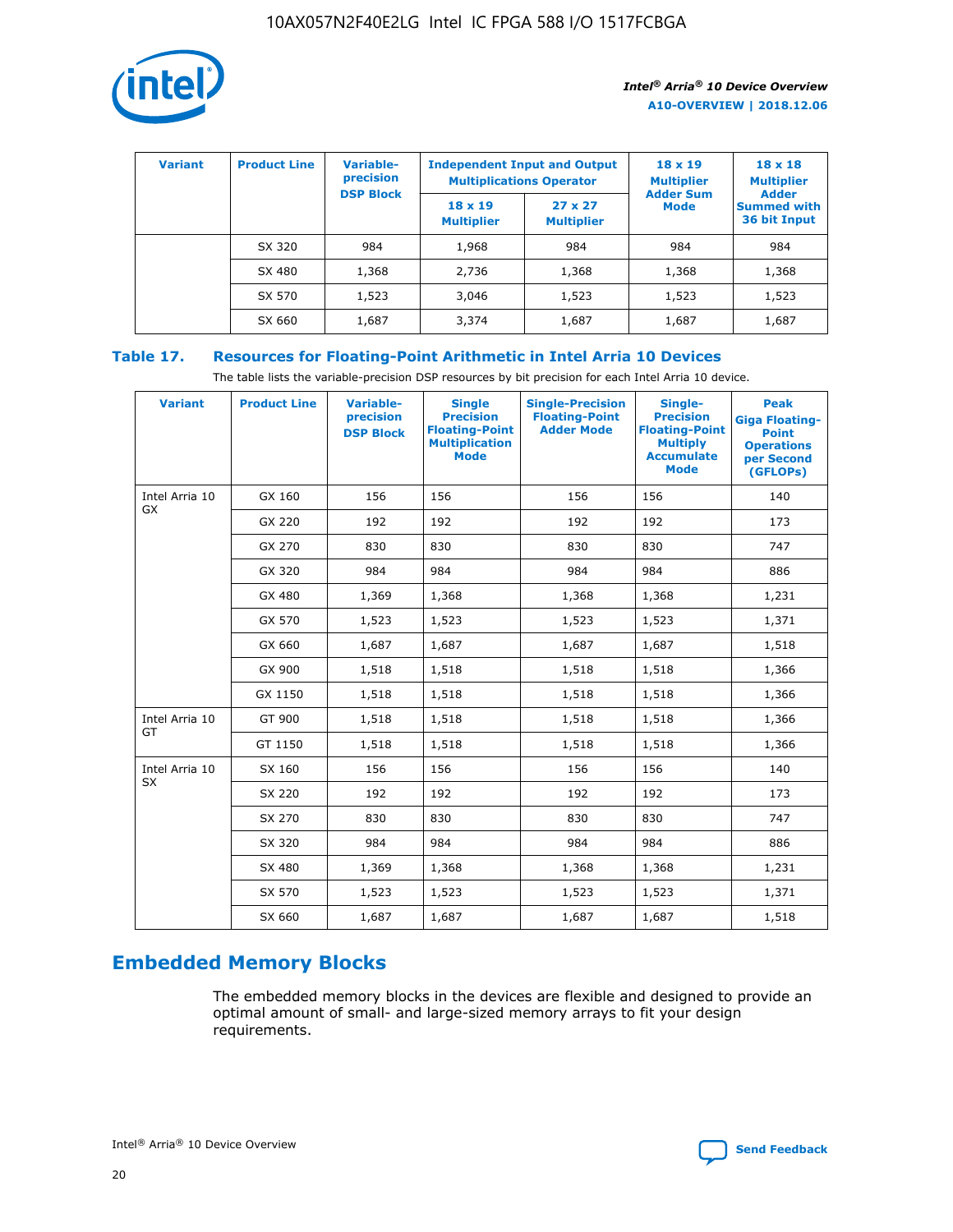| Variant | Product Line | Variable-precision DSP Block | Independent Input and Output Multiplications Operator | | 18 x 19 Multiplier Adder Sum Mode | 18 x 18 Multiplier Adder Summed with 36 bit Input |
|---|---|---|---|---|---|---|
| | | | 18 x 19 Multiplier | 27 x 27 Multiplier | | |
| | SX 320 | 984 | 1,968 | 984 | 984 | 984 |
| | SX 480 | 1,368 | 2,736 | 1,368 | 1,368 | 1,368 |
| | SX 570 | 1,523 | 3,046 | 1,523 | 1,523 | 1,523 |
| | SX 660 | 1,687 | 3,374 | 1,687 | 1,687 | 1,687 |

## Table 17. Resources for Floating-Point Arithmetic in Intel Arria 10 Devices

The table lists the variable-precision DSP resources by bit precision for each Intel Arria 10 device.

| Variant | Product Line | Variable-precision DSP Block | Single Precision Floating-Point Multiplication Mode | Single-Precision Floating-Point Adder Mode | Single-Precision Floating-Point Multiply Accumulate Mode | Peak Giga Floating-Point Operations per Second (GFLOPs) |
|---|---|---|---|---|---|---|
| Intel Arria 10 GX | GX 160 | 156 | 156 | 156 | 156 | 140 |
| | GX 220 | 192 | 192 | 192 | 192 | 173 |
| | GX 270 | 830 | 830 | 830 | 830 | 747 |
| | GX 320 | 984 | 984 | 984 | 984 | 886 |
| | GX 480 | 1,369 | 1,368 | 1,368 | 1,368 | 1,231 |
| | GX 570 | 1,523 | 1,523 | 1,523 | 1,523 | 1,371 |
| | GX 660 | 1,687 | 1,687 | 1,687 | 1,687 | 1,518 |
| | GX 900 | 1,518 | 1,518 | 1,518 | 1,518 | 1,366 |
| | GX 1150 | 1,518 | 1,518 | 1,518 | 1,518 | 1,366 |
| Intel Arria 10 GT | GT 900 | 1,518 | 1,518 | 1,518 | 1,518 | 1,366 |
| | GT 1150 | 1,518 | 1,518 | 1,518 | 1,518 | 1,366 |
| Intel Arria 10 SX | SX 160 | 156 | 156 | 156 | 156 | 140 |
| | SX 220 | 192 | 192 | 192 | 192 | 173 |
| | SX 270 | 830 | 830 | 830 | 830 | 747 |
| | SX 320 | 984 | 984 | 984 | 984 | 886 |
| | SX 480 | 1,369 | 1,368 | 1,368 | 1,368 | 1,231 |
| | SX 570 | 1,523 | 1,523 | 1,523 | 1,523 | 1,371 |
| | SX 660 | 1,687 | 1,687 | 1,687 | 1,687 | 1,518 |

# Embedded Memory Blocks

The embedded memory blocks in the devices are flexible and designed to provide an optimal amount of small- and large-sized memory arrays to fit your design requirements.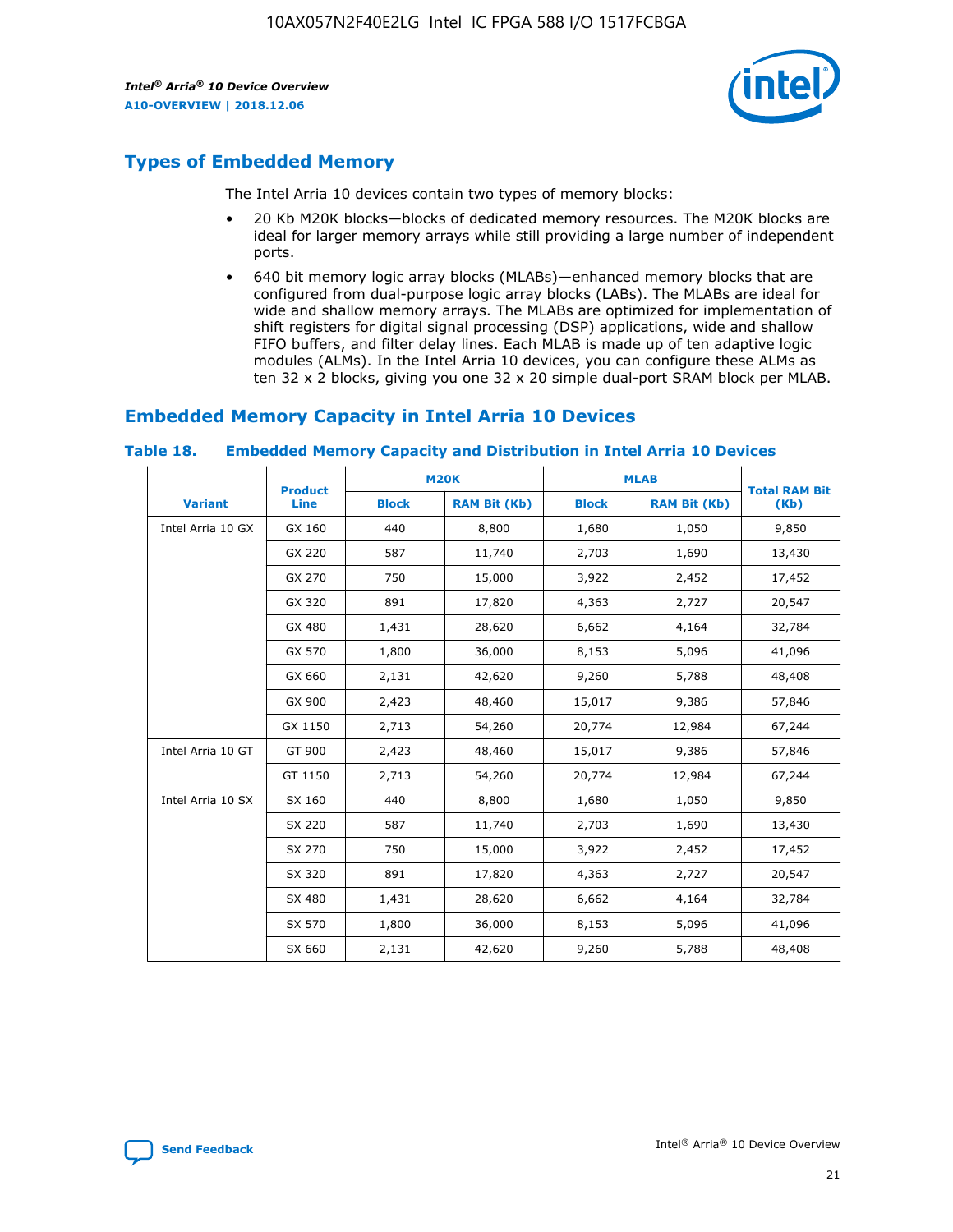## Types of Embedded Memory

The Intel Arria 10 devices contain two types of memory blocks:

- 20 Kb M20K blocks—blocks of dedicated memory resources. The M20K blocks are ideal for larger memory arrays while still providing a large number of independent ports.
- 640 bit memory logic array blocks (MLABs)—enhanced memory blocks that are configured from dual-purpose logic array blocks (LABs). The MLABs are ideal for wide and shallow memory arrays. The MLABs are optimized for implementation of shift registers for digital signal processing (DSP) applications, wide and shallow FIFO buffers, and filter delay lines. Each MLAB is made up of ten adaptive logic modules (ALMs). In the Intel Arria 10 devices, you can configure these ALMs as ten 32 x 2 blocks, giving you one 32 x 20 simple dual-port SRAM block per MLAB.

## Embedded Memory Capacity in Intel Arria 10 Devices

**Table 18. Embedded Memory Capacity and Distribution in Intel Arria 10 Devices**

| Variant | Product Line | M20K | | MLAB | | Total RAM Bit (Kb) |
|---|---|---|---|---|---|---|
| | | Block | RAM Bit (Kb) | Block | RAM Bit (Kb) | |
| Intel Arria 10 GX | GX 160 | 440 | 8,800 | 1,680 | 1,050 | 9,850 |
| | GX 220 | 587 | 11,740 | 2,703 | 1,690 | 13,430 |
| | GX 270 | 750 | 15,000 | 3,922 | 2,452 | 17,452 |
| | GX 320 | 891 | 17,820 | 4,363 | 2,727 | 20,547 |
| | GX 480 | 1,431 | 28,620 | 6,662 | 4,164 | 32,784 |
| | GX 570 | 1,800 | 36,000 | 8,153 | 5,096 | 41,096 |
| | GX 660 | 2,131 | 42,620 | 9,260 | 5,788 | 48,408 |
| | GX 900 | 2,423 | 48,460 | 15,017 | 9,386 | 57,846 |
| | GX 1150 | 2,713 | 54,260 | 20,774 | 12,984 | 67,244 |
| Intel Arria 10 GT | GT 900 | 2,423 | 48,460 | 15,017 | 9,386 | 57,846 |
| | GT 1150 | 2,713 | 54,260 | 20,774 | 12,984 | 67,244 |
| Intel Arria 10 SX | SX 160 | 440 | 8,800 | 1,680 | 1,050 | 9,850 |
| | SX 220 | 587 | 11,740 | 2,703 | 1,690 | 13,430 |
| | SX 270 | 750 | 15,000 | 3,922 | 2,452 | 17,452 |
| | SX 320 | 891 | 17,820 | 4,363 | 2,727 | 20,547 |
| | SX 480 | 1,431 | 28,620 | 6,662 | 4,164 | 32,784 |
| | SX 570 | 1,800 | 36,000 | 8,153 | 5,096 | 41,096 |
| | SX 660 | 2,131 | 42,620 | 9,260 | 5,788 | 48,408 |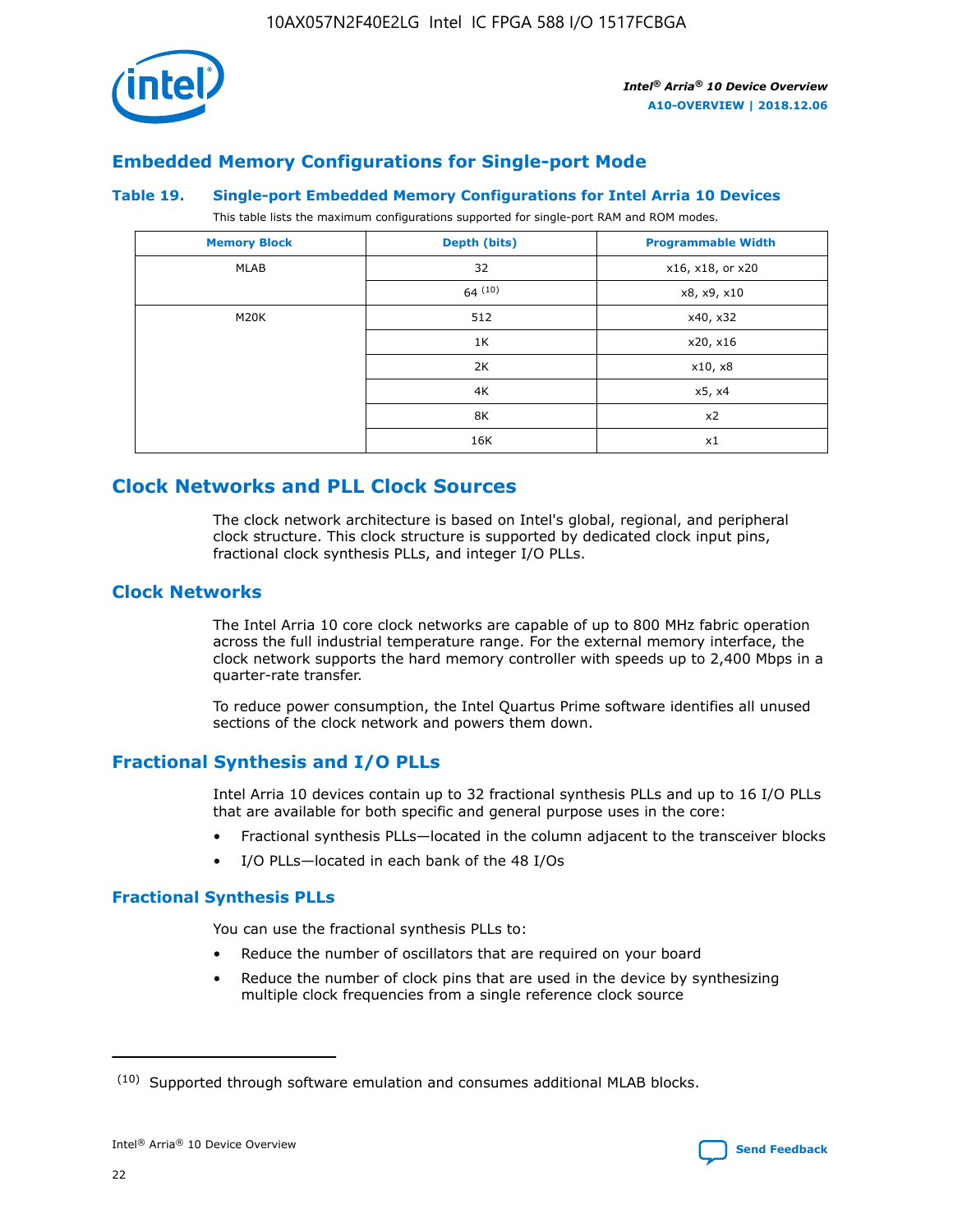## Embedded Memory Configurations for Single-port Mode

### Table 19. Single-port Embedded Memory Configurations for Intel Arria 10 Devices

This table lists the maximum configurations supported for single-port RAM and ROM modes.

| Memory Block | Depth (bits) | Programmable Width |
|---|---|---|
| MLAB | 32 | x16, x18, or x20 |
| | 64 [10] | x8, x9, x10 |
| M20K | 512 | x40, x32 |
| | 1K | x20, x16 |
| | 2K | x10, x8 |
| | 4K | x5, x4 |
| | 8K | x2 |
| | 16K | x1 |

## Clock Networks and PLL Clock Sources

The clock network architecture is based on Intel's global, regional, and peripheral clock structure. This clock structure is supported by dedicated clock input pins, fractional clock synthesis PLLs, and integer I/O PLLs.

### Clock Networks

The Intel Arria 10 core clock networks are capable of up to 800 MHz fabric operation across the full industrial temperature range. For the external memory interface, the clock network supports the hard memory controller with speeds up to 2,400 Mbps in a quarter-rate transfer.

To reduce power consumption, the Intel Quartus Prime software identifies all unused sections of the clock network and powers them down.

### Fractional Synthesis and I/O PLLs

Intel Arria 10 devices contain up to 32 fractional synthesis PLLs and up to 16 I/O PLLs that are available for both specific and general purpose uses in the core:

- Fractional synthesis PLLs—located in the column adjacent to the transceiver blocks
- I/O PLLs—located in each bank of the 48 I/Os

#### Fractional Synthesis PLLs

You can use the fractional synthesis PLLs to:

- Reduce the number of oscillators that are required on your board
- Reduce the number of clock pins that are used in the device by synthesizing multiple clock frequencies from a single reference clock source

[10] Supported through software emulation and consumes additional MLAB blocks.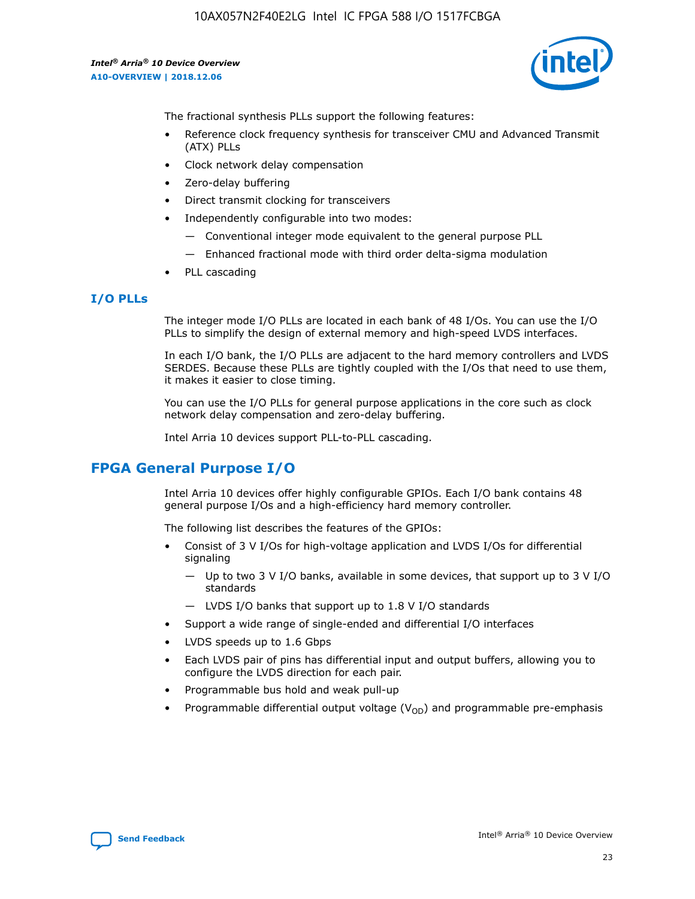The fractional synthesis PLLs support the following features:

- Reference clock frequency synthesis for transceiver CMU and Advanced Transmit (ATX) PLLs
- Clock network delay compensation
- Zero-delay buffering
- Direct transmit clocking for transceivers
- Independently configurable into two modes:
  - — Conventional integer mode equivalent to the general purpose PLL
  - — Enhanced fractional mode with third order delta-sigma modulation
- PLL cascading

### I/O PLLs

The integer mode I/O PLLs are located in each bank of 48 I/Os. You can use the I/O PLLs to simplify the design of external memory and high-speed LVDS interfaces.

In each I/O bank, the I/O PLLs are adjacent to the hard memory controllers and LVDS SERDES. Because these PLLs are tightly coupled with the I/Os that need to use them, it makes it easier to close timing.

You can use the I/O PLLs for general purpose applications in the core such as clock network delay compensation and zero-delay buffering.

Intel Arria 10 devices support PLL-to-PLL cascading.

## FPGA General Purpose I/O

Intel Arria 10 devices offer highly configurable GPIOs. Each I/O bank contains 48 general purpose I/Os and a high-efficiency hard memory controller.

The following list describes the features of the GPIOs:

- Consist of 3 V I/Os for high-voltage application and LVDS I/Os for differential signaling
  - — Up to two 3 V I/O banks, available in some devices, that support up to 3 V I/O standards
  - — LVDS I/O banks that support up to 1.8 V I/O standards
- Support a wide range of single-ended and differential I/O interfaces
- LVDS speeds up to 1.6 Gbps
- Each LVDS pair of pins has differential input and output buffers, allowing you to configure the LVDS direction for each pair.
- Programmable bus hold and weak pull-up
- Programmable differential output voltage ($V_{OD}$) and programmable pre-emphasis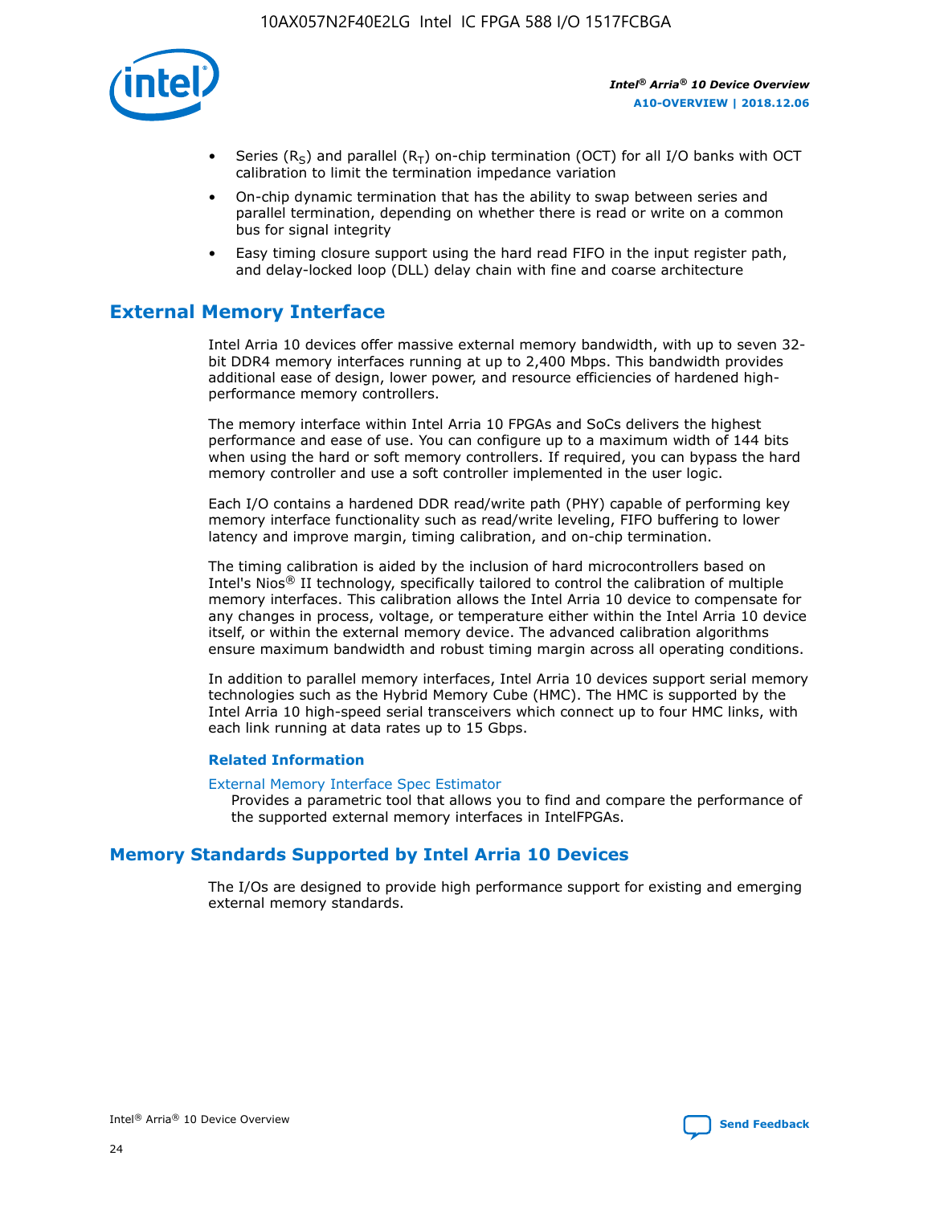- Series ($R_S$) and parallel ($R_T$) on-chip termination (OCT) for all I/O banks with OCT calibration to limit the termination impedance variation
- On-chip dynamic termination that has the ability to swap between series and parallel termination, depending on whether there is read or write on a common bus for signal integrity
- Easy timing closure support using the hard read FIFO in the input register path, and delay-locked loop (DLL) delay chain with fine and coarse architecture

## External Memory Interface

Intel Arria 10 devices offer massive external memory bandwidth, with up to seven 32-bit DDR4 memory interfaces running at up to 2,400 Mbps. This bandwidth provides additional ease of design, lower power, and resource efficiencies of hardened high-performance memory controllers.

The memory interface within Intel Arria 10 FPGAs and SoCs delivers the highest performance and ease of use. You can configure up to a maximum width of 144 bits when using the hard or soft memory controllers. If required, you can bypass the hard memory controller and use a soft controller implemented in the user logic.

Each I/O contains a hardened DDR read/write path (PHY) capable of performing key memory interface functionality such as read/write leveling, FIFO buffering to lower latency and improve margin, timing calibration, and on-chip termination.

The timing calibration is aided by the inclusion of hard microcontrollers based on Intel's Nios® II technology, specifically tailored to control the calibration of multiple memory interfaces. This calibration allows the Intel Arria 10 device to compensate for any changes in process, voltage, or temperature either within the Intel Arria 10 device itself, or within the external memory device. The advanced calibration algorithms ensure maximum bandwidth and robust timing margin across all operating conditions.

In addition to parallel memory interfaces, Intel Arria 10 devices support serial memory technologies such as the Hybrid Memory Cube (HMC). The HMC is supported by the Intel Arria 10 high-speed serial transceivers which connect up to four HMC links, with each link running at data rates up to 15 Gbps.

### Related Information

External Memory Interface Spec Estimator
Provides a parametric tool that allows you to find and compare the performance of the supported external memory interfaces in IntelFPGAs.

## Memory Standards Supported by Intel Arria 10 Devices

The I/Os are designed to provide high performance support for existing and emerging external memory standards.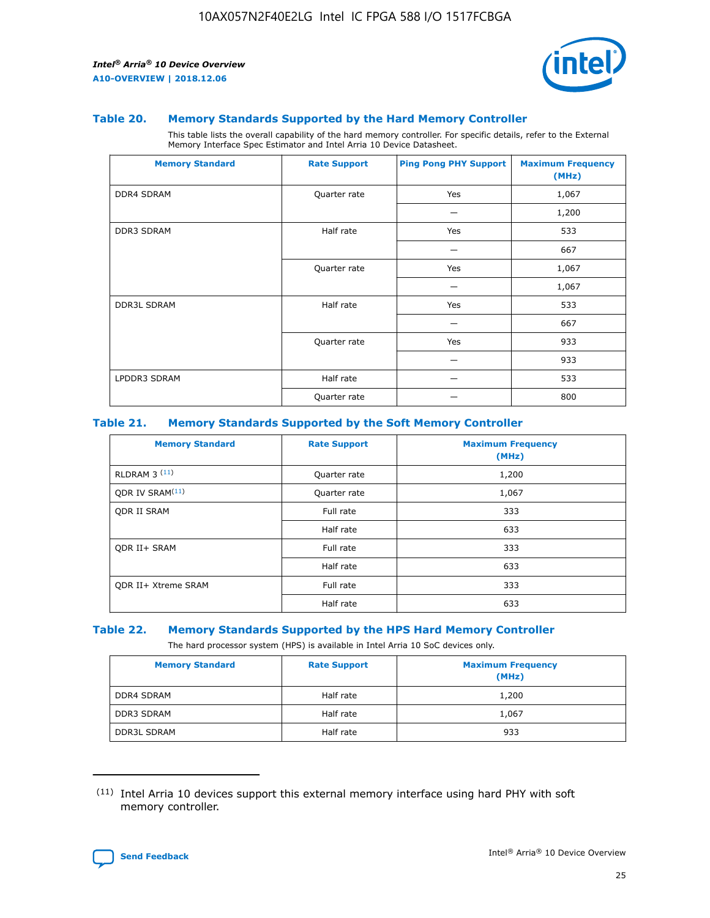### Table 20. Memory Standards Supported by the Hard Memory Controller

This table lists the overall capability of the hard memory controller. For specific details, refer to the External Memory Interface Spec Estimator and Intel Arria 10 Device Datasheet.

| Memory Standard | Rate Support | Ping Pong PHY Support | Maximum Frequency (MHz) |
|---|---|---|---|
| DDR4 SDRAM | Quarter rate | Yes | 1,067 |
| | | — | 1,200 |
| DDR3 SDRAM | Half rate | Yes | 533 |
| | | — | 667 |
| | Quarter rate | Yes | 1,067 |
| | | — | 1,067 |
| DDR3L SDRAM | Half rate | Yes | 533 |
| | | — | 667 |
| | Quarter rate | Yes | 933 |
| | | — | 933 |
| LPDDR3 SDRAM | Half rate | — | 533 |
| | Quarter rate | — | 800 |

### Table 21. Memory Standards Supported by the Soft Memory Controller

| Memory Standard | Rate Support | Maximum Frequency (MHz) |
|---|---|---|
| RLDRAM 3 [11] | Quarter rate | 1,200 |
| QDR IV SRAM[11] | Quarter rate | 1,067 |
| QDR II SRAM | Full rate | 333 |
| | Half rate | 633 |
| QDR II+ SRAM | Full rate | 333 |
| | Half rate | 633 |
| QDR II+ Xtreme SRAM | Full rate | 333 |
| | Half rate | 633 |

### Table 22. Memory Standards Supported by the HPS Hard Memory Controller

The hard processor system (HPS) is available in Intel Arria 10 SoC devices only.

| Memory Standard | Rate Support | Maximum Frequency (MHz) |
|---|---|---|
| DDR4 SDRAM | Half rate | 1,200 |
| DDR3 SDRAM | Half rate | 1,067 |
| DDR3L SDRAM | Half rate | 933 |

(11) Intel Arria 10 devices support this external memory interface using hard PHY with soft memory controller.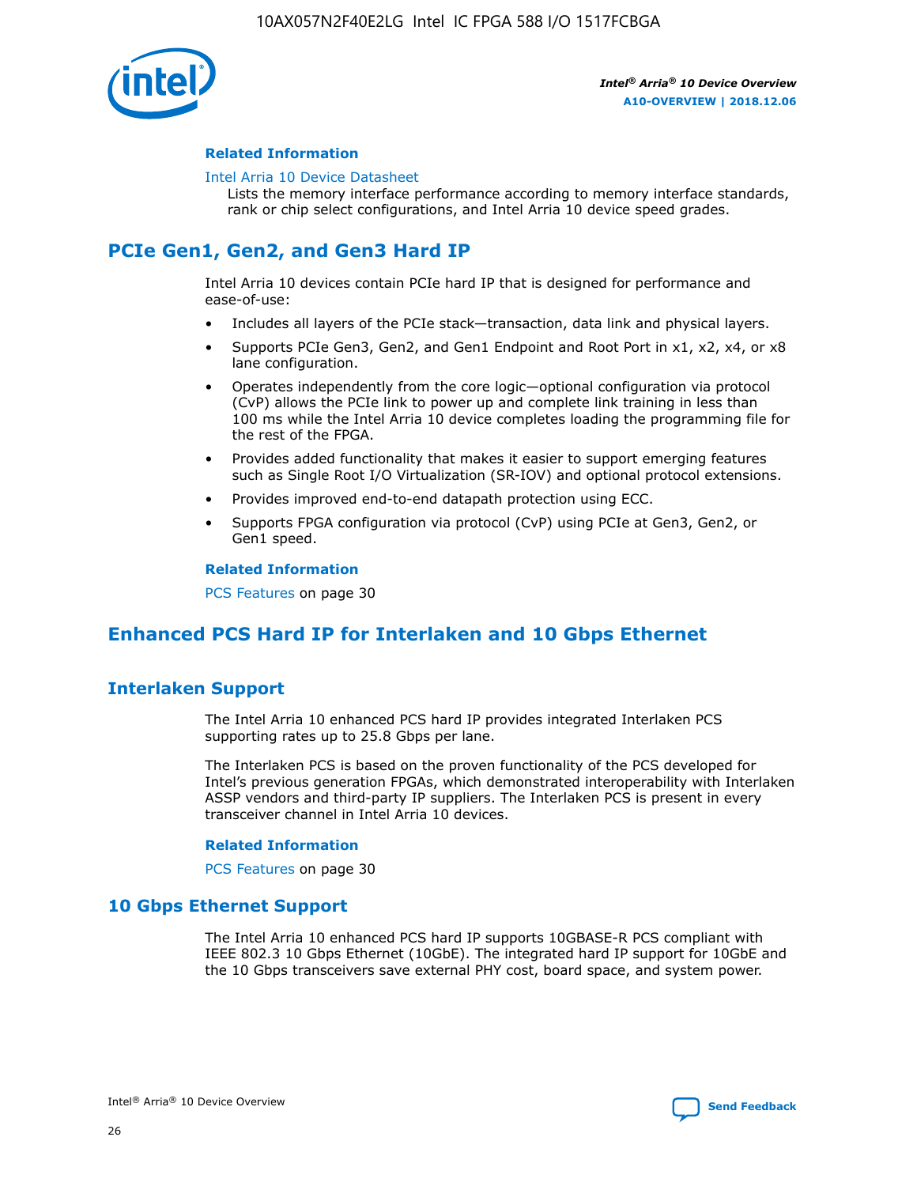**Related Information**

Intel Arria 10 Device Datasheet

Lists the memory interface performance according to memory interface standards, rank or chip select configurations, and Intel Arria 10 device speed grades.

## PCIe Gen1, Gen2, and Gen3 Hard IP

Intel Arria 10 devices contain PCIe hard IP that is designed for performance and ease-of-use:

- Includes all layers of the PCIe stack—transaction, data link and physical layers.
- Supports PCIe Gen3, Gen2, and Gen1 Endpoint and Root Port in x1, x2, x4, or x8 lane configuration.
- Operates independently from the core logic—optional configuration via protocol (CvP) allows the PCIe link to power up and complete link training in less than 100 ms while the Intel Arria 10 device completes loading the programming file for the rest of the FPGA.
- Provides added functionality that makes it easier to support emerging features such as Single Root I/O Virtualization (SR-IOV) and optional protocol extensions.
- Provides improved end-to-end datapath protection using ECC.
- Supports FPGA configuration via protocol (CvP) using PCIe at Gen3, Gen2, or Gen1 speed.

**Related Information**

PCS Features on page 30

## Enhanced PCS Hard IP for Interlaken and 10 Gbps Ethernet

### Interlaken Support

The Intel Arria 10 enhanced PCS hard IP provides integrated Interlaken PCS supporting rates up to 25.8 Gbps per lane.

The Interlaken PCS is based on the proven functionality of the PCS developed for Intel's previous generation FPGAs, which demonstrated interoperability with Interlaken ASSP vendors and third-party IP suppliers. The Interlaken PCS is present in every transceiver channel in Intel Arria 10 devices.

**Related Information**

PCS Features on page 30

### 10 Gbps Ethernet Support

The Intel Arria 10 enhanced PCS hard IP supports 10GBASE-R PCS compliant with IEEE 802.3 10 Gbps Ethernet (10GbE). The integrated hard IP support for 10GbE and the 10 Gbps transceivers save external PHY cost, board space, and system power.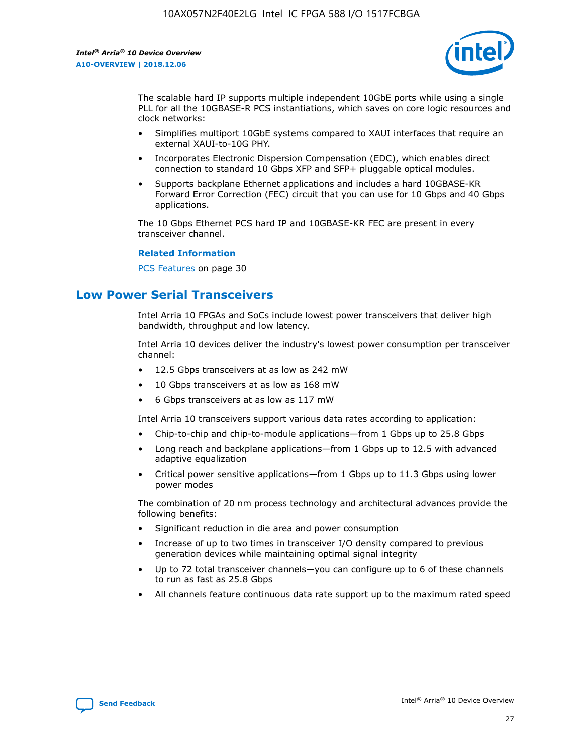The scalable hard IP supports multiple independent 10GbE ports while using a single PLL for all the 10GBASE-R PCS instantiations, which saves on core logic resources and clock networks:

- Simplifies multiport 10GbE systems compared to XAUI interfaces that require an external XAUI-to-10G PHY.
- Incorporates Electronic Dispersion Compensation (EDC), which enables direct connection to standard 10 Gbps XFP and SFP+ pluggable optical modules.
- Supports backplane Ethernet applications and includes a hard 10GBASE-KR Forward Error Correction (FEC) circuit that you can use for 10 Gbps and 40 Gbps applications.

The 10 Gbps Ethernet PCS hard IP and 10GBASE-KR FEC are present in every transceiver channel.

**Related Information**

PCS Features on page 30

## Low Power Serial Transceivers

Intel Arria 10 FPGAs and SoCs include lowest power transceivers that deliver high bandwidth, throughput and low latency.

Intel Arria 10 devices deliver the industry's lowest power consumption per transceiver channel:

- 12.5 Gbps transceivers at as low as 242 mW
- 10 Gbps transceivers at as low as 168 mW
- 6 Gbps transceivers at as low as 117 mW

Intel Arria 10 transceivers support various data rates according to application:

- Chip-to-chip and chip-to-module applications—from 1 Gbps up to 25.8 Gbps
- Long reach and backplane applications—from 1 Gbps up to 12.5 with advanced adaptive equalization
- Critical power sensitive applications—from 1 Gbps up to 11.3 Gbps using lower power modes

The combination of 20 nm process technology and architectural advances provide the following benefits:

- Significant reduction in die area and power consumption
- Increase of up to two times in transceiver I/O density compared to previous generation devices while maintaining optimal signal integrity
- Up to 72 total transceiver channels—you can configure up to 6 of these channels to run as fast as 25.8 Gbps
- All channels feature continuous data rate support up to the maximum rated speed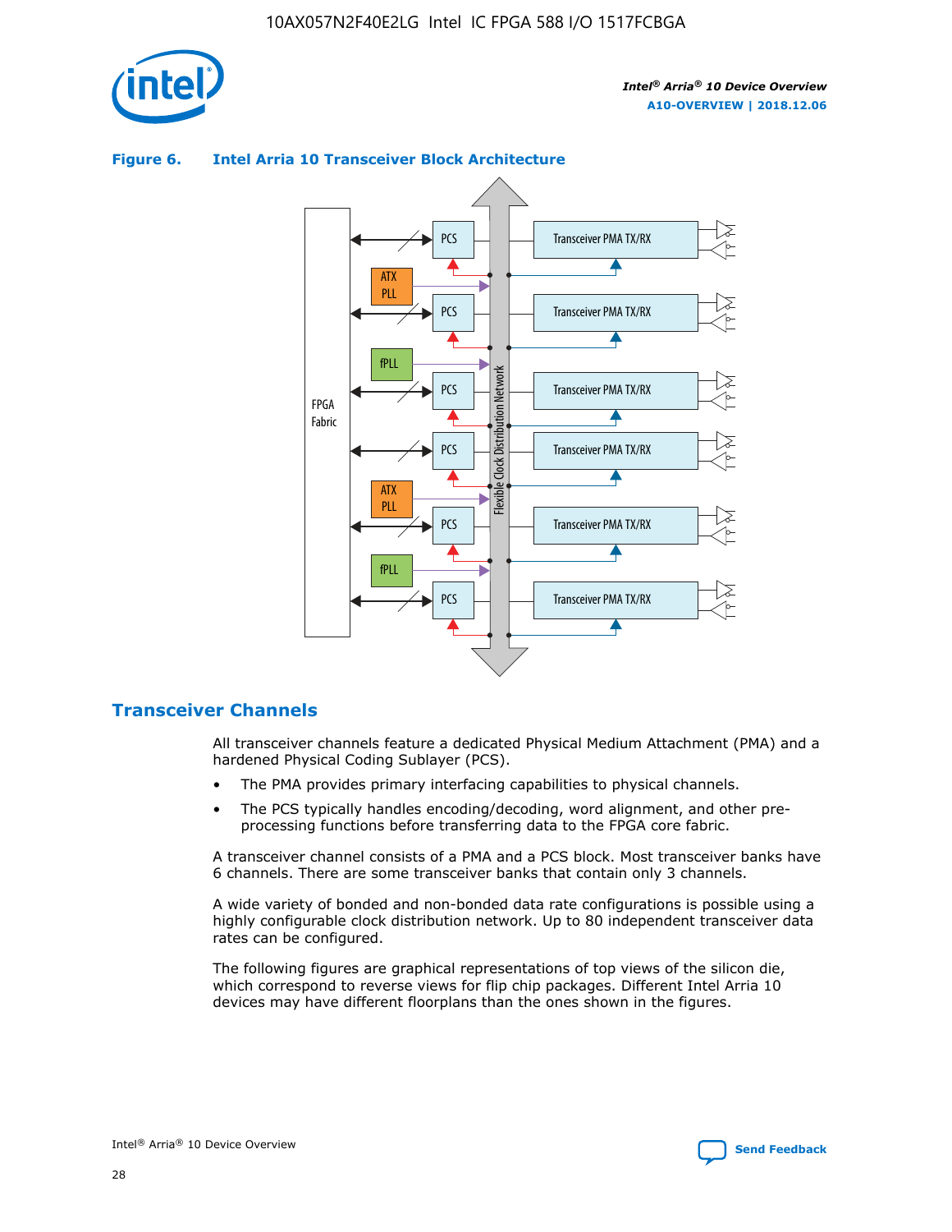**Figure 6. Intel Arria 10 Transceiver Block Architecture**

## Transceiver Channels

All transceiver channels feature a dedicated Physical Medium Attachment (PMA) and a hardened Physical Coding Sublayer (PCS).

- The PMA provides primary interfacing capabilities to physical channels.
- The PCS typically handles encoding/decoding, word alignment, and other pre-processing functions before transferring data to the FPGA core fabric.

A transceiver channel consists of a PMA and a PCS block. Most transceiver banks have 6 channels. There are some transceiver banks that contain only 3 channels.

A wide variety of bonded and non-bonded data rate configurations is possible using a highly configurable clock distribution network. Up to 80 independent transceiver data rates can be configured.

The following figures are graphical representations of top views of the silicon die, which correspond to reverse views for flip chip packages. Different Intel Arria 10 devices may have different floorplans than the ones shown in the figures.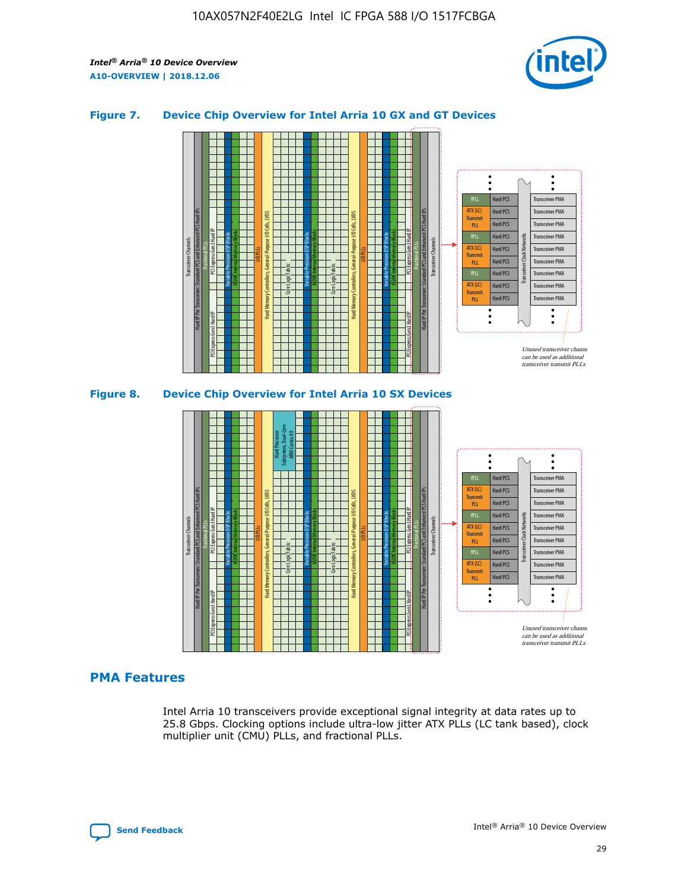## Figure 7. Device Chip Overview for Intel Arria 10 GX and GT Devices

## Figure 8. Device Chip Overview for Intel Arria 10 SX Devices

## PMA Features

Intel Arria 10 transceivers provide exceptional signal integrity at data rates up to 25.8 Gbps. Clocking options include ultra-low jitter ATX PLLs (LC tank based), clock multiplier unit (CMU) PLLs, and fractional PLLs.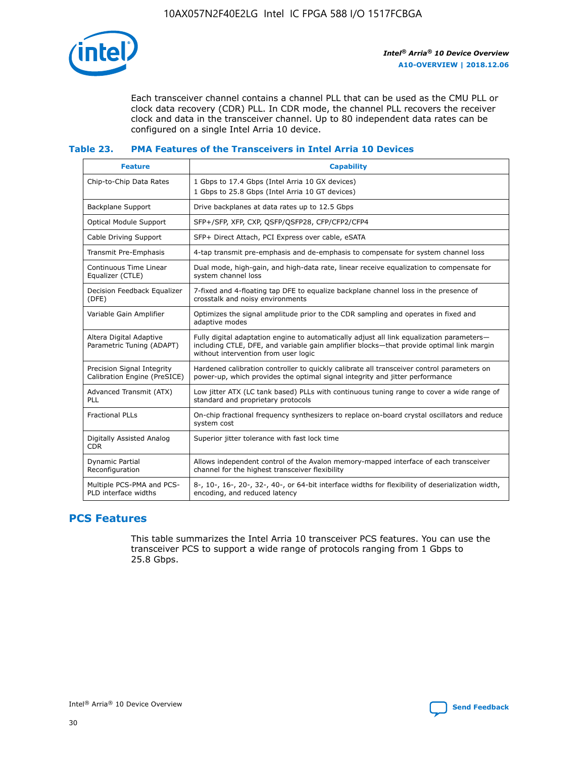Each transceiver channel contains a channel PLL that can be used as the CMU PLL or clock data recovery (CDR) PLL. In CDR mode, the channel PLL recovers the receiver clock and data in the transceiver channel. Up to 80 independent data rates can be configured on a single Intel Arria 10 device.

**Table 23. PMA Features of the Transceivers in Intel Arria 10 Devices**

| Feature | Capability |
|---|---|
| Chip-to-Chip Data Rates | 1 Gbps to 17.4 Gbps (Intel Arria 10 GX devices)<br>1 Gbps to 25.8 Gbps (Intel Arria 10 GT devices) |
| Backplane Support | Drive backplanes at data rates up to 12.5 Gbps |
| Optical Module Support | SFP+/SFP, XFP, CXP, QSFP/QSFP28, CFP/CFP2/CFP4 |
| Cable Driving Support | SFP+ Direct Attach, PCI Express over cable, eSATA |
| Transmit Pre-Emphasis | 4-tap transmit pre-emphasis and de-emphasis to compensate for system channel loss |
| Continuous Time Linear Equalizer (CTLE) | Dual mode, high-gain, and high-data rate, linear receive equalization to compensate for system channel loss |
| Decision Feedback Equalizer (DFE) | 7-fixed and 4-floating tap DFE to equalize backplane channel loss in the presence of crosstalk and noisy environments |
| Variable Gain Amplifier | Optimizes the signal amplitude prior to the CDR sampling and operates in fixed and adaptive modes |
| Altera Digital Adaptive Parametric Tuning (ADAPT) | Fully digital adaptation engine to automatically adjust all link equalization parameters—including CTLE, DFE, and variable gain amplifier blocks—that provide optimal link margin without intervention from user logic |
| Precision Signal Integrity Calibration Engine (PreSICE) | Hardened calibration controller to quickly calibrate all transceiver control parameters on power-up, which provides the optimal signal integrity and jitter performance |
| Advanced Transmit (ATX) PLL | Low jitter ATX (LC tank based) PLLs with continuous tuning range to cover a wide range of standard and proprietary protocols |
| Fractional PLLs | On-chip fractional frequency synthesizers to replace on-board crystal oscillators and reduce system cost |
| Digitally Assisted Analog CDR | Superior jitter tolerance with fast lock time |
| Dynamic Partial Reconfiguration | Allows independent control of the Avalon memory-mapped interface of each transceiver channel for the highest transceiver flexibility |
| Multiple PCS-PMA and PCS-PLD interface widths | 8-, 10-, 16-, 20-, 32-, 40-, or 64-bit interface widths for flexibility of deserialization width, encoding, and reduced latency |

## PCS Features

This table summarizes the Intel Arria 10 transceiver PCS features. You can use the transceiver PCS to support a wide range of protocols ranging from 1 Gbps to 25.8 Gbps.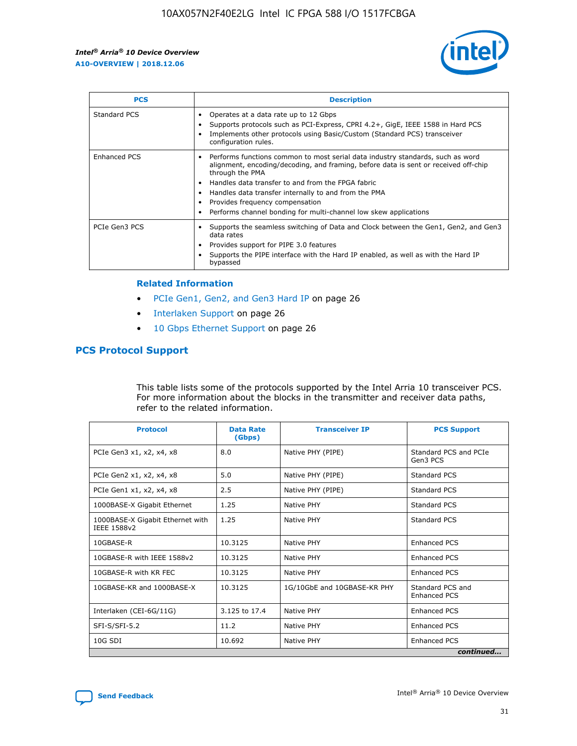| PCS | Description |
| --- | --- |
| Standard PCS | • Operates at a data rate up to 12 Gbps<br>• Supports protocols such as PCI-Express, CPRI 4.2+, GigE, IEEE 1588 in Hard PCS<br>• Implements other protocols using Basic/Custom (Standard PCS) transceiver configuration rules. |
| Enhanced PCS | • Performs functions common to most serial data industry standards, such as word alignment, encoding/decoding, and framing, before data is sent or received off-chip through the PMA<br>• Handles data transfer to and from the FPGA fabric<br>• Handles data transfer internally to and from the PMA<br>• Provides frequency compensation<br>• Performs channel bonding for multi-channel low skew applications |
| PCIe Gen3 PCS | • Supports the seamless switching of Data and Clock between the Gen1, Gen2, and Gen3 data rates<br>• Provides support for PIPE 3.0 features<br>• Supports the PIPE interface with the Hard IP enabled, as well as with the Hard IP bypassed |

### Related Information

- PCIe Gen1, Gen2, and Gen3 Hard IP on page 26
- Interlaken Support on page 26
- 10 Gbps Ethernet Support on page 26

## PCS Protocol Support

This table lists some of the protocols supported by the Intel Arria 10 transceiver PCS. For more information about the blocks in the transmitter and receiver data paths, refer to the related information.

| Protocol | Data Rate (Gbps) | Transceiver IP | PCS Support |
| --- | --- | --- | --- |
| PCIe Gen3 x1, x2, x4, x8 | 8.0 | Native PHY (PIPE) | Standard PCS and PCIe Gen3 PCS |
| PCIe Gen2 x1, x2, x4, x8 | 5.0 | Native PHY (PIPE) | Standard PCS |
| PCIe Gen1 x1, x2, x4, x8 | 2.5 | Native PHY (PIPE) | Standard PCS |
| 1000BASE-X Gigabit Ethernet | 1.25 | Native PHY | Standard PCS |
| 1000BASE-X Gigabit Ethernet with IEEE 1588v2 | 1.25 | Native PHY | Standard PCS |
| 10GBASE-R | 10.3125 | Native PHY | Enhanced PCS |
| 10GBASE-R with IEEE 1588v2 | 10.3125 | Native PHY | Enhanced PCS |
| 10GBASE-R with KR FEC | 10.3125 | Native PHY | Enhanced PCS |
| 10GBASE-KR and 1000BASE-X | 10.3125 | 1G/10GbE and 10GBASE-KR PHY | Standard PCS and Enhanced PCS |
| Interlaken (CEI-6G/11G) | 3.125 to 17.4 | Native PHY | Enhanced PCS |
| SFI-S/SFI-5.2 | 11.2 | Native PHY | Enhanced PCS |
| 10G SDI | 10.692 | Native PHY | Enhanced PCS |

*continued...*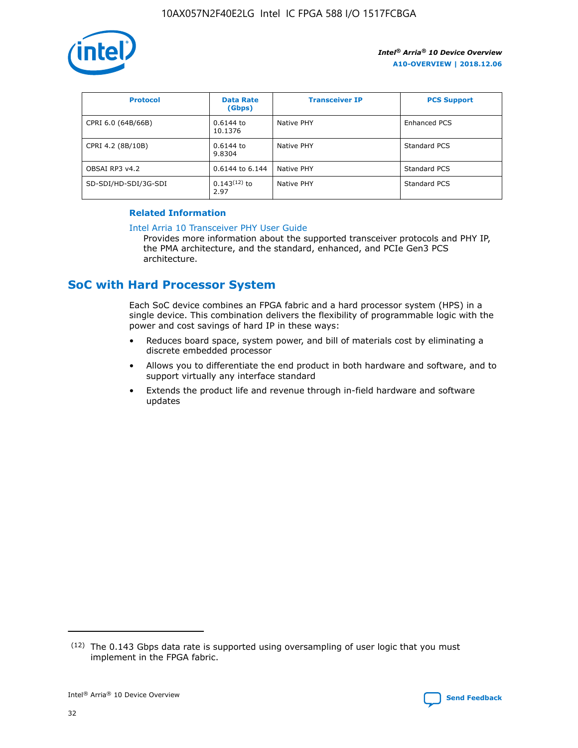| Protocol | Data Rate (Gbps) | Transceiver IP | PCS Support |
| --- | --- | --- | --- |
| CPRI 6.0 (64B/66B) | 0.6144 to 10.1376 | Native PHY | Enhanced PCS |
| CPRI 4.2 (8B/10B) | 0.6144 to 9.8304 | Native PHY | Standard PCS |
| OBSAI RP3 v4.2 | 0.6144 to 6.144 | Native PHY | Standard PCS |
| SD-SDI/HD-SDI/3G-SDI | 0.143[12] to 2.97 | Native PHY | Standard PCS |

**Related Information**

Intel Arria 10 Transceiver PHY User Guide

Provides more information about the supported transceiver protocols and PHY IP, the PMA architecture, and the standard, enhanced, and PCIe Gen3 PCS architecture.

## SoC with Hard Processor System

Each SoC device combines an FPGA fabric and a hard processor system (HPS) in a single device. This combination delivers the flexibility of programmable logic with the power and cost savings of hard IP in these ways:

- Reduces board space, system power, and bill of materials cost by eliminating a discrete embedded processor
- Allows you to differentiate the end product in both hardware and software, and to support virtually any interface standard
- Extends the product life and revenue through in-field hardware and software updates

[12] The 0.143 Gbps data rate is supported using oversampling of user logic that you must implement in the FPGA fabric.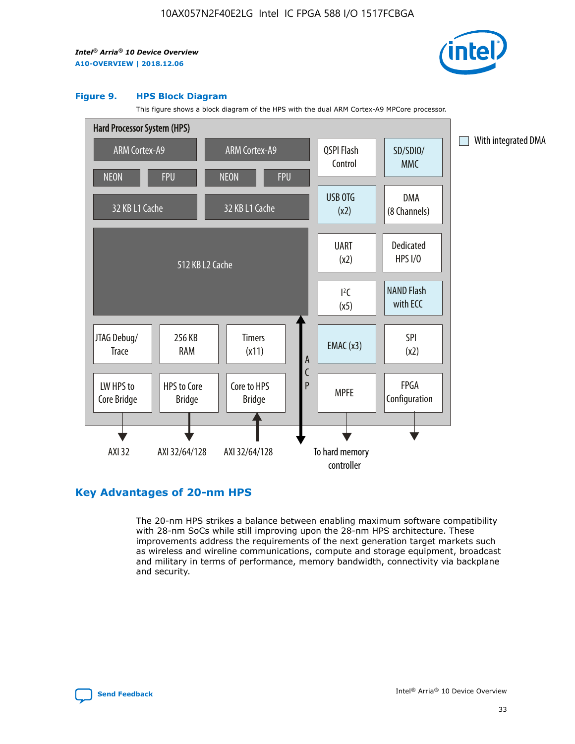**Figure 9. HPS Block Diagram**

This figure shows a block diagram of the HPS with the dual ARM Cortex-A9 MPCore processor.

Hard Processor System (HPS)

ARM Cortex-A9 | ARM Cortex-A9
NEON | FPU | NEON | FPU
32 KB L1 Cache | 32 KB L1 Cache
512 KB L2 Cache

QSPI Flash Control | SD/SDIO/MMC
USB OTG (x2) | DMA (8 Channels)
UART (x2) | Dedicated HPS I/O
I²C (x5) | NAND Flash with ECC
EMAC (x3) | SPI (x2)
MPFE | FPGA Configuration

JTAG Debug/Trace | 256 KB RAM | Timers (x11)
LW HPS to Core Bridge | HPS to Core Bridge | Core to HPS Bridge

ACP

AXI 32 | AXI 32/64/128 | AXI 32/64/128 | To hard memory controller

With integrated DMA

## Key Advantages of 20-nm HPS

The 20-nm HPS strikes a balance between enabling maximum software compatibility with 28-nm SoCs while still improving upon the 28-nm HPS architecture. These improvements address the requirements of the next generation target markets such as wireless and wireline communications, compute and storage equipment, broadcast and military in terms of performance, memory bandwidth, connectivity via backplane and security.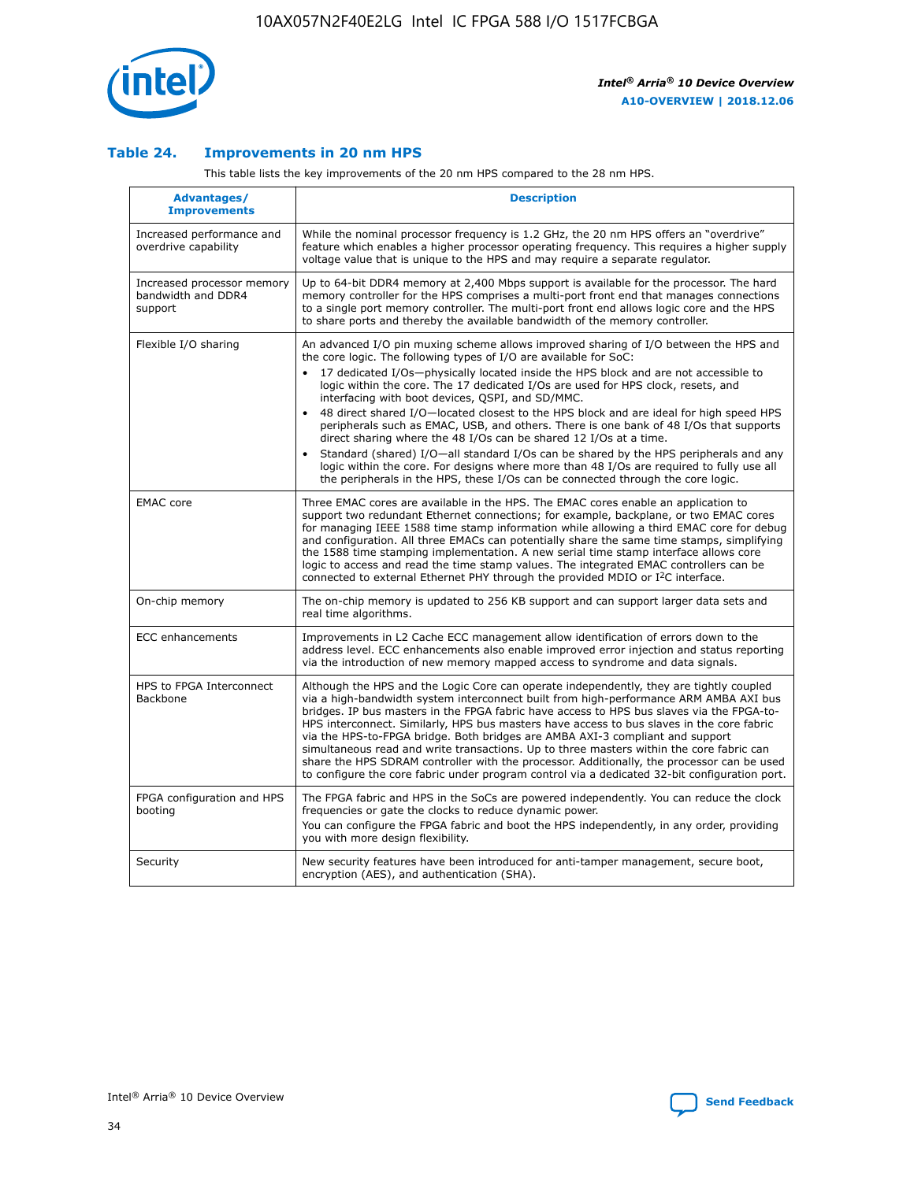### Table 24. Improvements in 20 nm HPS

This table lists the key improvements of the 20 nm HPS compared to the 28 nm HPS.

| Advantages/ Improvements | Description |
|---|---|
| Increased performance and overdrive capability | While the nominal processor frequency is 1.2 GHz, the 20 nm HPS offers an "overdrive" feature which enables a higher processor operating frequency. This requires a higher supply voltage value that is unique to the HPS and may require a separate regulator. |
| Increased processor memory bandwidth and DDR4 support | Up to 64-bit DDR4 memory at 2,400 Mbps support is available for the processor. The hard memory controller for the HPS comprises a multi-port front end that manages connections to a single port memory controller. The multi-port front end allows logic core and the HPS to share ports and thereby the available bandwidth of the memory controller. |
| Flexible I/O sharing | An advanced I/O pin muxing scheme allows improved sharing of I/O between the HPS and the core logic. The following types of I/O are available for SoC: <br>• 17 dedicated I/Os—physically located inside the HPS block and are not accessible to logic within the core. The 17 dedicated I/Os are used for HPS clock, resets, and interfacing with boot devices, QSPI, and SD/MMC. <br>• 48 direct shared I/O—located closest to the HPS block and are ideal for high speed HPS peripherals such as EMAC, USB, and others. There is one bank of 48 I/Os that supports direct sharing where the 48 I/Os can be shared 12 I/Os at a time. <br>• Standard (shared) I/O—all standard I/Os can be shared by the HPS peripherals and any logic within the core. For designs where more than 48 I/Os are required to fully use all the peripherals in the HPS, these I/Os can be connected through the core logic. |
| EMAC core | Three EMAC cores are available in the HPS. The EMAC cores enable an application to support two redundant Ethernet connections; for example, backplane, or two EMAC cores for managing IEEE 1588 time stamp information while allowing a third EMAC core for debug and configuration. All three EMACs can potentially share the same time stamps, simplifying the 1588 time stamping implementation. A new serial time stamp interface allows core logic to access and read the time stamp values. The integrated EMAC controllers can be connected to external Ethernet PHY through the provided MDIO or I²C interface. |
| On-chip memory | The on-chip memory is updated to 256 KB support and can support larger data sets and real time algorithms. |
| ECC enhancements | Improvements in L2 Cache ECC management allow identification of errors down to the address level. ECC enhancements also enable improved error injection and status reporting via the introduction of new memory mapped access to syndrome and data signals. |
| HPS to FPGA Interconnect Backbone | Although the HPS and the Logic Core can operate independently, they are tightly coupled via a high-bandwidth system interconnect built from high-performance ARM AMBA AXI bus bridges. IP bus masters in the FPGA fabric have access to HPS bus slaves via the FPGA-to-HPS interconnect. Similarly, HPS bus masters have access to bus slaves in the core fabric via the HPS-to-FPGA bridge. Both bridges are AMBA AXI-3 compliant and support simultaneous read and write transactions. Up to three masters within the core fabric can share the HPS SDRAM controller with the processor. Additionally, the processor can be used to configure the core fabric under program control via a dedicated 32-bit configuration port. |
| FPGA configuration and HPS booting | The FPGA fabric and HPS in the SoCs are powered independently. You can reduce the clock frequencies or gate the clocks to reduce dynamic power. <br>You can configure the FPGA fabric and boot the HPS independently, in any order, providing you with more design flexibility. |
| Security | New security features have been introduced for anti-tamper management, secure boot, encryption (AES), and authentication (SHA). |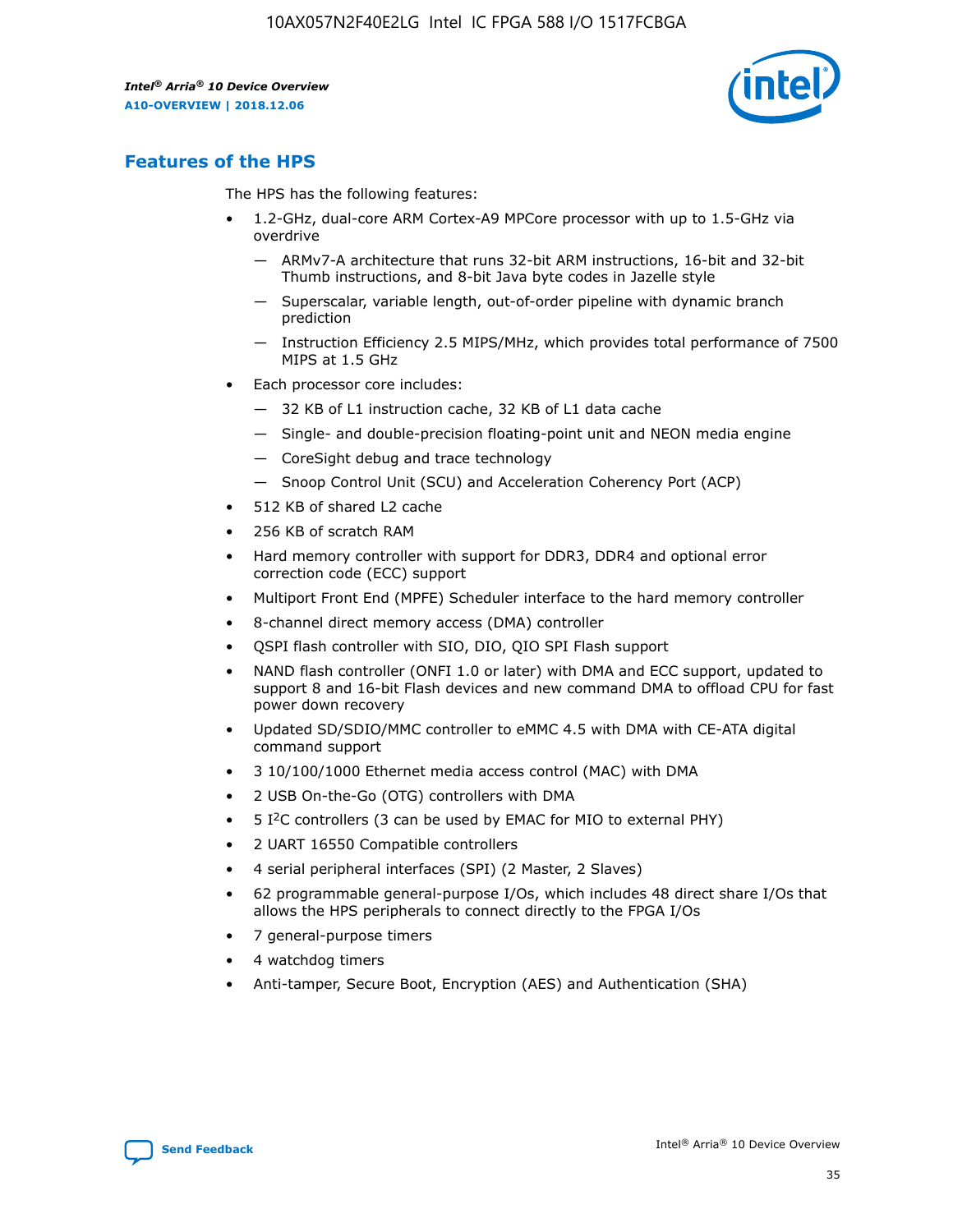## Features of the HPS

The HPS has the following features:

- 1.2-GHz, dual-core ARM Cortex-A9 MPCore processor with up to 1.5-GHz via overdrive
  - — ARMv7-A architecture that runs 32-bit ARM instructions, 16-bit and 32-bit Thumb instructions, and 8-bit Java byte codes in Jazelle style
  - — Superscalar, variable length, out-of-order pipeline with dynamic branch prediction
  - — Instruction Efficiency 2.5 MIPS/MHz, which provides total performance of 7500 MIPS at 1.5 GHz
- Each processor core includes:
  - — 32 KB of L1 instruction cache, 32 KB of L1 data cache
  - — Single- and double-precision floating-point unit and NEON media engine
  - — CoreSight debug and trace technology
  - — Snoop Control Unit (SCU) and Acceleration Coherency Port (ACP)
- 512 KB of shared L2 cache
- 256 KB of scratch RAM
- Hard memory controller with support for DDR3, DDR4 and optional error correction code (ECC) support
- Multiport Front End (MPFE) Scheduler interface to the hard memory controller
- 8-channel direct memory access (DMA) controller
- QSPI flash controller with SIO, DIO, QIO SPI Flash support
- NAND flash controller (ONFI 1.0 or later) with DMA and ECC support, updated to support 8 and 16-bit Flash devices and new command DMA to offload CPU for fast power down recovery
- Updated SD/SDIO/MMC controller to eMMC 4.5 with DMA with CE-ATA digital command support
- 3 10/100/1000 Ethernet media access control (MAC) with DMA
- 2 USB On-the-Go (OTG) controllers with DMA
- 5 I²C controllers (3 can be used by EMAC for MIO to external PHY)
- 2 UART 16550 Compatible controllers
- 4 serial peripheral interfaces (SPI) (2 Master, 2 Slaves)
- 62 programmable general-purpose I/Os, which includes 48 direct share I/Os that allows the HPS peripherals to connect directly to the FPGA I/Os
- 7 general-purpose timers
- 4 watchdog timers
- Anti-tamper, Secure Boot, Encryption (AES) and Authentication (SHA)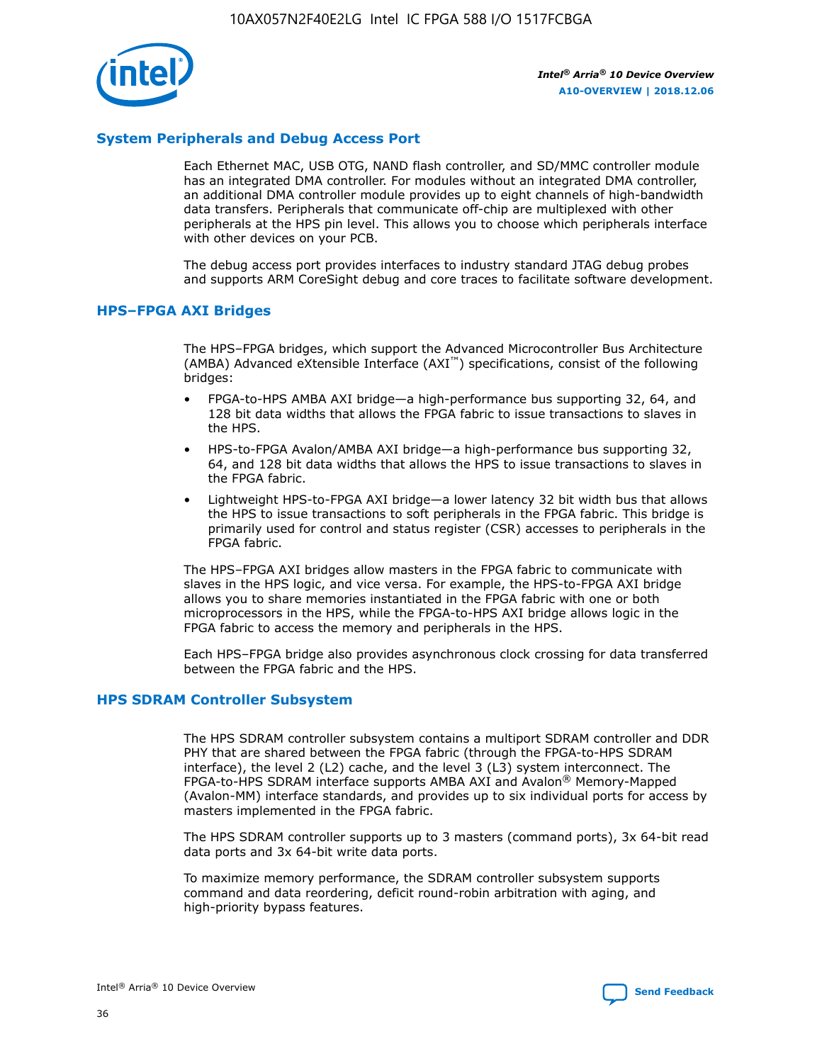## System Peripherals and Debug Access Port

Each Ethernet MAC, USB OTG, NAND flash controller, and SD/MMC controller module has an integrated DMA controller. For modules without an integrated DMA controller, an additional DMA controller module provides up to eight channels of high-bandwidth data transfers. Peripherals that communicate off-chip are multiplexed with other peripherals at the HPS pin level. This allows you to choose which peripherals interface with other devices on your PCB.

The debug access port provides interfaces to industry standard JTAG debug probes and supports ARM CoreSight debug and core traces to facilitate software development.

## HPS–FPGA AXI Bridges

The HPS–FPGA bridges, which support the Advanced Microcontroller Bus Architecture (AMBA) Advanced eXtensible Interface (AXI™) specifications, consist of the following bridges:

- FPGA-to-HPS AMBA AXI bridge—a high-performance bus supporting 32, 64, and 128 bit data widths that allows the FPGA fabric to issue transactions to slaves in the HPS.
- HPS-to-FPGA Avalon/AMBA AXI bridge—a high-performance bus supporting 32, 64, and 128 bit data widths that allows the HPS to issue transactions to slaves in the FPGA fabric.
- Lightweight HPS-to-FPGA AXI bridge—a lower latency 32 bit width bus that allows the HPS to issue transactions to soft peripherals in the FPGA fabric. This bridge is primarily used for control and status register (CSR) accesses to peripherals in the FPGA fabric.

The HPS–FPGA AXI bridges allow masters in the FPGA fabric to communicate with slaves in the HPS logic, and vice versa. For example, the HPS-to-FPGA AXI bridge allows you to share memories instantiated in the FPGA fabric with one or both microprocessors in the HPS, while the FPGA-to-HPS AXI bridge allows logic in the FPGA fabric to access the memory and peripherals in the HPS.

Each HPS–FPGA bridge also provides asynchronous clock crossing for data transferred between the FPGA fabric and the HPS.

## HPS SDRAM Controller Subsystem

The HPS SDRAM controller subsystem contains a multiport SDRAM controller and DDR PHY that are shared between the FPGA fabric (through the FPGA-to-HPS SDRAM interface), the level 2 (L2) cache, and the level 3 (L3) system interconnect. The FPGA-to-HPS SDRAM interface supports AMBA AXI and Avalon® Memory-Mapped (Avalon-MM) interface standards, and provides up to six individual ports for access by masters implemented in the FPGA fabric.

The HPS SDRAM controller supports up to 3 masters (command ports), 3x 64-bit read data ports and 3x 64-bit write data ports.

To maximize memory performance, the SDRAM controller subsystem supports command and data reordering, deficit round-robin arbitration with aging, and high-priority bypass features.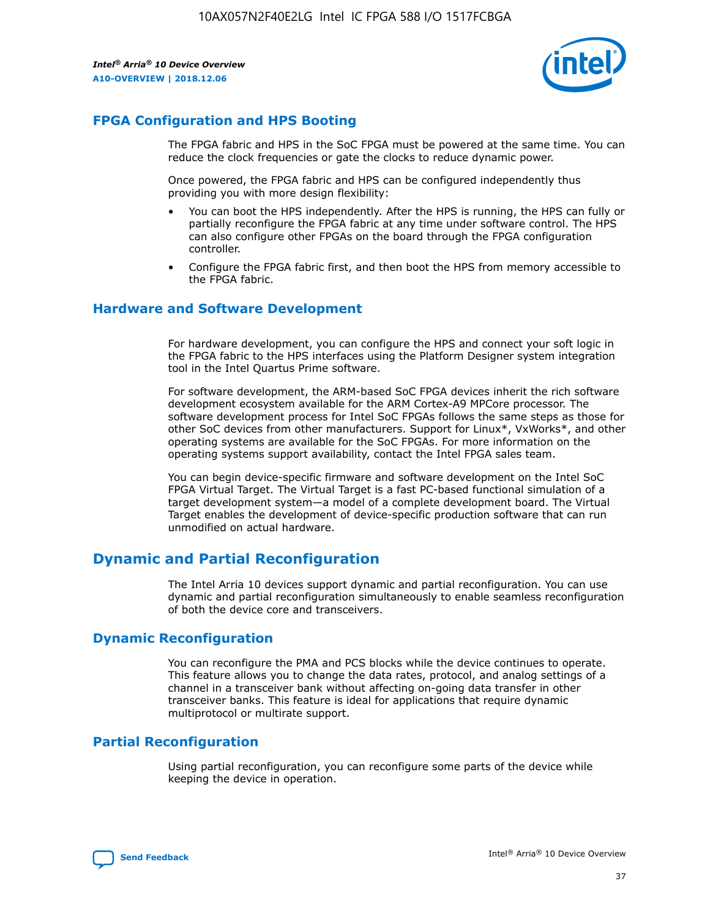## FPGA Configuration and HPS Booting

The FPGA fabric and HPS in the SoC FPGA must be powered at the same time. You can reduce the clock frequencies or gate the clocks to reduce dynamic power.

Once powered, the FPGA fabric and HPS can be configured independently thus providing you with more design flexibility:

- You can boot the HPS independently. After the HPS is running, the HPS can fully or partially reconfigure the FPGA fabric at any time under software control. The HPS can also configure other FPGAs on the board through the FPGA configuration controller.
- Configure the FPGA fabric first, and then boot the HPS from memory accessible to the FPGA fabric.

## Hardware and Software Development

For hardware development, you can configure the HPS and connect your soft logic in the FPGA fabric to the HPS interfaces using the Platform Designer system integration tool in the Intel Quartus Prime software.

For software development, the ARM-based SoC FPGA devices inherit the rich software development ecosystem available for the ARM Cortex-A9 MPCore processor. The software development process for Intel SoC FPGAs follows the same steps as those for other SoC devices from other manufacturers. Support for Linux*, VxWorks*, and other operating systems are available for the SoC FPGAs. For more information on the operating systems support availability, contact the Intel FPGA sales team.

You can begin device-specific firmware and software development on the Intel SoC FPGA Virtual Target. The Virtual Target is a fast PC-based functional simulation of a target development system—a model of a complete development board. The Virtual Target enables the development of device-specific production software that can run unmodified on actual hardware.

# Dynamic and Partial Reconfiguration

The Intel Arria 10 devices support dynamic and partial reconfiguration. You can use dynamic and partial reconfiguration simultaneously to enable seamless reconfiguration of both the device core and transceivers.

## Dynamic Reconfiguration

You can reconfigure the PMA and PCS blocks while the device continues to operate. This feature allows you to change the data rates, protocol, and analog settings of a channel in a transceiver bank without affecting on-going data transfer in other transceiver banks. This feature is ideal for applications that require dynamic multiprotocol or multirate support.

## Partial Reconfiguration

Using partial reconfiguration, you can reconfigure some parts of the device while keeping the device in operation.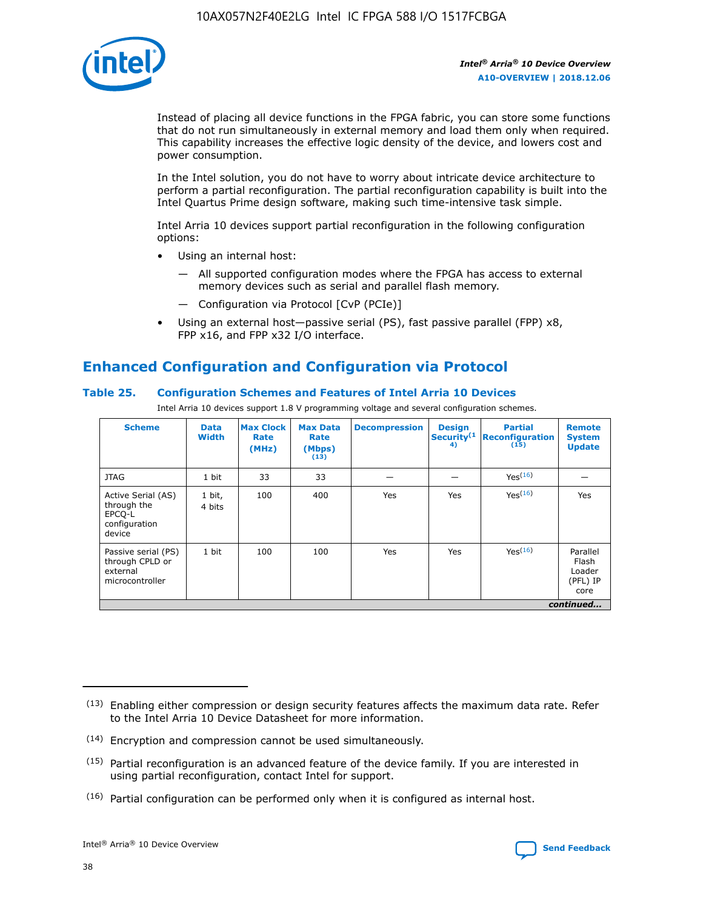Instead of placing all device functions in the FPGA fabric, you can store some functions that do not run simultaneously in external memory and load them only when required. This capability increases the effective logic density of the device, and lowers cost and power consumption.

In the Intel solution, you do not have to worry about intricate device architecture to perform a partial reconfiguration. The partial reconfiguration capability is built into the Intel Quartus Prime design software, making such time-intensive task simple.

Intel Arria 10 devices support partial reconfiguration in the following configuration options:

- Using an internal host:
  - — All supported configuration modes where the FPGA has access to external memory devices such as serial and parallel flash memory.
  - — Configuration via Protocol [CvP (PCIe)]
- Using an external host—passive serial (PS), fast passive parallel (FPP) x8, FPP x16, and FPP x32 I/O interface.

## Enhanced Configuration and Configuration via Protocol

### Table 25. Configuration Schemes and Features of Intel Arria 10 Devices

Intel Arria 10 devices support 1.8 V programming voltage and several configuration schemes.

| Scheme | Data Width | Max Clock Rate (MHz) | Max Data Rate (Mbps) (13) | Decompression | Design Security (14) | Partial Reconfiguration (15) | Remote System Update |
|---|---|---|---|---|---|---|---|
| JTAG | 1 bit | 33 | 33 | — | — | Yes (16) | — |
| Active Serial (AS) through the EPCQ-L configuration device | 1 bit, 4 bits | 100 | 400 | Yes | Yes | Yes (16) | Yes |
| Passive serial (PS) through CPLD or external microcontroller | 1 bit | 100 | 100 | Yes | Yes | Yes (16) | Parallel Flash Loader (PFL) IP core |

*continued...*

(13) Enabling either compression or design security features affects the maximum data rate. Refer to the Intel Arria 10 Device Datasheet for more information.

(14) Encryption and compression cannot be used simultaneously.

(15) Partial reconfiguration is an advanced feature of the device family. If you are interested in using partial reconfiguration, contact Intel for support.

(16) Partial configuration can be performed only when it is configured as internal host.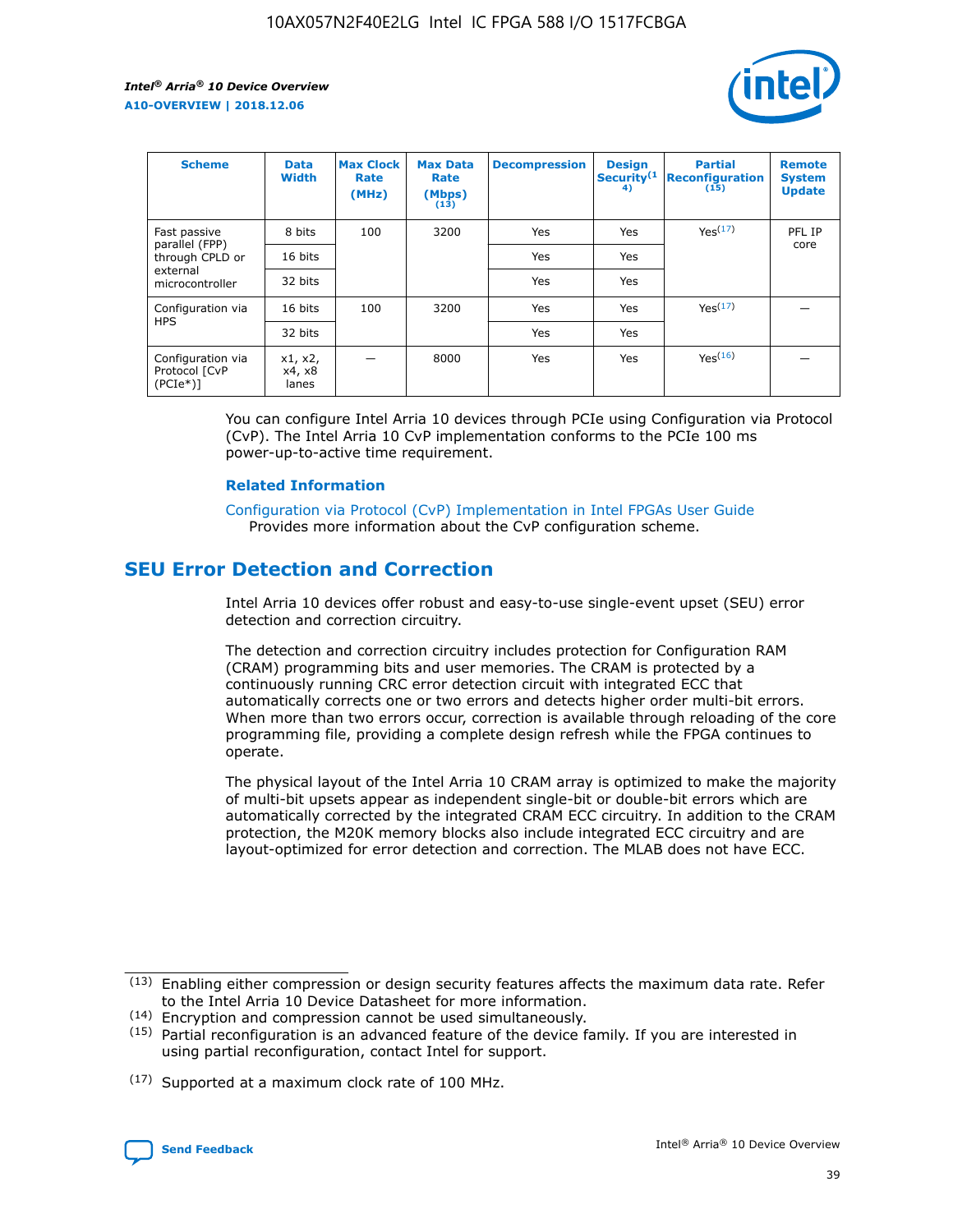| Scheme | Data Width | Max Clock Rate (MHz) | Max Data Rate (Mbps) (13) | Decompression | Design Security(14) | Partial Reconfiguration (15) | Remote System Update |
| --- | --- | --- | --- | --- | --- | --- | --- |
| Fast passive parallel (FPP) through CPLD or external microcontroller | 8 bits | 100 | 3200 | Yes | Yes | Yes(17) | PFL IP core |
| | 16 bits | | | Yes | Yes | | |
| | 32 bits | | | Yes | Yes | | |
| Configuration via HPS | 16 bits | 100 | 3200 | Yes | Yes | Yes(17) | — |
| | 32 bits | | | Yes | Yes | | |
| Configuration via Protocol [CvP (PCIe*)] | x1, x2, x4, x8 lanes | — | 8000 | Yes | Yes | Yes(16) | — |

You can configure Intel Arria 10 devices through PCIe using Configuration via Protocol (CvP). The Intel Arria 10 CvP implementation conforms to the PCIe 100 ms power-up-to-active time requirement.

### Related Information

Configuration via Protocol (CvP) Implementation in Intel FPGAs User Guide
Provides more information about the CvP configuration scheme.

## SEU Error Detection and Correction

Intel Arria 10 devices offer robust and easy-to-use single-event upset (SEU) error detection and correction circuitry.

The detection and correction circuitry includes protection for Configuration RAM (CRAM) programming bits and user memories. The CRAM is protected by a continuously running CRC error detection circuit with integrated ECC that automatically corrects one or two errors and detects higher order multi-bit errors. When more than two errors occur, correction is available through reloading of the core programming file, providing a complete design refresh while the FPGA continues to operate.

The physical layout of the Intel Arria 10 CRAM array is optimized to make the majority of multi-bit upsets appear as independent single-bit or double-bit errors which are automatically corrected by the integrated CRAM ECC circuitry. In addition to the CRAM protection, the M20K memory blocks also include integrated ECC circuitry and are layout-optimized for error detection and correction. The MLAB does not have ECC.

(13) Enabling either compression or design security features affects the maximum data rate. Refer to the Intel Arria 10 Device Datasheet for more information.

(14) Encryption and compression cannot be used simultaneously.

(15) Partial reconfiguration is an advanced feature of the device family. If you are interested in using partial reconfiguration, contact Intel for support.

(17) Supported at a maximum clock rate of 100 MHz.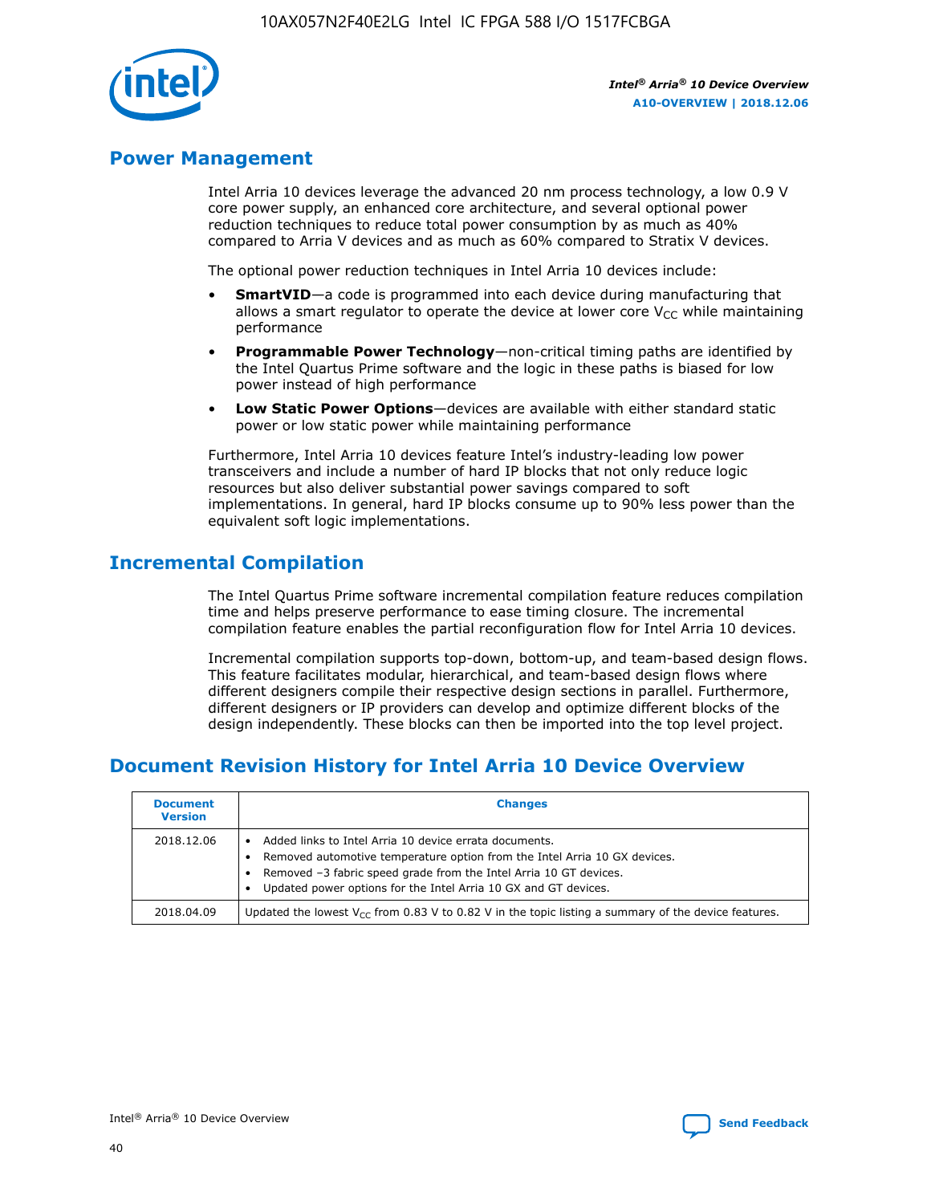## Power Management

Intel Arria 10 devices leverage the advanced 20 nm process technology, a low 0.9 V core power supply, an enhanced core architecture, and several optional power reduction techniques to reduce total power consumption by as much as 40% compared to Arria V devices and as much as 60% compared to Stratix V devices.

The optional power reduction techniques in Intel Arria 10 devices include:

- **SmartVID**—a code is programmed into each device during manufacturing that allows a smart regulator to operate the device at lower core $V_{CC}$ while maintaining performance
- **Programmable Power Technology**—non-critical timing paths are identified by the Intel Quartus Prime software and the logic in these paths is biased for low power instead of high performance
- **Low Static Power Options**—devices are available with either standard static power or low static power while maintaining performance

Furthermore, Intel Arria 10 devices feature Intel's industry-leading low power transceivers and include a number of hard IP blocks that not only reduce logic resources but also deliver substantial power savings compared to soft implementations. In general, hard IP blocks consume up to 90% less power than the equivalent soft logic implementations.

## Incremental Compilation

The Intel Quartus Prime software incremental compilation feature reduces compilation time and helps preserve performance to ease timing closure. The incremental compilation feature enables the partial reconfiguration flow for Intel Arria 10 devices.

Incremental compilation supports top-down, bottom-up, and team-based design flows. This feature facilitates modular, hierarchical, and team-based design flows where different designers compile their respective design sections in parallel. Furthermore, different designers or IP providers can develop and optimize different blocks of the design independently. These blocks can then be imported into the top level project.

## Document Revision History for Intel Arria 10 Device Overview

| Document Version | Changes |
|---|---|
| 2018.12.06 | • Added links to Intel Arria 10 device errata documents.<br>• Removed automotive temperature option from the Intel Arria 10 GX devices.<br>• Removed –3 fabric speed grade from the Intel Arria 10 GT devices.<br>• Updated power options for the Intel Arria 10 GX and GT devices. |
| 2018.04.09 | Updated the lowest $V_{CC}$ from 0.83 V to 0.82 V in the topic listing a summary of the device features. |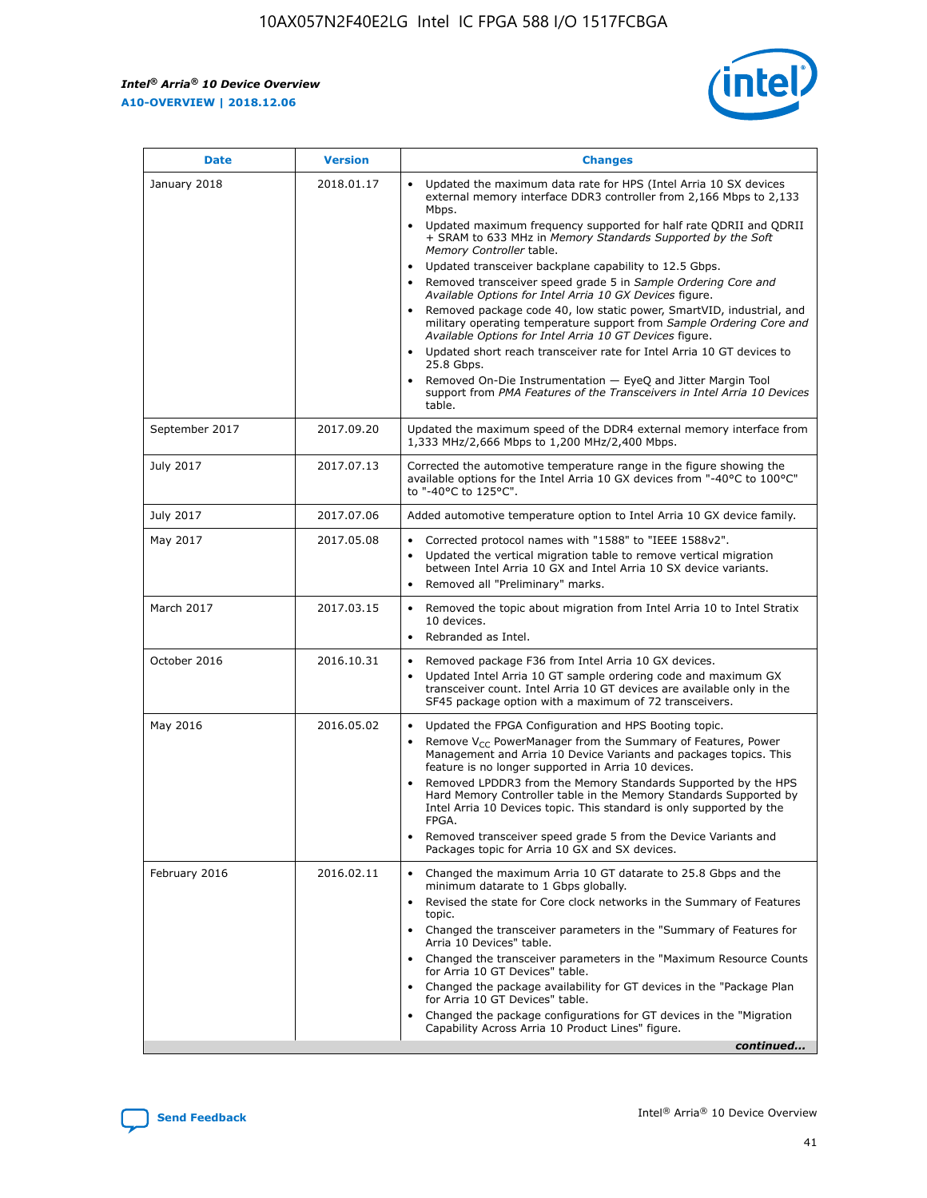| Date | Version | Changes |
| --- | --- | --- |
| January 2018 | 2018.01.17 | • Updated the maximum data rate for HPS (Intel Arria 10 SX devices external memory interface DDR3 controller from 2,166 Mbps to 2,133 Mbps.<br>• Updated maximum frequency supported for half rate QDRII and QDRII + SRAM to 633 MHz in *Memory Standards Supported by the Soft Memory Controller* table.<br>• Updated transceiver backplane capability to 12.5 Gbps.<br>• Removed transceiver speed grade 5 in *Sample Ordering Core and Available Options for Intel Arria 10 GX Devices* figure.<br>• Removed package code 40, low static power, SmartVID, industrial, and military operating temperature support from *Sample Ordering Core and Available Options for Intel Arria 10 GT Devices* figure.<br>• Updated short reach transceiver rate for Intel Arria 10 GT devices to 25.8 Gbps.<br>• Removed On-Die Instrumentation — EyeQ and Jitter Margin Tool support from *PMA Features of the Transceivers in Intel Arria 10 Devices* table. |
| September 2017 | 2017.09.20 | Updated the maximum speed of the DDR4 external memory interface from 1,333 MHz/2,666 Mbps to 1,200 MHz/2,400 Mbps. |
| July 2017 | 2017.07.13 | Corrected the automotive temperature range in the figure showing the available options for the Intel Arria 10 GX devices from "-40°C to 100°C" to "-40°C to 125°C". |
| July 2017 | 2017.07.06 | Added automotive temperature option to Intel Arria 10 GX device family. |
| May 2017 | 2017.05.08 | • Corrected protocol names with "1588" to "IEEE 1588v2".<br>• Updated the vertical migration table to remove vertical migration between Intel Arria 10 GX and Intel Arria 10 SX device variants.<br>• Removed all "Preliminary" marks. |
| March 2017 | 2017.03.15 | • Removed the topic about migration from Intel Arria 10 to Intel Stratix 10 devices.<br>• Rebranded as Intel. |
| October 2016 | 2016.10.31 | • Removed package F36 from Intel Arria 10 GX devices.<br>• Updated Intel Arria 10 GT sample ordering code and maximum GX transceiver count. Intel Arria 10 GT devices are available only in the SF45 package option with a maximum of 72 transceivers. |
| May 2016 | 2016.05.02 | • Updated the FPGA Configuration and HPS Booting topic.<br>• Remove $V_{CC}$ PowerManager from the Summary of Features, Power Management and Arria 10 Device Variants and packages topics. This feature is no longer supported in Arria 10 devices.<br>• Removed LPDDR3 from the Memory Standards Supported by the HPS Hard Memory Controller table in the Memory Standards Supported by Intel Arria 10 Devices topic. This standard is only supported by the FPGA.<br>• Removed transceiver speed grade 5 from the Device Variants and Packages topic for Arria 10 GX and SX devices. |
| February 2016 | 2016.02.11 | • Changed the maximum Arria 10 GT datarate to 25.8 Gbps and the minimum datarate to 1 Gbps globally.<br>• Revised the state for Core clock networks in the Summary of Features topic.<br>• Changed the transceiver parameters in the "Summary of Features for Arria 10 Devices" table.<br>• Changed the transceiver parameters in the "Maximum Resource Counts for Arria 10 GT Devices" table.<br>• Changed the package availability for GT devices in the "Package Plan for Arria 10 GT Devices" table.<br>• Changed the package configurations for GT devices in the "Migration Capability Across Arria 10 Product Lines" figure. |

*continued...*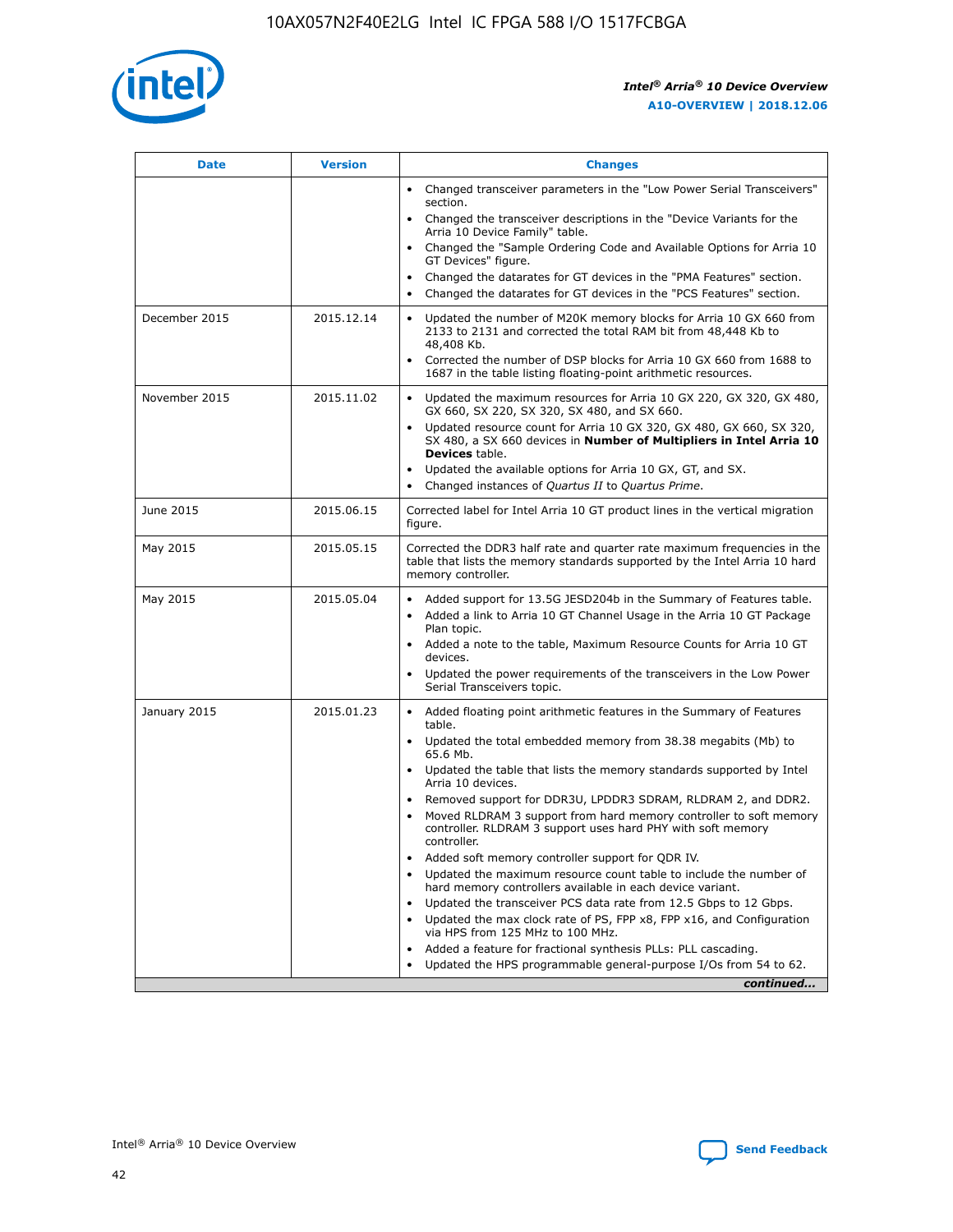| Date | Version | Changes |
| --- | --- | --- |
| | | • Changed transceiver parameters in the "Low Power Serial Transceivers" section.<br>• Changed the transceiver descriptions in the "Device Variants for the Arria 10 Device Family" table.<br>• Changed the "Sample Ordering Code and Available Options for Arria 10 GT Devices" figure.<br>• Changed the datarates for GT devices in the "PMA Features" section.<br>• Changed the datarates for GT devices in the "PCS Features" section. |
| December 2015 | 2015.12.14 | • Updated the number of M20K memory blocks for Arria 10 GX 660 from 2133 to 2131 and corrected the total RAM bit from 48,448 Kb to 48,408 Kb.<br>• Corrected the number of DSP blocks for Arria 10 GX 660 from 1688 to 1687 in the table listing floating-point arithmetic resources. |
| November 2015 | 2015.11.02 | • Updated the maximum resources for Arria 10 GX 220, GX 320, GX 480, GX 660, SX 220, SX 320, SX 480, and SX 660.<br>• Updated resource count for Arria 10 GX 320, GX 480, GX 660, SX 320, SX 480, a SX 660 devices in **Number of Multipliers in Intel Arria 10 Devices** table.<br>• Updated the available options for Arria 10 GX, GT, and SX.<br>• Changed instances of *Quartus II* to *Quartus Prime*. |
| June 2015 | 2015.06.15 | Corrected label for Intel Arria 10 GT product lines in the vertical migration figure. |
| May 2015 | 2015.05.15 | Corrected the DDR3 half rate and quarter rate maximum frequencies in the table that lists the memory standards supported by the Intel Arria 10 hard memory controller. |
| May 2015 | 2015.05.04 | • Added support for 13.5G JESD204b in the Summary of Features table.<br>• Added a link to Arria 10 GT Channel Usage in the Arria 10 GT Package Plan topic.<br>• Added a note to the table, Maximum Resource Counts for Arria 10 GT devices.<br>• Updated the power requirements of the transceivers in the Low Power Serial Transceivers topic. |
| January 2015 | 2015.01.23 | • Added floating point arithmetic features in the Summary of Features table.<br>• Updated the total embedded memory from 38.38 megabits (Mb) to 65.6 Mb.<br>• Updated the table that lists the memory standards supported by Intel Arria 10 devices.<br>• Removed support for DDR3U, LPDDR3 SDRAM, RLDRAM 2, and DDR2.<br>• Moved RLDRAM 3 support from hard memory controller to soft memory controller. RLDRAM 3 support uses hard PHY with soft memory controller.<br>• Added soft memory controller support for QDR IV.<br>• Updated the maximum resource count table to include the number of hard memory controllers available in each device variant.<br>• Updated the transceiver PCS data rate from 12.5 Gbps to 12 Gbps.<br>• Updated the max clock rate of PS, FPP x8, FPP x16, and Configuration via HPS from 125 MHz to 100 MHz.<br>• Added a feature for fractional synthesis PLLs: PLL cascading.<br>• Updated the HPS programmable general-purpose I/Os from 54 to 62. |

*continued...*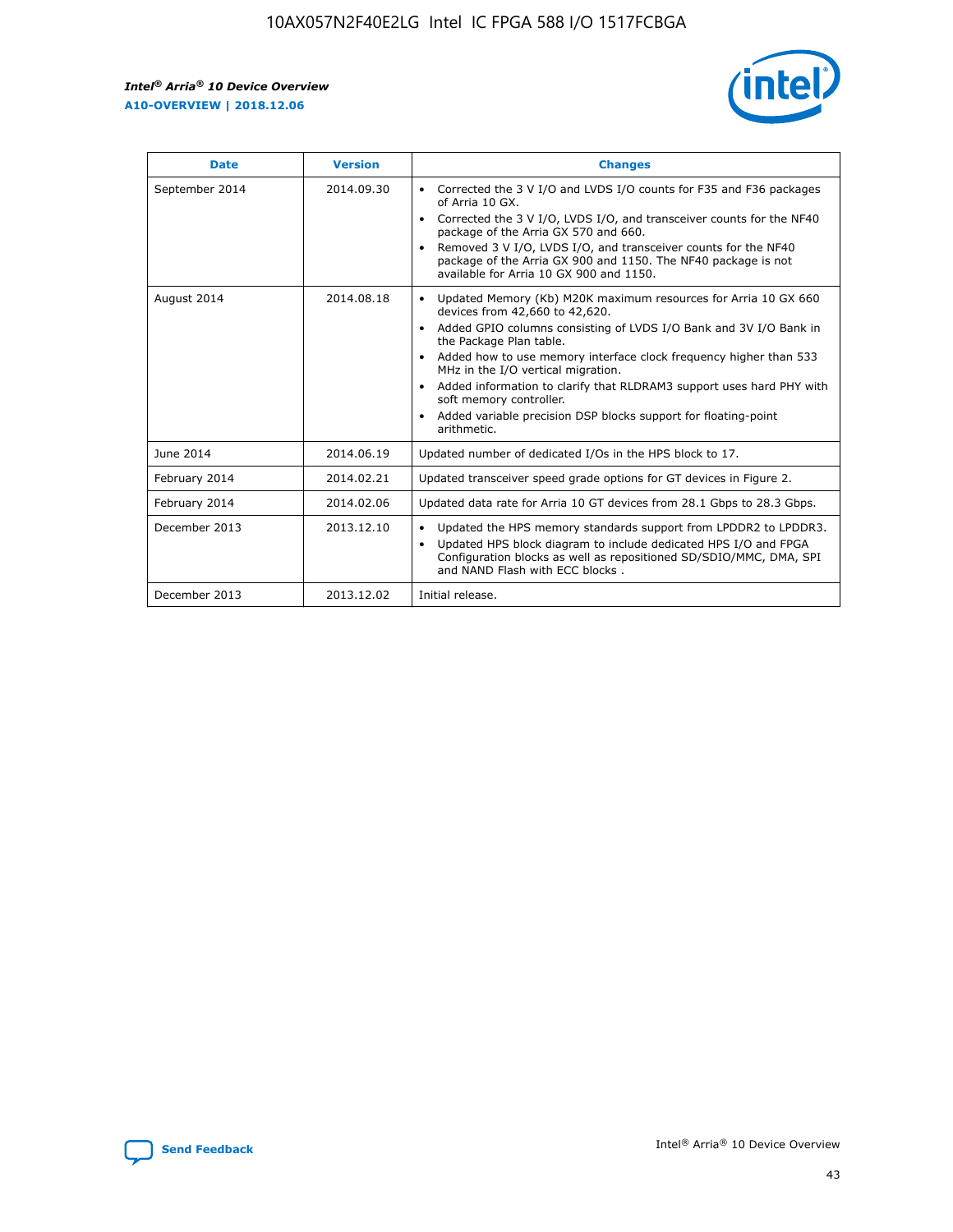| Date | Version | Changes |
| --- | --- | --- |
| September 2014 | 2014.09.30 | • Corrected the 3 V I/O and LVDS I/O counts for F35 and F36 packages of Arria 10 GX.<br>• Corrected the 3 V I/O, LVDS I/O, and transceiver counts for the NF40 package of the Arria GX 570 and 660.<br>• Removed 3 V I/O, LVDS I/O, and transceiver counts for the NF40 package of the Arria GX 900 and 1150. The NF40 package is not available for Arria 10 GX 900 and 1150. |
| August 2014 | 2014.08.18 | • Updated Memory (Kb) M20K maximum resources for Arria 10 GX 660 devices from 42,660 to 42,620.<br>• Added GPIO columns consisting of LVDS I/O Bank and 3V I/O Bank in the Package Plan table.<br>• Added how to use memory interface clock frequency higher than 533 MHz in the I/O vertical migration.<br>• Added information to clarify that RLDRAM3 support uses hard PHY with soft memory controller.<br>• Added variable precision DSP blocks support for floating-point arithmetic. |
| June 2014 | 2014.06.19 | Updated number of dedicated I/Os in the HPS block to 17. |
| February 2014 | 2014.02.21 | Updated transceiver speed grade options for GT devices in Figure 2. |
| February 2014 | 2014.02.06 | Updated data rate for Arria 10 GT devices from 28.1 Gbps to 28.3 Gbps. |
| December 2013 | 2013.12.10 | • Updated the HPS memory standards support from LPDDR2 to LPDDR3.<br>• Updated HPS block diagram to include dedicated HPS I/O and FPGA Configuration blocks as well as repositioned SD/SDIO/MMC, DMA, SPI and NAND Flash with ECC blocks . |
| December 2013 | 2013.12.02 | Initial release. |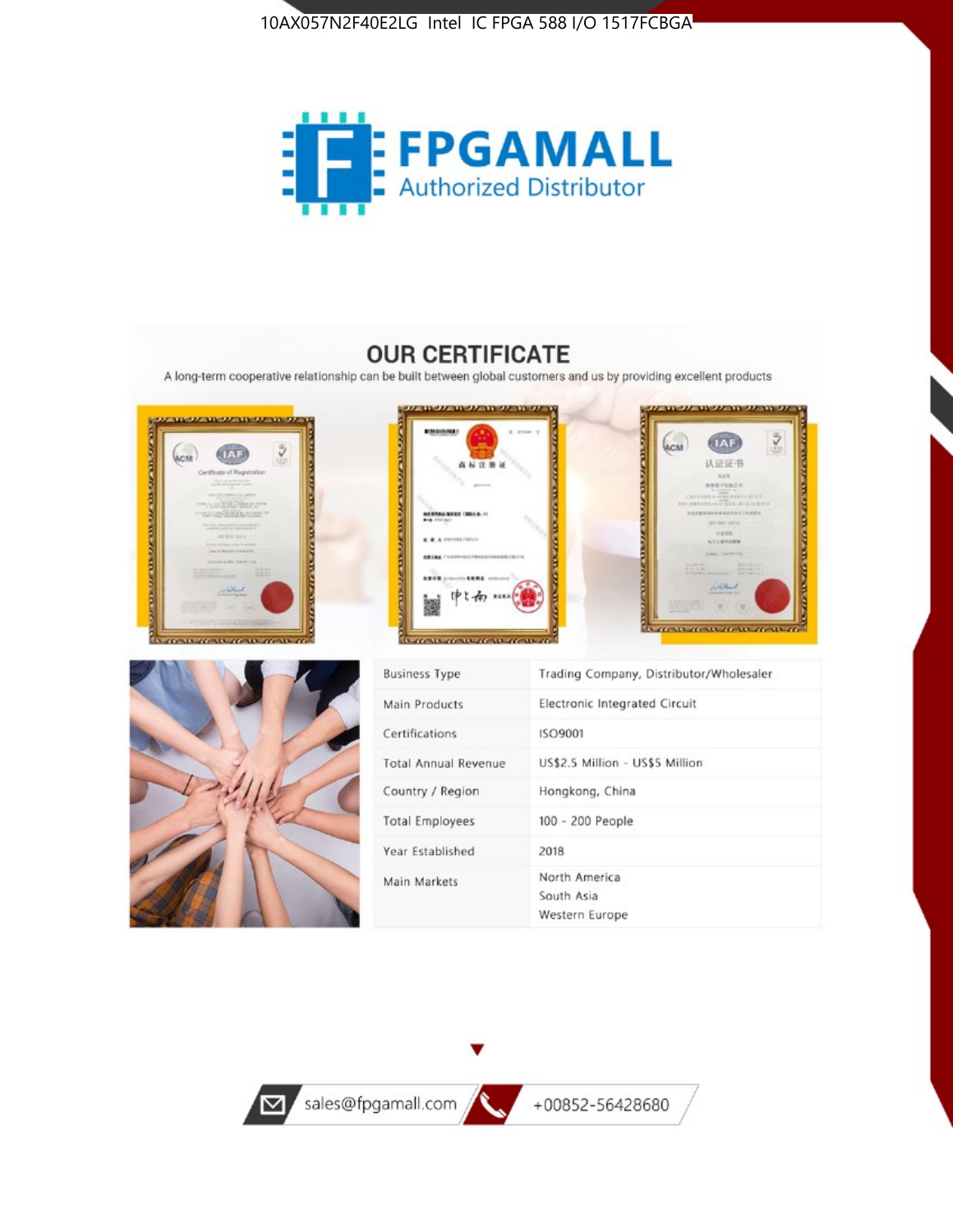# FPGAMALL

Authorized Distributor

## OUR CERTIFICATE

A long-term cooperative relationship can be built between global customers and us by providing excellent products

| | |
|---|---|
| Business Type | Trading Company, Distributor/Wholesaler |
| Main Products | Electronic Integrated Circuit |
| Certifications | ISO9001 |
| Total Annual Revenue | US$2.5 Million - US$5 Million |
| Country / Region | Hongkong, China |
| Total Employees | 100 - 200 People |
| Year Established | 2018 |
| Main Markets | North America<br>South Asia<br>Western Europe |

sales@fpgamall.com

+00852-56428680